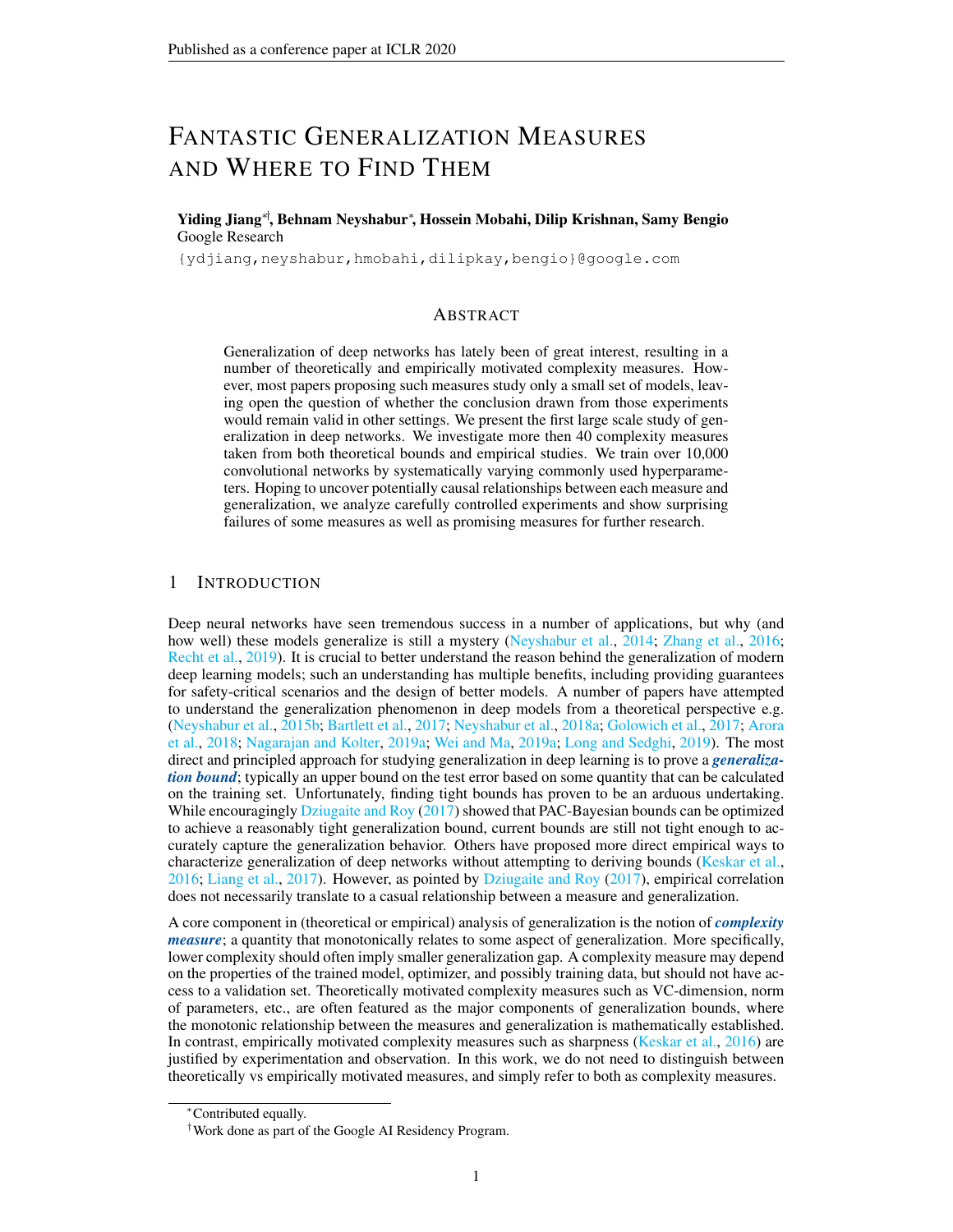# Fantastic Generalization Measures and Where to Find Them

**Yiding Jiang*[†], Behnam Neyshabur*, Hossein Mobahi, Dilip Krishnan, Samy Bengio**
Google Research
`{ydjiang,neyshabur,hmobahi,dilipkay,bengio}@google.com`

## Abstract

Generalization of deep networks has lately been of great interest, resulting in a number of theoretically and empirically motivated complexity measures. However, most papers proposing such measures study only a small set of models, leaving open the question of whether the conclusion drawn from those experiments would remain valid in other settings. We present the first large scale study of generalization in deep networks. We investigate more then 40 complexity measures taken from both theoretical bounds and empirical studies. We train over 10,000 convolutional networks by systematically varying commonly used hyperparameters. Hoping to uncover potentially causal relationships between each measure and generalization, we analyze carefully controlled experiments and show surprising failures of some measures as well as promising measures for further research.

## 1 Introduction

Deep neural networks have seen tremendous success in a number of applications, but why (and how well) these models generalize is still a mystery (Neyshabur et al., 2014; Zhang et al., 2016; Recht et al., 2019). It is crucial to better understand the reason behind the generalization of modern deep learning models; such an understanding has multiple benefits, including providing guarantees for safety-critical scenarios and the design of better models. A number of papers have attempted to understand the generalization phenomenon in deep models from a theoretical perspective e.g. (Neyshabur et al., 2015b; Bartlett et al., 2017; Neyshabur et al., 2018a; Golowich et al., 2017; Arora et al., 2018; Nagarajan and Kolter, 2019a; Wei and Ma, 2019a; Long and Sedghi, 2019). The most direct and principled approach for studying generalization in deep learning is to prove a ***generalization bound***; typically an upper bound on the test error based on some quantity that can be calculated on the training set. Unfortunately, finding tight bounds has proven to be an arduous undertaking. While encouragingly Dziugaite and Roy (2017) showed that PAC-Bayesian bounds can be optimized to achieve a reasonably tight generalization bound, current bounds are still not tight enough to accurately capture the generalization behavior. Others have proposed more direct empirical ways to characterize generalization of deep networks without attempting to deriving bounds (Keskar et al., 2016; Liang et al., 2017). However, as pointed by Dziugaite and Roy (2017), empirical correlation does not necessarily translate to a casual relationship between a measure and generalization.

A core component in (theoretical or empirical) analysis of generalization is the notion of ***complexity measure***; a quantity that monotonically relates to some aspect of generalization. More specifically, lower complexity should often imply smaller generalization gap. A complexity measure may depend on the properties of the trained model, optimizer, and possibly training data, but should not have access to a validation set. Theoretically motivated complexity measures such as VC-dimension, norm of parameters, etc., are often featured as the major components of generalization bounds, where the monotonic relationship between the measures and generalization is mathematically established. In contrast, empirically motivated complexity measures such as sharpness (Keskar et al., 2016) are justified by experimentation and observation. In this work, we do not need to distinguish between theoretically vs empirically motivated measures, and simply refer to both as complexity measures.

*Contributed equally.

[†]Work done as part of the Google AI Residency Program.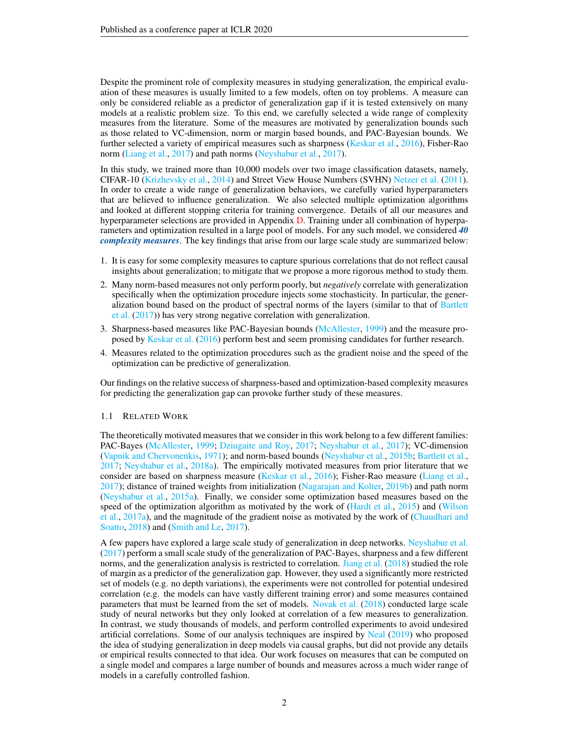Despite the prominent role of complexity measures in studying generalization, the empirical evaluation of these measures is usually limited to a few models, often on toy problems. A measure can only be considered reliable as a predictor of generalization gap if it is tested extensively on many models at a realistic problem size. To this end, we carefully selected a wide range of complexity measures from the literature. Some of the measures are motivated by generalization bounds such as those related to VC-dimension, norm or margin based bounds, and PAC-Bayesian bounds. We further selected a variety of empirical measures such as sharpness (Keskar et al., 2016), Fisher-Rao norm (Liang et al., 2017) and path norms (Neyshabur et al., 2017).

In this study, we trained more than 10,000 models over two image classification datasets, namely, CIFAR-10 (Krizhevsky et al., 2014) and Street View House Numbers (SVHN) Netzer et al. (2011). In order to create a wide range of generalization behaviors, we carefully varied hyperparameters that are believed to influence generalization. We also selected multiple optimization algorithms and looked at different stopping criteria for training convergence. Details of all our measures and hyperparameter selections are provided in Appendix D. Training under all combination of hyperparameters and optimization resulted in a large pool of models. For any such model, we considered ***40 complexity measures***. The key findings that arise from our large scale study are summarized below:

1. It is easy for some complexity measures to capture spurious correlations that do not reflect causal insights about generalization; to mitigate that we propose a more rigorous method to study them.
2. Many norm-based measures not only perform poorly, but *negatively* correlate with generalization specifically when the optimization procedure injects some stochasticity. In particular, the generalization bound based on the product of spectral norms of the layers (similar to that of Bartlett et al. (2017)) has very strong negative correlation with generalization.
3. Sharpness-based measures like PAC-Bayesian bounds (McAllester, 1999) and the measure proposed by Keskar et al. (2016) perform best and seem promising candidates for further research.
4. Measures related to the optimization procedures such as the gradient noise and the speed of the optimization can be predictive of generalization.

Our findings on the relative success of sharpness-based and optimization-based complexity measures for predicting the generalization gap can provoke further study of these measures.

### 1.1 Related Work

The theoretically motivated measures that we consider in this work belong to a few different families: PAC-Bayes (McAllester, 1999; Dziugaite and Roy, 2017; Neyshabur et al., 2017); VC-dimension (Vapnik and Chervonenkis, 1971); and norm-based bounds (Neyshabur et al., 2015b; Bartlett et al., 2017; Neyshabur et al., 2018a). The empirically motivated measures from prior literature that we consider are based on sharpness measure (Keskar et al., 2016); Fisher-Rao measure (Liang et al., 2017); distance of trained weights from initialization (Nagarajan and Kolter, 2019b) and path norm (Neyshabur et al., 2015a). Finally, we consider some optimization based measures based on the speed of the optimization algorithm as motivated by the work of (Hardt et al., 2015) and (Wilson et al., 2017a), and the magnitude of the gradient noise as motivated by the work of (Chaudhari and Soatto, 2018) and (Smith and Le, 2017).

A few papers have explored a large scale study of generalization in deep networks. Neyshabur et al. (2017) perform a small scale study of the generalization of PAC-Bayes, sharpness and a few different norms, and the generalization analysis is restricted to correlation. Jiang et al. (2018) studied the role of margin as a predictor of the generalization gap. However, they used a significantly more restricted set of models (e.g. no depth variations), the experiments were not controlled for potential undesired correlation (e.g. the models can have vastly different training error) and some measures contained parameters that must be learned from the set of models. Novak et al. (2018) conducted large scale study of neural networks but they only looked at correlation of a few measures to generalization. In contrast, we study thousands of models, and perform controlled experiments to avoid undesired artificial correlations. Some of our analysis techniques are inspired by Neal (2019) who proposed the idea of studying generalization in deep models via causal graphs, but did not provide any details or empirical results connected to that idea. Our work focuses on measures that can be computed on a single model and compares a large number of bounds and measures across a much wider range of models in a carefully controlled fashion.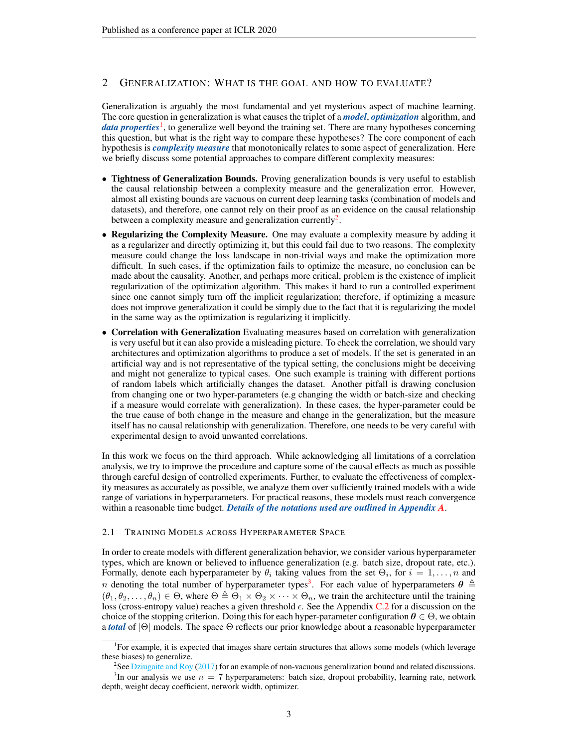## 2 Generalization: What is the Goal and How to Evaluate?

Generalization is arguably the most fundamental and yet mysterious aspect of machine learning. The core question in generalization is what causes the triplet of a ***model***, ***optimization*** algorithm, and ***data properties***[1], to generalize well beyond the training set. There are many hypotheses concerning this question, but what is the right way to compare these hypotheses? The core component of each hypothesis is ***complexity measure*** that monotonically relates to some aspect of generalization. Here we briefly discuss some potential approaches to compare different complexity measures:

- **Tightness of Generalization Bounds.** Proving generalization bounds is very useful to establish the causal relationship between a complexity measure and the generalization error. However, almost all existing bounds are vacuous on current deep learning tasks (combination of models and datasets), and therefore, one cannot rely on their proof as an evidence on the causal relationship between a complexity measure and generalization currently[2].
- **Regularizing the Complexity Measure.** One may evaluate a complexity measure by adding it as a regularizer and directly optimizing it, but this could fail due to two reasons. The complexity measure could change the loss landscape in non-trivial ways and make the optimization more difficult. In such cases, if the optimization fails to optimize the measure, no conclusion can be made about the causality. Another, and perhaps more critical, problem is the existence of implicit regularization of the optimization algorithm. This makes it hard to run a controlled experiment since one cannot simply turn off the implicit regularization; therefore, if optimizing a measure does not improve generalization it could be simply due to the fact that it is regularizing the model in the same way as the optimization is regularizing it implicitly.
- **Correlation with Generalization** Evaluating measures based on correlation with generalization is very useful but it can also provide a misleading picture. To check the correlation, we should vary architectures and optimization algorithms to produce a set of models. If the set is generated in an artificial way and is not representative of the typical setting, the conclusions might be deceiving and might not generalize to typical cases. One such example is training with different portions of random labels which artificially changes the dataset. Another pitfall is drawing conclusion from changing one or two hyper-parameters (e.g changing the width or batch-size and checking if a measure would correlate with generalization). In these cases, the hyper-parameter could be the true cause of both change in the measure and change in the generalization, but the measure itself has no causal relationship with generalization. Therefore, one needs to be very careful with experimental design to avoid unwanted correlations.

In this work we focus on the third approach. While acknowledging all limitations of a correlation analysis, we try to improve the procedure and capture some of the causal effects as much as possible through careful design of controlled experiments. Further, to evaluate the effectiveness of complexity measures as accurately as possible, we analyze them over sufficiently trained models with a wide range of variations in hyperparameters. For practical reasons, these models must reach convergence within a reasonable time budget. ***Details of the notations used are outlined in Appendix A.***

### 2.1 Training Models across Hyperparameter Space

In order to create models with different generalization behavior, we consider various hyperparameter types, which are known or believed to influence generalization (e.g. batch size, dropout rate, etc.). Formally, denote each hyperparameter by $\theta_i$ taking values from the set $\Theta_i$, for $i = 1, \ldots, n$ and $n$ denoting the total number of hyperparameter types[3]. For each value of hyperparameters $\boldsymbol{\theta} \triangleq (\theta_1, \theta_2, \ldots, \theta_n) \in \Theta$, where $\Theta \triangleq \Theta_1 \times \Theta_2 \times \cdots \times \Theta_n$, we train the architecture until the training loss (cross-entropy value) reaches a given threshold $\epsilon$. See the Appendix C.2 for a discussion on the choice of the stopping criterion. Doing this for each hyper-parameter configuration $\boldsymbol{\theta} \in \Theta$, we obtain a ***total*** of $|\Theta|$ models. The space $\Theta$ reflects our prior knowledge about a reasonable hyperparameter

[1] For example, it is expected that images share certain structures that allows some models (which leverage these biases) to generalize.

[2] See Dziugaite and Roy (2017) for an example of non-vacuous generalization bound and related discussions.

[3] In our analysis we use $n = 7$ hyperparameters: batch size, dropout probability, learning rate, network depth, weight decay coefficient, network width, optimizer.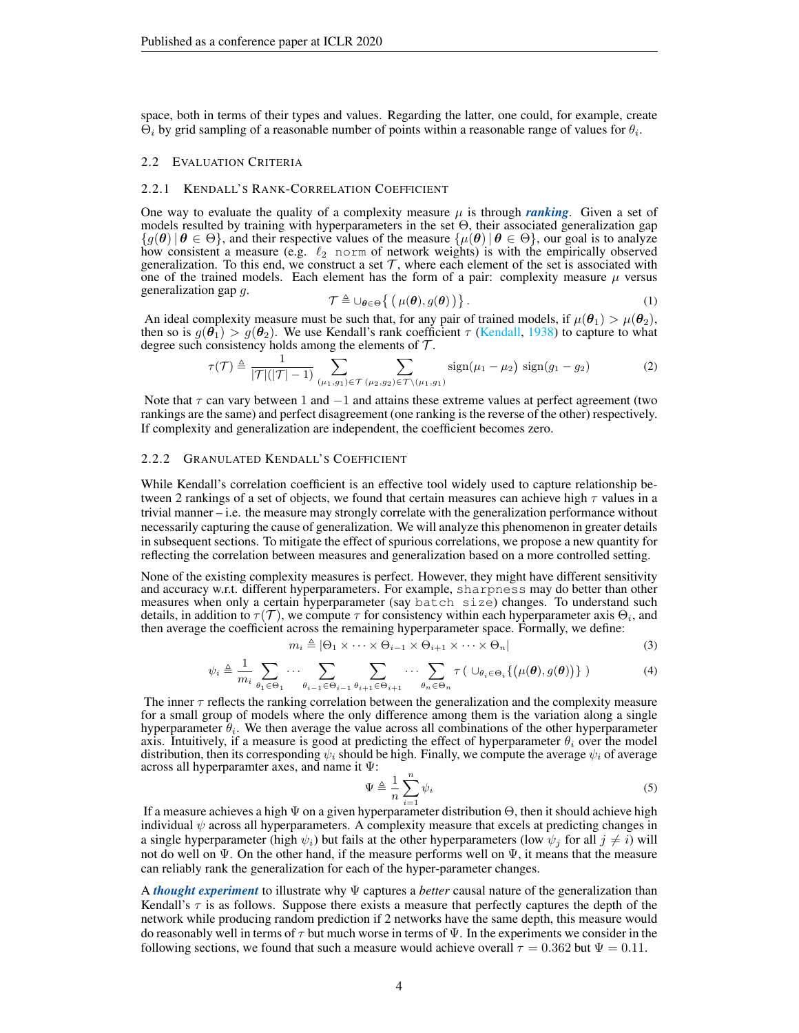space, both in terms of their types and values. Regarding the latter, one could, for example, create $\Theta_i$ by grid sampling of a reasonable number of points within a reasonable range of values for $\theta_i$.

### 2.2 Evaluation Criteria

#### 2.2.1 Kendall's Rank-Correlation Coefficient

One way to evaluate the quality of a complexity measure $\mu$ is through ***ranking***. Given a set of models resulted by training with hyperparameters in the set $\Theta$, their associated generalization gap $\{g(\boldsymbol{\theta}) \,|\, \boldsymbol{\theta} \in \Theta\}$, and their respective values of the measure $\{\mu(\boldsymbol{\theta}) \,|\, \boldsymbol{\theta} \in \Theta\}$, our goal is to analyze how consistent a measure (e.g. $\ell_2$ `norm` of network weights) is with the empirically observed generalization. To this end, we construct a set $\mathcal{T}$, where each element of the set is associated with one of the trained models. Each element has the form of a pair: complexity measure $\mu$ versus generalization gap $g$.

$$\mathcal{T} \triangleq \cup_{\boldsymbol{\theta} \in \Theta} \{ \left( \mu(\boldsymbol{\theta}), g(\boldsymbol{\theta}) \right) \} . \tag{1}$$

An ideal complexity measure must be such that, for any pair of trained models, if $\mu(\boldsymbol{\theta}_1) > \mu(\boldsymbol{\theta}_2)$, then so is $g(\boldsymbol{\theta}_1) > g(\boldsymbol{\theta}_2)$. We use Kendall's rank coefficient $\tau$ (Kendall, 1938) to capture to what degree such consistency holds among the elements of $\mathcal{T}$.

$$\tau(\mathcal{T}) \triangleq \frac{1}{|\mathcal{T}|(|\mathcal{T}|-1)} \sum_{(\mu_1,g_1)\in\mathcal{T}} \sum_{(\mu_2,g_2)\in\mathcal{T}\setminus(\mu_1,g_1)} \text{sign}(\mu_1 - \mu_2)\ \text{sign}(g_1 - g_2) \tag{2}$$

Note that $\tau$ can vary between 1 and $-1$ and attains these extreme values at perfect agreement (two rankings are the same) and perfect disagreement (one ranking is the reverse of the other) respectively. If complexity and generalization are independent, the coefficient becomes zero.

#### 2.2.2 Granulated Kendall's Coefficient

While Kendall's correlation coefficient is an effective tool widely used to capture relationship between 2 rankings of a set of objects, we found that certain measures can achieve high $\tau$ values in a trivial manner – i.e. the measure may strongly correlate with the generalization performance without necessarily capturing the cause of generalization. We will analyze this phenomenon in greater details in subsequent sections. To mitigate the effect of spurious correlations, we propose a new quantity for reflecting the correlation between measures and generalization based on a more controlled setting.

None of the existing complexity measures is perfect. However, they might have different sensitivity and accuracy w.r.t. different hyperparameters. For example, `sharpness` may do better than other measures when only a certain hyperparameter (say `batch size`) changes. To understand such details, in addition to $\tau(\mathcal{T})$, we compute $\tau$ for consistency within each hyperparameter axis $\Theta_i$, and then average the coefficient across the remaining hyperparameter space. Formally, we define:

$$m_i \triangleq |\Theta_1 \times \cdots \times \Theta_{i-1} \times \Theta_{i+1} \times \cdots \times \Theta_n| \tag{3}$$

$$\psi_i \triangleq \frac{1}{m_i} \sum_{\theta_1\in\Theta_1} \cdots \sum_{\theta_{i-1}\in\Theta_{i-1}} \sum_{\theta_{i+1}\in\Theta_{i+1}} \cdots \sum_{\theta_n\in\Theta_n} \tau\left( \cup_{\theta_i\in\Theta_i} \{ (\mu(\boldsymbol{\theta}), g(\boldsymbol{\theta})) \} \right) \tag{4}$$

The inner $\tau$ reflects the ranking correlation between the generalization and the complexity measure for a small group of models where the only difference among them is the variation along a single hyperparameter $\theta_i$. We then average the value across all combinations of the other hyperparameter axis. Intuitively, if a measure is good at predicting the effect of hyperparameter $\theta_i$ over the model distribution, then its corresponding $\psi_i$ should be high. Finally, we compute the average $\psi_i$ of average across all hyperparamter axes, and name it $\Psi$:

$$\Psi \triangleq \frac{1}{n} \sum_{i=1}^{n} \psi_i \tag{5}$$

If a measure achieves a high $\Psi$ on a given hyperparameter distribution $\Theta$, then it should achieve high individual $\psi$ across all hyperparameters. A complexity measure that excels at predicting changes in a single hyperparameter (high $\psi_i$) but fails at the other hyperparameters (low $\psi_j$ for all $j \neq i$) will not do well on $\Psi$. On the other hand, if the measure performs well on $\Psi$, it means that the measure can reliably rank the generalization for each of the hyper-parameter changes.

A ***thought experiment*** to illustrate why $\Psi$ captures a *better* causal nature of the generalization than Kendall's $\tau$ is as follows. Suppose there exists a measure that perfectly captures the depth of the network while producing random prediction if 2 networks have the same depth, this measure would do reasonably well in terms of $\tau$ but much worse in terms of $\Psi$. In the experiments we consider in the following sections, we found that such a measure would achieve overall $\tau = 0.362$ but $\Psi = 0.11$.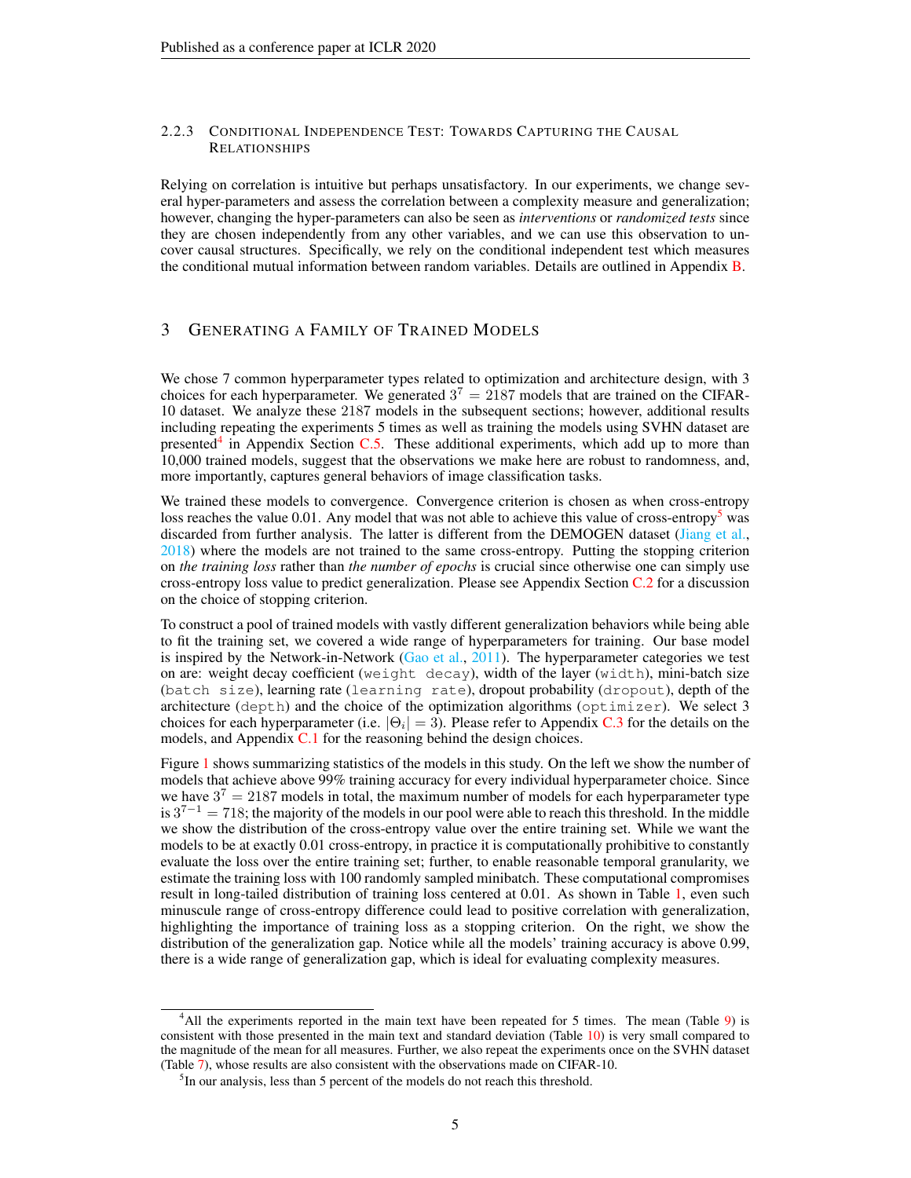#### 2.2.3 Conditional Independence Test: Towards Capturing the Causal Relationships

Relying on correlation is intuitive but perhaps unsatisfactory. In our experiments, we change several hyper-parameters and assess the correlation between a complexity measure and generalization; however, changing the hyper-parameters can also be seen as *interventions* or *randomized tests* since they are chosen independently from any other variables, and we can use this observation to uncover causal structures. Specifically, we rely on the conditional independent test which measures the conditional mutual information between random variables. Details are outlined in Appendix B.

## 3 Generating a Family of Trained Models

We chose 7 common hyperparameter types related to optimization and architecture design, with 3 choices for each hyperparameter. We generated $3^7 = 2187$ models that are trained on the CIFAR-10 dataset. We analyze these 2187 models in the subsequent sections; however, additional results including repeating the experiments 5 times as well as training the models using SVHN dataset are presented[4] in Appendix Section C.5. These additional experiments, which add up to more than 10,000 trained models, suggest that the observations we make here are robust to randomness, and, more importantly, captures general behaviors of image classification tasks.

We trained these models to convergence. Convergence criterion is chosen as when cross-entropy loss reaches the value 0.01. Any model that was not able to achieve this value of cross-entropy[5] was discarded from further analysis. The latter is different from the DEMOGEN dataset (Jiang et al., 2018) where the models are not trained to the same cross-entropy. Putting the stopping criterion on *the training loss* rather than *the number of epochs* is crucial since otherwise one can simply use cross-entropy loss value to predict generalization. Please see Appendix Section C.2 for a discussion on the choice of stopping criterion.

To construct a pool of trained models with vastly different generalization behaviors while being able to fit the training set, we covered a wide range of hyperparameters for training. Our base model is inspired by the Network-in-Network (Gao et al., 2011). The hyperparameter categories we test on are: weight decay coefficient (`weight decay`), width of the layer (`width`), mini-batch size (`batch size`), learning rate (`learning rate`), dropout probability (`dropout`), depth of the architecture (`depth`) and the choice of the optimization algorithms (`optimizer`). We select 3 choices for each hyperparameter (i.e. $|\Theta_i| = 3$). Please refer to Appendix C.3 for the details on the models, and Appendix C.1 for the reasoning behind the design choices.

Figure 1 shows summarizing statistics of the models in this study. On the left we show the number of models that achieve above 99% training accuracy for every individual hyperparameter choice. Since we have $3^7 = 2187$ models in total, the maximum number of models for each hyperparameter type is $3^{7-1} = 718$; the majority of the models in our pool were able to reach this threshold. In the middle we show the distribution of the cross-entropy value over the entire training set. While we want the models to be at exactly 0.01 cross-entropy, in practice it is computationally prohibitive to constantly evaluate the loss over the entire training set; further, to enable reasonable temporal granularity, we estimate the training loss with 100 randomly sampled minibatch. These computational compromises result in long-tailed distribution of training loss centered at 0.01. As shown in Table 1, even such minuscule range of cross-entropy difference could lead to positive correlation with generalization, highlighting the importance of training loss as a stopping criterion. On the right, we show the distribution of the generalization gap. Notice while all the models' training accuracy is above 0.99, there is a wide range of generalization gap, which is ideal for evaluating complexity measures.

[4] All the experiments reported in the main text have been repeated for 5 times. The mean (Table 9) is consistent with those presented in the main text and standard deviation (Table 10) is very small compared to the magnitude of the mean for all measures. Further, we also repeat the experiments once on the SVHN dataset (Table 7), whose results are also consistent with the observations made on CIFAR-10.

[5] In our analysis, less than 5 percent of the models do not reach this threshold.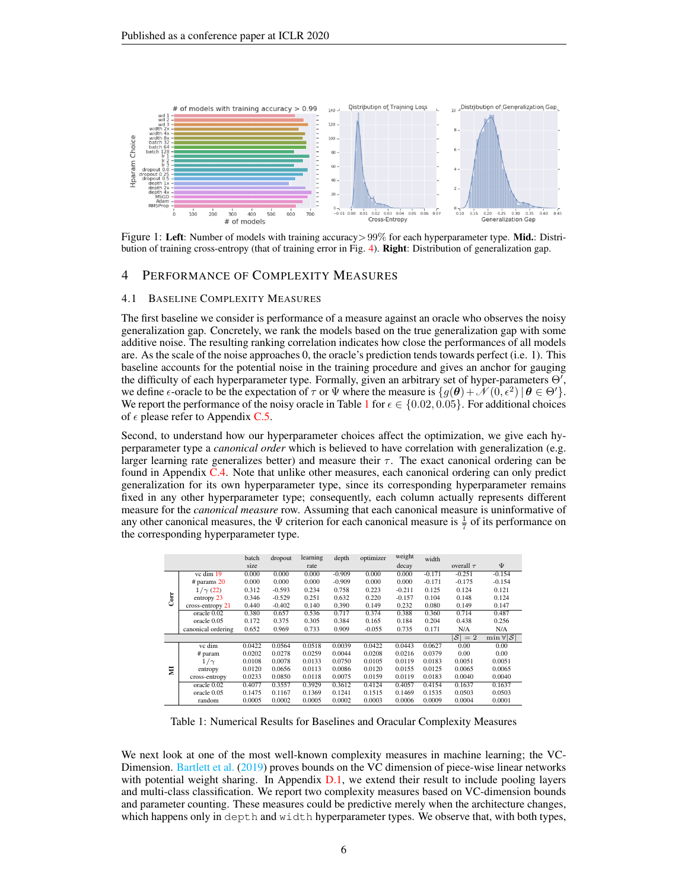Figure 1: **Left**: Number of models with training accuracy$>99\%$ for each hyperparameter type. **Mid.**: Distribution of training cross-entropy (that of training error in Fig. 4). **Right**: Distribution of generalization gap.

## 4 Performance of Complexity Measures

### 4.1 Baseline Complexity Measures

The first baseline we consider is performance of a measure against an oracle who observes the noisy generalization gap. Concretely, we rank the models based on the true generalization gap with some additive noise. The resulting ranking correlation indicates how close the performances of all models are. As the scale of the noise approaches 0, the oracle's prediction tends towards perfect (i.e. 1). This baseline accounts for the potential noise in the training procedure and gives an anchor for gauging the difficulty of each hyperparameter type. Formally, given an arbitrary set of hyper-parameters $\Theta'$, we define $\epsilon$-oracle to be the expectation of $\tau$ or $\Psi$ where the measure is $\{g(\boldsymbol{\theta}) + \mathcal{N}(0, \epsilon^2) \mid \boldsymbol{\theta} \in \Theta'\}$. We report the performance of the noisy oracle in Table 1 for $\epsilon \in \{0.02, 0.05\}$. For additional choices of $\epsilon$ please refer to Appendix C.5.

Second, to understand how our hyperparameter choices affect the optimization, we give each hyperparameter type a *canonical order* which is believed to have correlation with generalization (e.g. larger learning rate generalizes better) and measure their $\tau$. The exact canonical ordering can be found in Appendix C.4. Note that unlike other measures, each canonical ordering can only predict generalization for its own hyperparameter type, since its corresponding hyperparameter remains fixed in any other hyperparameter type; consequently, each column actually represents different measure for the *canonical measure* row. Assuming that each canonical measure is uninformative of any other canonical measures, the $\Psi$ criterion for each canonical measure is $\frac{1}{7}$ of its performance on the corresponding hyperparameter type.

| | | batch size | dropout | learning rate | depth | optimizer | weight decay | width | overall $\tau$ | $\Psi$ |
|---|---|---|---|---|---|---|---|---|---|---|
| Corr | vc dim 19 | 0.000 | 0.000 | 0.000 | -0.909 | 0.000 | 0.000 | -0.171 | -0.251 | -0.154 |
| | # params 20 | 0.000 | 0.000 | 0.000 | -0.909 | 0.000 | 0.000 | -0.171 | -0.175 | -0.154 |
| | $1/\gamma$ (22) | 0.312 | -0.593 | 0.234 | 0.758 | 0.223 | -0.211 | 0.125 | 0.124 | 0.121 |
| | entropy 23 | 0.346 | -0.529 | 0.251 | 0.632 | 0.220 | -0.157 | 0.104 | 0.148 | 0.124 |
| | cross-entropy 21 | 0.440 | -0.402 | 0.140 | 0.390 | 0.149 | 0.232 | 0.080 | 0.149 | 0.147 |
| | oracle 0.02 | 0.380 | 0.657 | 0.536 | 0.717 | 0.374 | 0.388 | 0.360 | 0.714 | 0.487 |
| | oracle 0.05 | 0.172 | 0.375 | 0.305 | 0.384 | 0.165 | 0.184 | 0.204 | 0.438 | 0.256 |
| | canonical ordering | 0.652 | 0.969 | 0.733 | 0.909 | -0.055 | 0.735 | 0.171 | N/A | N/A |
| | | | | | | | | | $\lvert\mathcal{S}\rvert = 2$ | $\min \forall \lvert\mathcal{S}\rvert$ |
| MI | vc dim | 0.0422 | 0.0564 | 0.0518 | 0.0039 | 0.0422 | 0.0443 | 0.0627 | 0.00 | 0.00 |
| | # param | 0.0202 | 0.0278 | 0.0259 | 0.0044 | 0.0208 | 0.0216 | 0.0379 | 0.00 | 0.00 |
| | $1/\gamma$ | 0.0108 | 0.0078 | 0.0133 | 0.0750 | 0.0105 | 0.0119 | 0.0183 | 0.0051 | 0.0051 |
| | entropy | 0.0120 | 0.0656 | 0.0113 | 0.0086 | 0.0120 | 0.0155 | 0.0125 | 0.0065 | 0.0065 |
| | cross-entropy | 0.0233 | 0.0850 | 0.0118 | 0.0075 | 0.0159 | 0.0119 | 0.0183 | 0.0040 | 0.0040 |
| | oracle 0.02 | 0.4077 | 0.3557 | 0.3929 | 0.3612 | 0.4124 | 0.4057 | 0.4154 | 0.1637 | 0.1637 |
| | oracle 0.05 | 0.1475 | 0.1167 | 0.1369 | 0.1241 | 0.1515 | 0.1469 | 0.1535 | 0.0503 | 0.0503 |
| | random | 0.0005 | 0.0002 | 0.0005 | 0.0002 | 0.0003 | 0.0006 | 0.0009 | 0.0004 | 0.0001 |

Table 1: Numerical Results for Baselines and Oracular Complexity Measures

We next look at one of the most well-known complexity measures in machine learning; the VC-Dimension. Bartlett et al. (2019) proves bounds on the VC dimension of piece-wise linear networks with potential weight sharing. In Appendix D.1, we extend their result to include pooling layers and multi-class classification. We report two complexity measures based on VC-dimension bounds and parameter counting. These measures could be predictive merely when the architecture changes, which happens only in `depth` and `width` hyperparameter types. We observe that, with both types,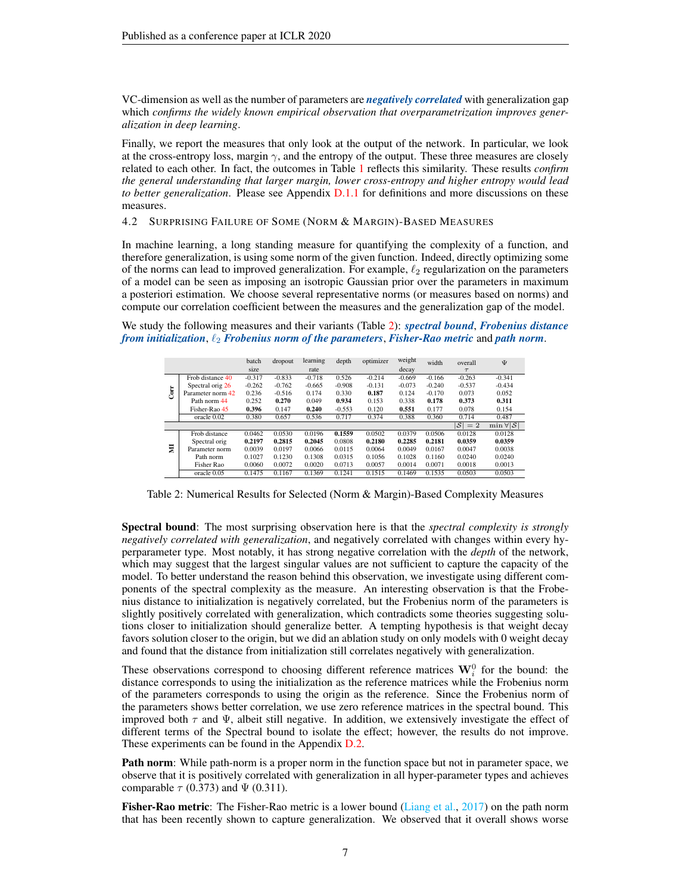VC-dimension as well as the number of parameters are ***negatively correlated*** with generalization gap which *confirms the widely known empirical observation that overparametrization improves generalization in deep learning*.

Finally, we report the measures that only look at the output of the network. In particular, we look at the cross-entropy loss, margin $\gamma$, and the entropy of the output. These three measures are closely related to each other. In fact, the outcomes in Table 1 reflects this similarity. These results *confirm the general understanding that larger margin, lower cross-entropy and higher entropy would lead to better generalization*. Please see Appendix D.1.1 for definitions and more discussions on these measures.

### 4.2 Surprising Failure of Some (Norm & Margin)-Based Measures

In machine learning, a long standing measure for quantifying the complexity of a function, and therefore generalization, is using some norm of the given function. Indeed, directly optimizing some of the norms can lead to improved generalization. For example, $\ell_2$ regularization on the parameters of a model can be seen as imposing an isotropic Gaussian prior over the parameters in maximum a posteriori estimation. We choose several representative norms (or measures based on norms) and compute our correlation coefficient between the measures and the generalization gap of the model.

We study the following measures and their variants (Table 2): ***spectral bound***, ***Frobenius distance from initialization***, $\ell_2$ ***Frobenius norm of the parameters***, ***Fisher-Rao metric*** and ***path norm***.

| | | batch size | dropout | learning rate | depth | optimizer | weight decay | width | overall $\tau$ | $\Psi$ |
|---|---|---|---|---|---|---|---|---|---|---|
| Corr | Frob distance 40 | -0.317 | -0.833 | -0.718 | 0.526 | -0.214 | -0.669 | -0.166 | -0.263 | -0.341 |
| | Spectral orig 26 | -0.262 | -0.762 | -0.665 | -0.908 | -0.131 | -0.073 | -0.240 | -0.537 | -0.434 |
| | Parameter norm 42 | 0.236 | -0.516 | 0.174 | 0.330 | **0.187** | 0.124 | -0.170 | 0.073 | 0.052 |
| | Path norm 44 | 0.252 | **0.270** | 0.049 | **0.934** | 0.153 | 0.338 | **0.178** | **0.373** | **0.311** |
| | Fisher-Rao 45 | **0.396** | 0.147 | **0.240** | -0.553 | 0.120 | **0.551** | 0.177 | 0.078 | 0.154 |
| | oracle 0.02 | 0.380 | 0.657 | 0.536 | 0.717 | 0.374 | 0.388 | 0.360 | 0.714 | 0.487 |
| | | | | | | | | | $\lvert\mathcal{S}\rvert = 2$ | $\min \forall \lvert\mathcal{S}\rvert$ |
| MI | Frob distance | 0.0462 | 0.0530 | 0.0196 | **0.1559** | 0.0502 | 0.0379 | 0.0506 | 0.0128 | 0.0128 |
| | Spectral orig | **0.2197** | **0.2815** | **0.2045** | 0.0808 | **0.2180** | **0.2285** | **0.2181** | **0.0359** | **0.0359** |
| | Parameter norm | 0.0039 | 0.0197 | 0.0066 | 0.0115 | 0.0064 | 0.0049 | 0.0167 | 0.0047 | 0.0038 |
| | Path norm | 0.1027 | 0.1230 | 0.1308 | 0.0315 | 0.1056 | 0.1028 | 0.1160 | 0.0240 | 0.0240 |
| | Fisher Rao | 0.0060 | 0.0072 | 0.0020 | 0.0713 | 0.0057 | 0.0014 | 0.0071 | 0.0018 | 0.0013 |
| | oracle 0.05 | 0.1475 | 0.1167 | 0.1369 | 0.1241 | 0.1515 | 0.1469 | 0.1535 | 0.0503 | 0.0503 |

Table 2: Numerical Results for Selected (Norm & Margin)-Based Complexity Measures

**Spectral bound**: The most surprising observation here is that the *spectral complexity is strongly negatively correlated with generalization*, and negatively correlated with changes within every hyperparameter type. Most notably, it has strong negative correlation with the *depth* of the network, which may suggest that the largest singular values are not sufficient to capture the capacity of the model. To better understand the reason behind this observation, we investigate using different components of the spectral complexity as the measure. An interesting observation is that the Frobenius distance to initialization is negatively correlated, but the Frobenius norm of the parameters is slightly positively correlated with generalization, which contradicts some theories suggesting solutions closer to initialization should generalize better. A tempting hypothesis is that weight decay favors solution closer to the origin, but we did an ablation study on only models with 0 weight decay and found that the distance from initialization still correlates negatively with generalization.

These observations correspond to choosing different reference matrices $\mathbf{W}_i^0$ for the bound: the distance corresponds to using the initialization as the reference matrices while the Frobenius norm of the parameters corresponds to using the origin as the reference. Since the Frobenius norm of the parameters shows better correlation, we use zero reference matrices in the spectral bound. This improved both $\tau$ and $\Psi$, albeit still negative. In addition, we extensively investigate the effect of different terms of the Spectral bound to isolate the effect; however, the results do not improve. These experiments can be found in the Appendix D.2.

**Path norm**: While path-norm is a proper norm in the function space but not in parameter space, we observe that it is positively correlated with generalization in all hyper-parameter types and achieves comparable $\tau$ (0.373) and $\Psi$ (0.311).

**Fisher-Rao metric**: The Fisher-Rao metric is a lower bound (Liang et al., 2017) on the path norm that has been recently shown to capture generalization. We observed that it overall shows worse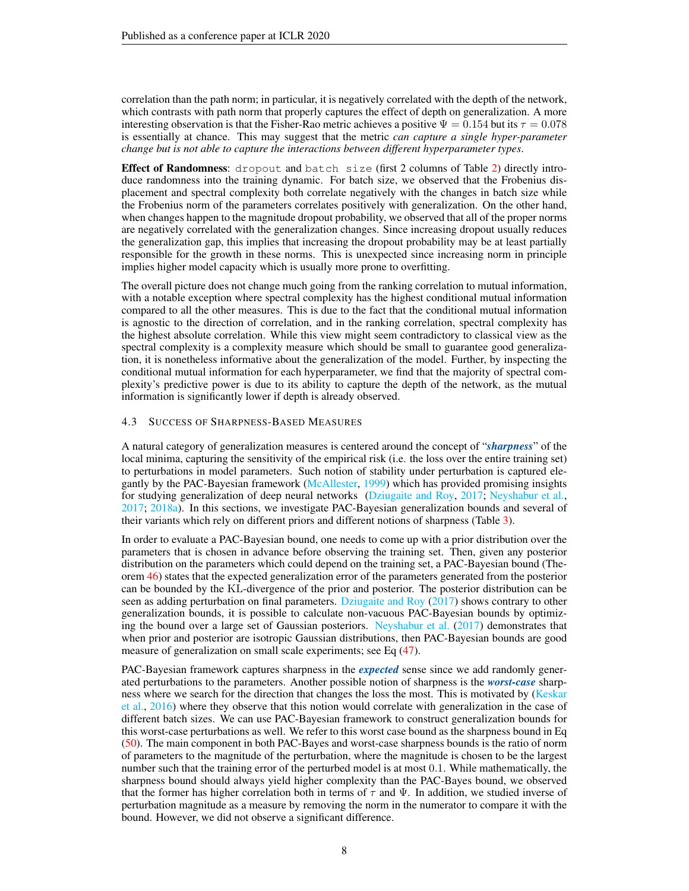correlation than the path norm; in particular, it is negatively correlated with the depth of the network, which contrasts with path norm that properly captures the effect of depth on generalization. A more interesting observation is that the Fisher-Rao metric achieves a positive $\Psi = 0.154$ but its $\tau = 0.078$ is essentially at chance. This may suggest that the metric *can capture a single hyper-parameter change but is not able to capture the interactions between different hyperparameter types*.

**Effect of Randomness**: `dropout` and `batch size` (first 2 columns of Table 2) directly introduce randomness into the training dynamic. For batch size, we observed that the Frobenius displacement and spectral complexity both correlate negatively with the changes in batch size while the Frobenius norm of the parameters correlates positively with generalization. On the other hand, when changes happen to the magnitude dropout probability, we observed that all of the proper norms are negatively correlated with the generalization changes. Since increasing dropout usually reduces the generalization gap, this implies that increasing the dropout probability may be at least partially responsible for the growth in these norms. This is unexpected since increasing norm in principle implies higher model capacity which is usually more prone to overfitting.

The overall picture does not change much going from the ranking correlation to mutual information, with a notable exception where spectral complexity has the highest conditional mutual information compared to all the other measures. This is due to the fact that the conditional mutual information is agnostic to the direction of correlation, and in the ranking correlation, spectral complexity has the highest absolute correlation. While this view might seem contradictory to classical view as the spectral complexity is a complexity measure which should be small to guarantee good generalization, it is nonetheless informative about the generalization of the model. Further, by inspecting the conditional mutual information for each hyperparameter, we find that the majority of spectral complexity's predictive power is due to its ability to capture the depth of the network, as the mutual information is significantly lower if depth is already observed.

### 4.3 Success of Sharpness-Based Measures

A natural category of generalization measures is centered around the concept of "***sharpness***" of the local minima, capturing the sensitivity of the empirical risk (i.e. the loss over the entire training set) to perturbations in model parameters. Such notion of stability under perturbation is captured elegantly by the PAC-Bayesian framework (McAllester, 1999) which has provided promising insights for studying generalization of deep neural networks (Dziugaite and Roy, 2017; Neyshabur et al., 2017; 2018a). In this sections, we investigate PAC-Bayesian generalization bounds and several of their variants which rely on different priors and different notions of sharpness (Table 3).

In order to evaluate a PAC-Bayesian bound, one needs to come up with a prior distribution over the parameters that is chosen in advance before observing the training set. Then, given any posterior distribution on the parameters which could depend on the training set, a PAC-Bayesian bound (Theorem 46) states that the expected generalization error of the parameters generated from the posterior can be bounded by the KL-divergence of the prior and posterior. The posterior distribution can be seen as adding perturbation on final parameters. Dziugaite and Roy (2017) shows contrary to other generalization bounds, it is possible to calculate non-vacuous PAC-Bayesian bounds by optimizing the bound over a large set of Gaussian posteriors. Neyshabur et al. (2017) demonstrates that when prior and posterior are isotropic Gaussian distributions, then PAC-Bayesian bounds are good measure of generalization on small scale experiments; see Eq (47).

PAC-Bayesian framework captures sharpness in the ***expected*** sense since we add randomly generated perturbations to the parameters. Another possible notion of sharpness is the ***worst-case*** sharpness where we search for the direction that changes the loss the most. This is motivated by (Keskar et al., 2016) where they observe that this notion would correlate with generalization in the case of different batch sizes. We can use PAC-Bayesian framework to construct generalization bounds for this worst-case perturbations as well. We refer to this worst case bound as the sharpness bound in Eq (50). The main component in both PAC-Bayes and worst-case sharpness bounds is the ratio of norm of parameters to the magnitude of the perturbation, where the magnitude is chosen to be the largest number such that the training error of the perturbed model is at most 0.1. While mathematically, the sharpness bound should always yield higher complexity than the PAC-Bayes bound, we observed that the former has higher correlation both in terms of $\tau$ and $\Psi$. In addition, we studied inverse of perturbation magnitude as a measure by removing the norm in the numerator to compare it with the bound. However, we did not observe a significant difference.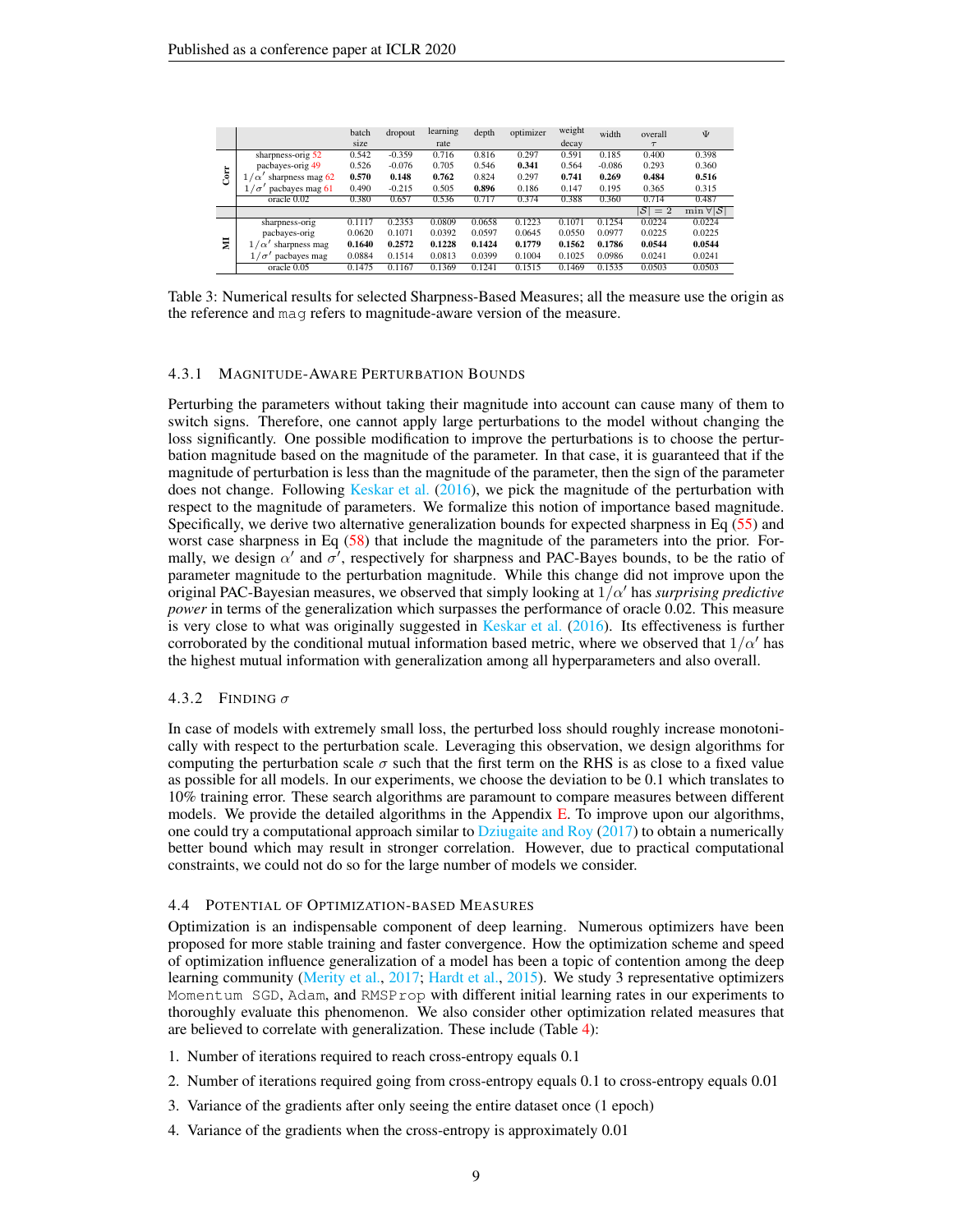| | | batch size | dropout | learning rate | depth | optimizer | weight decay | width | overall $\tau$ | $\Psi$ |
|---|---|---|---|---|---|---|---|---|---|---|
| Corr | sharpness-orig 52 | 0.542 | -0.359 | 0.716 | 0.816 | 0.297 | 0.591 | 0.185 | 0.400 | 0.398 |
| | pacbayes-orig 49 | 0.526 | -0.076 | 0.705 | 0.546 | **0.341** | 0.564 | -0.086 | 0.293 | 0.360 |
| | $1/\alpha'$ sharpness mag 62 | **0.570** | **0.148** | **0.762** | 0.824 | 0.297 | **0.741** | **0.269** | **0.484** | **0.516** |
| | $1/\sigma'$ pacbayes mag 61 | 0.490 | -0.215 | 0.505 | **0.896** | 0.186 | 0.147 | 0.195 | 0.365 | 0.315 |
| | oracle 0.02 | 0.380 | 0.657 | 0.536 | 0.717 | 0.374 | 0.388 | 0.360 | 0.714 | 0.487 |
| | | | | | | | | | $\lvert\mathcal{S}\rvert = 2$ | $\min \forall \lvert\mathcal{S}\rvert$ |
| MI | sharpness-orig | 0.1117 | 0.2353 | 0.0809 | 0.0658 | 0.1223 | 0.1071 | 0.1254 | 0.0224 | 0.0224 |
| | pacbayes-orig | 0.0620 | 0.1071 | 0.0392 | 0.0597 | 0.0645 | 0.0550 | 0.0977 | 0.0225 | 0.0225 |
| | $1/\alpha'$ sharpness mag | **0.1640** | **0.2572** | **0.1228** | **0.1424** | **0.1779** | **0.1562** | **0.1786** | **0.0544** | **0.0544** |
| | $1/\sigma'$ pacbayes mag | 0.0884 | 0.1514 | 0.0813 | 0.0399 | 0.1004 | 0.1025 | 0.0986 | 0.0241 | 0.0241 |
| | oracle 0.05 | 0.1475 | 0.1167 | 0.1369 | 0.1241 | 0.1515 | 0.1469 | 0.1535 | 0.0503 | 0.0503 |

Table 3: Numerical results for selected Sharpness-Based Measures; all the measure use the origin as the reference and `mag` refers to magnitude-aware version of the measure.

#### 4.3.1 Magnitude-Aware Perturbation Bounds

Perturbing the parameters without taking their magnitude into account can cause many of them to switch signs. Therefore, one cannot apply large perturbations to the model without changing the loss significantly. One possible modification to improve the perturbations is to choose the perturbation magnitude based on the magnitude of the parameter. In that case, it is guaranteed that if the magnitude of perturbation is less than the magnitude of the parameter, then the sign of the parameter does not change. Following Keskar et al. (2016), we pick the magnitude of the perturbation with respect to the magnitude of parameters. We formalize this notion of importance based magnitude. Specifically, we derive two alternative generalization bounds for expected sharpness in Eq (55) and worst case sharpness in Eq (58) that include the magnitude of the parameters into the prior. Formally, we design $\alpha'$ and $\sigma'$, respectively for sharpness and PAC-Bayes bounds, to be the ratio of parameter magnitude to the perturbation magnitude. While this change did not improve upon the original PAC-Bayesian measures, we observed that simply looking at $1/\alpha'$ has *surprising predictive power* in terms of the generalization which surpasses the performance of oracle 0.02. This measure is very close to what was originally suggested in Keskar et al. (2016). Its effectiveness is further corroborated by the conditional mutual information based metric, where we observed that $1/\alpha'$ has the highest mutual information with generalization among all hyperparameters and also overall.

#### 4.3.2 Finding $\sigma$

In case of models with extremely small loss, the perturbed loss should roughly increase monotonically with respect to the perturbation scale. Leveraging this observation, we design algorithms for computing the perturbation scale $\sigma$ such that the first term on the RHS is as close to a fixed value as possible for all models. In our experiments, we choose the deviation to be 0.1 which translates to 10% training error. These search algorithms are paramount to compare measures between different models. We provide the detailed algorithms in the Appendix E. To improve upon our algorithms, one could try a computational approach similar to Dziugaite and Roy (2017) to obtain a numerically better bound which may result in stronger correlation. However, due to practical computational constraints, we could not do so for the large number of models we consider.

### 4.4 Potential of Optimization-based Measures

Optimization is an indispensable component of deep learning. Numerous optimizers have been proposed for more stable training and faster convergence. How the optimization scheme and speed of optimization influence generalization of a model has been a topic of contention among the deep learning community (Merity et al., 2017; Hardt et al., 2015). We study 3 representative optimizers `Momentum SGD`, `Adam`, and `RMSProp` with different initial learning rates in our experiments to thoroughly evaluate this phenomenon. We also consider other optimization related measures that are believed to correlate with generalization. These include (Table 4):

1. Number of iterations required to reach cross-entropy equals 0.1
2. Number of iterations required going from cross-entropy equals 0.1 to cross-entropy equals 0.01
3. Variance of the gradients after only seeing the entire dataset once (1 epoch)
4. Variance of the gradients when the cross-entropy is approximately 0.01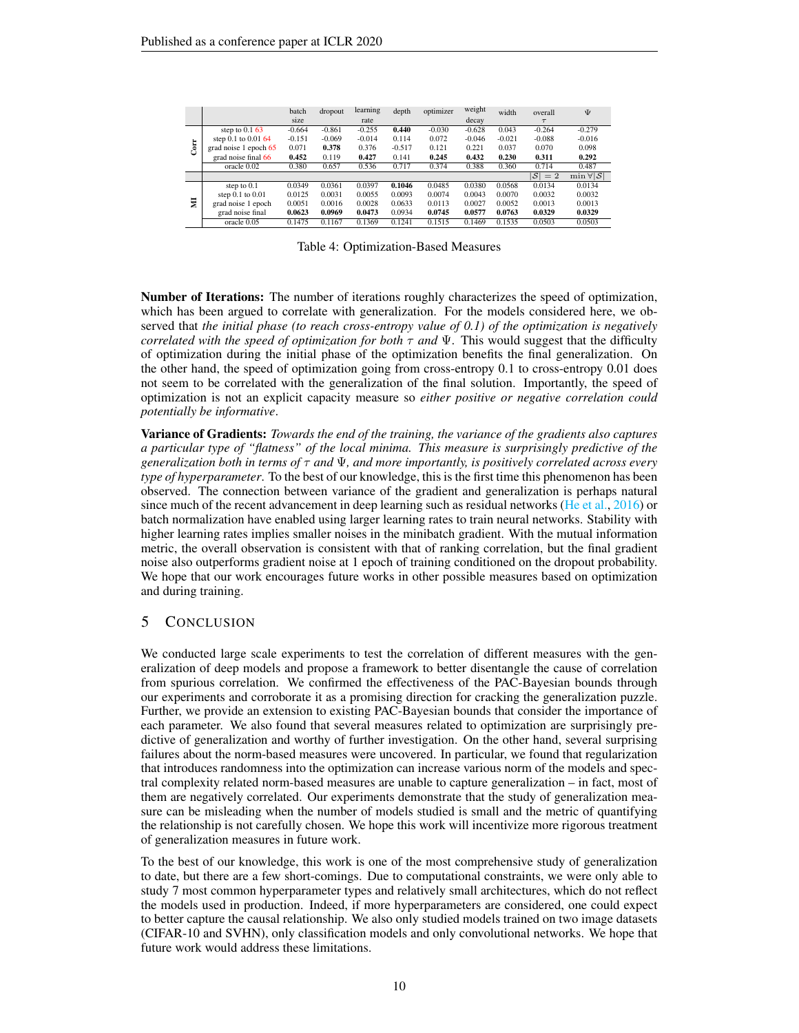|  |  | batch size | dropout | learning rate | depth | optimizer | weight decay | width | overall $\tau$ | $\Psi$ |
|---|---|---|---|---|---|---|---|---|---|---|
| Corr | step to 0.1 63 | -0.664 | -0.861 | -0.255 | **0.440** | -0.030 | -0.628 | 0.043 | -0.264 | -0.279 |
|  | step 0.1 to 0.01 64 | -0.151 | -0.069 | -0.014 | 0.114 | 0.072 | -0.046 | -0.021 | -0.088 | -0.016 |
|  | grad noise 1 epoch 65 | 0.071 | **0.378** | 0.376 | -0.517 | 0.121 | 0.221 | 0.037 | 0.070 | 0.098 |
|  | grad noise final 66 | **0.452** | 0.119 | **0.427** | 0.141 | **0.245** | **0.432** | **0.230** | **0.311** | **0.292** |
|  | oracle 0.02 | 0.380 | 0.657 | 0.536 | 0.717 | 0.374 | 0.388 | 0.360 | 0.714 | 0.487 |
|  |  |  |  |  |  |  |  |  | $\lvert\mathcal{S}\rvert = 2$ | $\min \forall \lvert\mathcal{S}\rvert$ |
| MI | step to 0.1 | 0.0349 | 0.0361 | 0.0397 | **0.1046** | 0.0485 | 0.0380 | 0.0568 | 0.0134 | 0.0134 |
|  | step 0.1 to 0.01 | 0.0125 | 0.0031 | 0.0055 | 0.0093 | 0.0074 | 0.0043 | 0.0070 | 0.0032 | 0.0032 |
|  | grad noise 1 epoch | 0.0051 | 0.0016 | 0.0028 | 0.0633 | 0.0113 | 0.0027 | 0.0052 | 0.0013 | 0.0013 |
|  | grad noise final | **0.0623** | **0.0969** | **0.0473** | 0.0934 | **0.0745** | **0.0577** | **0.0763** | **0.0329** | **0.0329** |
|  | oracle 0.05 | 0.1475 | 0.1167 | 0.1369 | 0.1241 | 0.1515 | 0.1469 | 0.1535 | 0.0503 | 0.0503 |

Table 4: Optimization-Based Measures

**Number of Iterations:** The number of iterations roughly characterizes the speed of optimization, which has been argued to correlate with generalization. For the models considered here, we observed that *the initial phase (to reach cross-entropy value of 0.1) of the optimization is negatively correlated with the speed of optimization for both $\tau$ and $\Psi$*. This would suggest that the difficulty of optimization during the initial phase of the optimization benefits the final generalization. On the other hand, the speed of optimization going from cross-entropy 0.1 to cross-entropy 0.01 does not seem to be correlated with the generalization of the final solution. Importantly, the speed of optimization is not an explicit capacity measure so *either positive or negative correlation could potentially be informative*.

**Variance of Gradients:** *Towards the end of the training, the variance of the gradients also captures a particular type of "flatness" of the local minima. This measure is surprisingly predictive of the generalization both in terms of $\tau$ and $\Psi$, and more importantly, is positively correlated across every type of hyperparameter*. To the best of our knowledge, this is the first time this phenomenon has been observed. The connection between variance of the gradient and generalization is perhaps natural since much of the recent advancement in deep learning such as residual networks (He et al., 2016) or batch normalization have enabled using larger learning rates to train neural networks. Stability with higher learning rates implies smaller noises in the minibatch gradient. With the mutual information metric, the overall observation is consistent with that of ranking correlation, but the final gradient noise also outperforms gradient noise at 1 epoch of training conditioned on the dropout probability. We hope that our work encourages future works in other possible measures based on optimization and during training.

## 5 Conclusion

We conducted large scale experiments to test the correlation of different measures with the generalization of deep models and propose a framework to better disentangle the cause of correlation from spurious correlation. We confirmed the effectiveness of the PAC-Bayesian bounds through our experiments and corroborate it as a promising direction for cracking the generalization puzzle. Further, we provide an extension to existing PAC-Bayesian bounds that consider the importance of each parameter. We also found that several measures related to optimization are surprisingly predictive of generalization and worthy of further investigation. On the other hand, several surprising failures about the norm-based measures were uncovered. In particular, we found that regularization that introduces randomness into the optimization can increase various norm of the models and spectral complexity related norm-based measures are unable to capture generalization – in fact, most of them are negatively correlated. Our experiments demonstrate that the study of generalization measure can be misleading when the number of models studied is small and the metric of quantifying the relationship is not carefully chosen. We hope this work will incentivize more rigorous treatment of generalization measures in future work.

To the best of our knowledge, this work is one of the most comprehensive study of generalization to date, but there are a few short-comings. Due to computational constraints, we were only able to study 7 most common hyperparameter types and relatively small architectures, which do not reflect the models used in production. Indeed, if more hyperparameters are considered, one could expect to better capture the causal relationship. We also only studied models trained on two image datasets (CIFAR-10 and SVHN), only classification models and only convolutional networks. We hope that future work would address these limitations.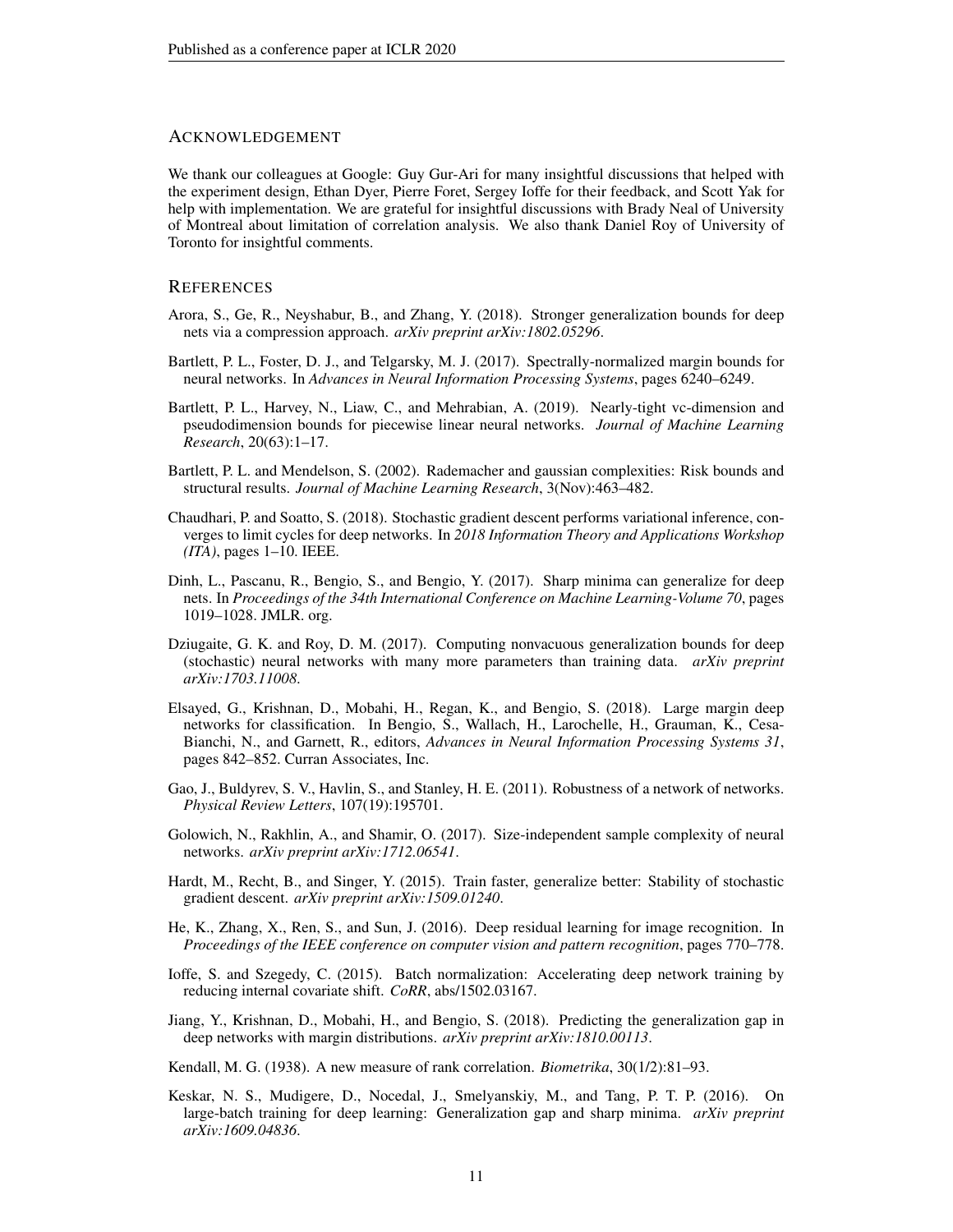## ACKNOWLEDGEMENT

We thank our colleagues at Google: Guy Gur-Ari for many insightful discussions that helped with the experiment design, Ethan Dyer, Pierre Foret, Sergey Ioffe for their feedback, and Scott Yak for help with implementation. We are grateful for insightful discussions with Brady Neal of University of Montreal about limitation of correlation analysis. We also thank Daniel Roy of University of Toronto for insightful comments.

## REFERENCES

Arora, S., Ge, R., Neyshabur, B., and Zhang, Y. (2018). Stronger generalization bounds for deep nets via a compression approach. *arXiv preprint arXiv:1802.05296*.

Bartlett, P. L., Foster, D. J., and Telgarsky, M. J. (2017). Spectrally-normalized margin bounds for neural networks. In *Advances in Neural Information Processing Systems*, pages 6240–6249.

Bartlett, P. L., Harvey, N., Liaw, C., and Mehrabian, A. (2019). Nearly-tight vc-dimension and pseudodimension bounds for piecewise linear neural networks. *Journal of Machine Learning Research*, 20(63):1–17.

Bartlett, P. L. and Mendelson, S. (2002). Rademacher and gaussian complexities: Risk bounds and structural results. *Journal of Machine Learning Research*, 3(Nov):463–482.

Chaudhari, P. and Soatto, S. (2018). Stochastic gradient descent performs variational inference, converges to limit cycles for deep networks. In *2018 Information Theory and Applications Workshop (ITA)*, pages 1–10. IEEE.

Dinh, L., Pascanu, R., Bengio, S., and Bengio, Y. (2017). Sharp minima can generalize for deep nets. In *Proceedings of the 34th International Conference on Machine Learning-Volume 70*, pages 1019–1028. JMLR. org.

Dziugaite, G. K. and Roy, D. M. (2017). Computing nonvacuous generalization bounds for deep (stochastic) neural networks with many more parameters than training data. *arXiv preprint arXiv:1703.11008*.

Elsayed, G., Krishnan, D., Mobahi, H., Regan, K., and Bengio, S. (2018). Large margin deep networks for classification. In Bengio, S., Wallach, H., Larochelle, H., Grauman, K., Cesa-Bianchi, N., and Garnett, R., editors, *Advances in Neural Information Processing Systems 31*, pages 842–852. Curran Associates, Inc.

Gao, J., Buldyrev, S. V., Havlin, S., and Stanley, H. E. (2011). Robustness of a network of networks. *Physical Review Letters*, 107(19):195701.

Golowich, N., Rakhlin, A., and Shamir, O. (2017). Size-independent sample complexity of neural networks. *arXiv preprint arXiv:1712.06541*.

Hardt, M., Recht, B., and Singer, Y. (2015). Train faster, generalize better: Stability of stochastic gradient descent. *arXiv preprint arXiv:1509.01240*.

He, K., Zhang, X., Ren, S., and Sun, J. (2016). Deep residual learning for image recognition. In *Proceedings of the IEEE conference on computer vision and pattern recognition*, pages 770–778.

Ioffe, S. and Szegedy, C. (2015). Batch normalization: Accelerating deep network training by reducing internal covariate shift. *CoRR*, abs/1502.03167.

Jiang, Y., Krishnan, D., Mobahi, H., and Bengio, S. (2018). Predicting the generalization gap in deep networks with margin distributions. *arXiv preprint arXiv:1810.00113*.

Kendall, M. G. (1938). A new measure of rank correlation. *Biometrika*, 30(1/2):81–93.

Keskar, N. S., Mudigere, D., Nocedal, J., Smelyanskiy, M., and Tang, P. T. P. (2016). On large-batch training for deep learning: Generalization gap and sharp minima. *arXiv preprint arXiv:1609.04836*.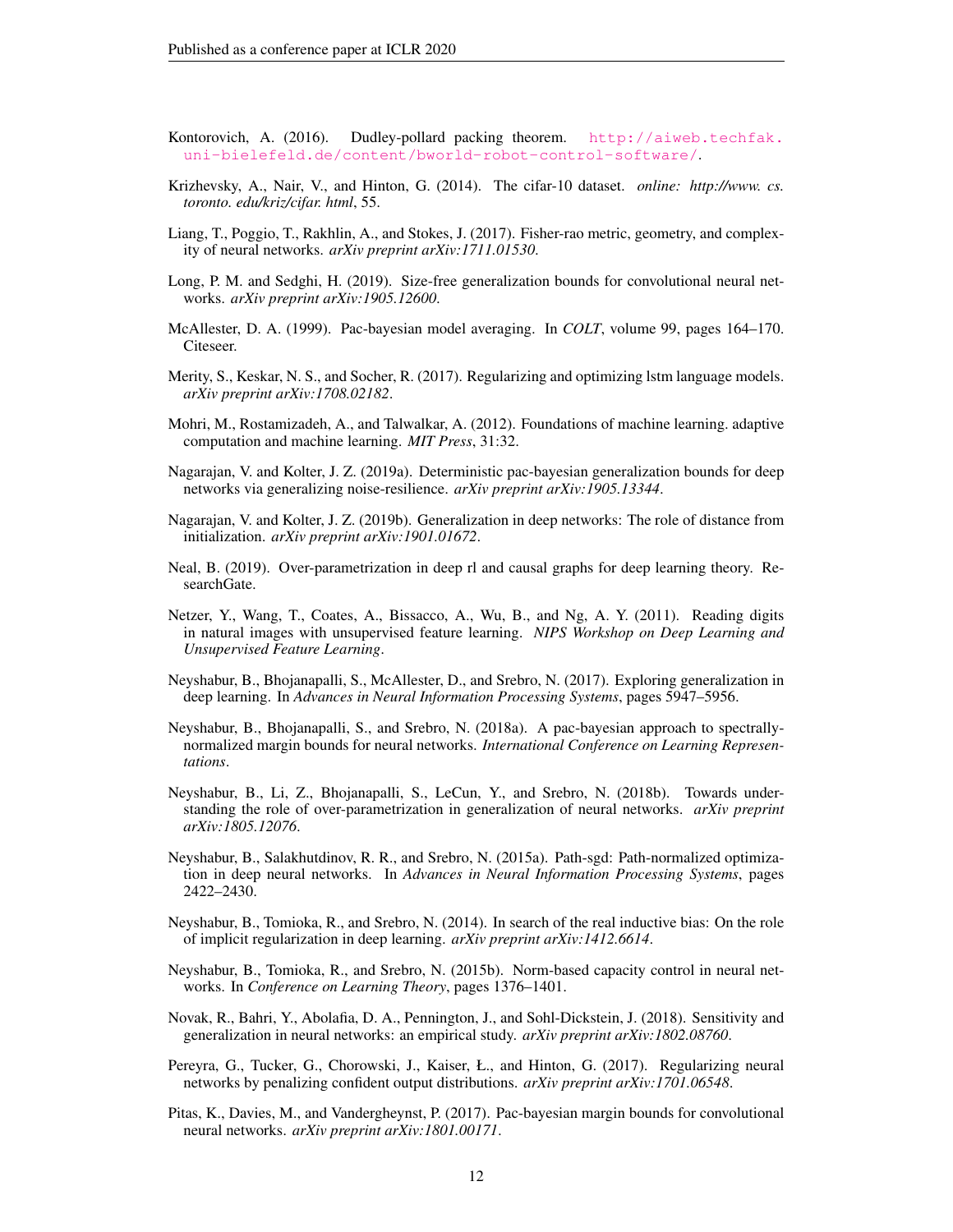Kontorovich, A. (2016). Dudley-pollard packing theorem. http://aiweb.techfak.uni-bielefeld.de/content/bworld-robot-control-software/.

Krizhevsky, A., Nair, V., and Hinton, G. (2014). The cifar-10 dataset. *online: http://www. cs. toronto. edu/kriz/cifar. html*, 55.

Liang, T., Poggio, T., Rakhlin, A., and Stokes, J. (2017). Fisher-rao metric, geometry, and complexity of neural networks. *arXiv preprint arXiv:1711.01530*.

Long, P. M. and Sedghi, H. (2019). Size-free generalization bounds for convolutional neural networks. *arXiv preprint arXiv:1905.12600*.

McAllester, D. A. (1999). Pac-bayesian model averaging. In *COLT*, volume 99, pages 164–170. Citeseer.

Merity, S., Keskar, N. S., and Socher, R. (2017). Regularizing and optimizing lstm language models. *arXiv preprint arXiv:1708.02182*.

Mohri, M., Rostamizadeh, A., and Talwalkar, A. (2012). Foundations of machine learning. adaptive computation and machine learning. *MIT Press*, 31:32.

Nagarajan, V. and Kolter, J. Z. (2019a). Deterministic pac-bayesian generalization bounds for deep networks via generalizing noise-resilience. *arXiv preprint arXiv:1905.13344*.

Nagarajan, V. and Kolter, J. Z. (2019b). Generalization in deep networks: The role of distance from initialization. *arXiv preprint arXiv:1901.01672*.

Neal, B. (2019). Over-parametrization in deep rl and causal graphs for deep learning theory. ResearchGate.

Netzer, Y., Wang, T., Coates, A., Bissacco, A., Wu, B., and Ng, A. Y. (2011). Reading digits in natural images with unsupervised feature learning. *NIPS Workshop on Deep Learning and Unsupervised Feature Learning*.

Neyshabur, B., Bhojanapalli, S., McAllester, D., and Srebro, N. (2017). Exploring generalization in deep learning. In *Advances in Neural Information Processing Systems*, pages 5947–5956.

Neyshabur, B., Bhojanapalli, S., and Srebro, N. (2018a). A pac-bayesian approach to spectrally-normalized margin bounds for neural networks. *International Conference on Learning Representations*.

Neyshabur, B., Li, Z., Bhojanapalli, S., LeCun, Y., and Srebro, N. (2018b). Towards understanding the role of over-parametrization in generalization of neural networks. *arXiv preprint arXiv:1805.12076*.

Neyshabur, B., Salakhutdinov, R. R., and Srebro, N. (2015a). Path-sgd: Path-normalized optimization in deep neural networks. In *Advances in Neural Information Processing Systems*, pages 2422–2430.

Neyshabur, B., Tomioka, R., and Srebro, N. (2014). In search of the real inductive bias: On the role of implicit regularization in deep learning. *arXiv preprint arXiv:1412.6614*.

Neyshabur, B., Tomioka, R., and Srebro, N. (2015b). Norm-based capacity control in neural networks. In *Conference on Learning Theory*, pages 1376–1401.

Novak, R., Bahri, Y., Abolafia, D. A., Pennington, J., and Sohl-Dickstein, J. (2018). Sensitivity and generalization in neural networks: an empirical study. *arXiv preprint arXiv:1802.08760*.

Pereyra, G., Tucker, G., Chorowski, J., Kaiser, Ł., and Hinton, G. (2017). Regularizing neural networks by penalizing confident output distributions. *arXiv preprint arXiv:1701.06548*.

Pitas, K., Davies, M., and Vandergheynst, P. (2017). Pac-bayesian margin bounds for convolutional neural networks. *arXiv preprint arXiv:1801.00171*.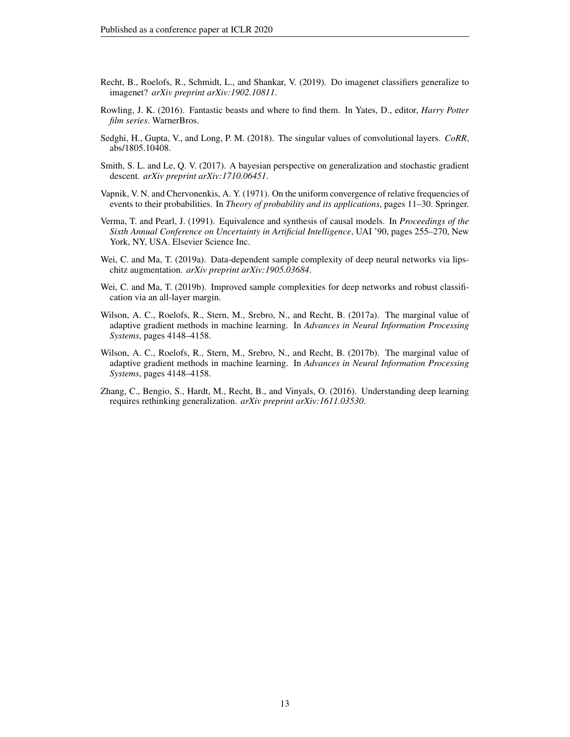Recht, B., Roelofs, R., Schmidt, L., and Shankar, V. (2019). Do imagenet classifiers generalize to imagenet? *arXiv preprint arXiv:1902.10811*.

Rowling, J. K. (2016). Fantastic beasts and where to find them. In Yates, D., editor, *Harry Potter film series*. WarnerBros.

Sedghi, H., Gupta, V., and Long, P. M. (2018). The singular values of convolutional layers. *CoRR*, abs/1805.10408.

Smith, S. L. and Le, Q. V. (2017). A bayesian perspective on generalization and stochastic gradient descent. *arXiv preprint arXiv:1710.06451*.

Vapnik, V. N. and Chervonenkis, A. Y. (1971). On the uniform convergence of relative frequencies of events to their probabilities. In *Theory of probability and its applications*, pages 11–30. Springer.

Verma, T. and Pearl, J. (1991). Equivalence and synthesis of causal models. In *Proceedings of the Sixth Annual Conference on Uncertainty in Artificial Intelligence*, UAI '90, pages 255–270, New York, NY, USA. Elsevier Science Inc.

Wei, C. and Ma, T. (2019a). Data-dependent sample complexity of deep neural networks via lipschitz augmentation. *arXiv preprint arXiv:1905.03684*.

Wei, C. and Ma, T. (2019b). Improved sample complexities for deep networks and robust classification via an all-layer margin.

Wilson, A. C., Roelofs, R., Stern, M., Srebro, N., and Recht, B. (2017a). The marginal value of adaptive gradient methods in machine learning. In *Advances in Neural Information Processing Systems*, pages 4148–4158.

Wilson, A. C., Roelofs, R., Stern, M., Srebro, N., and Recht, B. (2017b). The marginal value of adaptive gradient methods in machine learning. In *Advances in Neural Information Processing Systems*, pages 4148–4158.

Zhang, C., Bengio, S., Hardt, M., Recht, B., and Vinyals, O. (2016). Understanding deep learning requires rethinking generalization. *arXiv preprint arXiv:1611.03530*.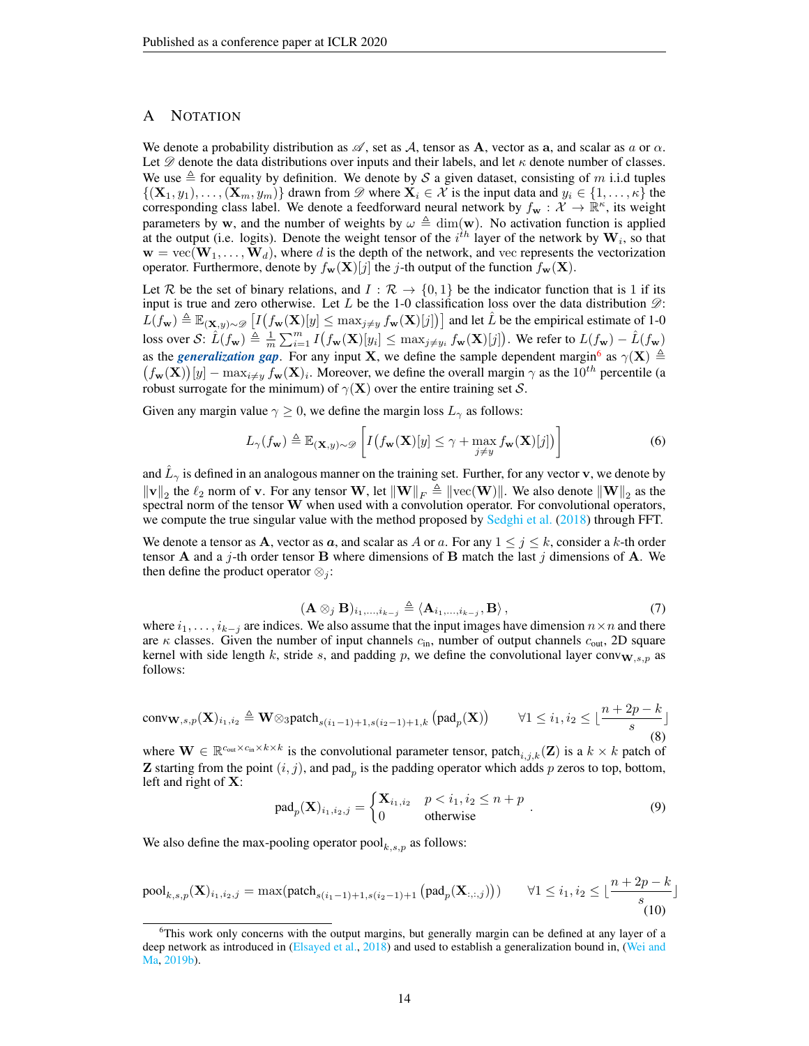# A Notation

We denote a probability distribution as $\mathscr{A}$, set as $\mathcal{A}$, tensor as $\mathbf{A}$, vector as $\mathbf{a}$, and scalar as $a$ or $\alpha$. Let $\mathscr{D}$ denote the data distributions over inputs and their labels, and let $\kappa$ denote number of classes. We use $\triangleq$ for equality by definition. We denote by $\mathcal{S}$ a given dataset, consisting of $m$ i.i.d tuples $\{(\mathbf{X}_1, y_1), \ldots, (\mathbf{X}_m, y_m)\}$ drawn from $\mathscr{D}$ where $\mathbf{X}_i \in \mathcal{X}$ is the input data and $y_i \in \{1, \ldots, \kappa\}$ the corresponding class label. We denote a feedforward neural network by $f_{\mathbf{w}} : \mathcal{X} \to \mathbb{R}^{\kappa}$, its weight parameters by $\mathbf{w}$, and the number of weights by $\omega \triangleq \dim(\mathbf{w})$. No activation function is applied at the output (i.e. logits). Denote the weight tensor of the $i^{th}$ layer of the network by $\mathbf{W}_i$, so that $\mathbf{w} = \text{vec}(\mathbf{W}_1, \ldots, \mathbf{W}_d)$, where $d$ is the depth of the network, and vec represents the vectorization operator. Furthermore, denote by $f_{\mathbf{w}}(\mathbf{X})[j]$ the $j$-th output of the function $f_{\mathbf{w}}(\mathbf{X})$.

Let $\mathcal{R}$ be the set of binary relations, and $I : \mathcal{R} \to \{0, 1\}$ be the indicator function that is 1 if its input is true and zero otherwise. Let $L$ be the 1-0 classification loss over the data distribution $\mathscr{D}$: $L(f_{\mathbf{w}}) \triangleq \mathbb{E}_{(\mathbf{X},y)\sim\mathscr{D}}\left[I\big(f_{\mathbf{w}}(\mathbf{X})[y] \leq \max_{j\neq y} f_{\mathbf{w}}(\mathbf{X})[j]\big)\right]$ and let $\hat{L}$ be the empirical estimate of 1-0 loss over $\mathcal{S}$: $\hat{L}(f_{\mathbf{w}}) \triangleq \frac{1}{m}\sum_{i=1}^{m} I\big(f_{\mathbf{w}}(\mathbf{X})[y_i] \leq \max_{j\neq y_i} f_{\mathbf{w}}(\mathbf{X})[j]\big)$. We refer to $L(f_{\mathbf{w}}) - \hat{L}(f_{\mathbf{w}})$ as the ***generalization gap***. For any input $\mathbf{X}$, we define the sample dependent margin[6] as $\gamma(\mathbf{X}) \triangleq \big(f_{\mathbf{w}}(\mathbf{X})\big)[y] - \max_{i\neq y} f_{\mathbf{w}}(\mathbf{X})_i$. Moreover, we define the overall margin $\gamma$ as the $10^{th}$ percentile (a robust surrogate for the minimum) of $\gamma(\mathbf{X})$ over the entire training set $\mathcal{S}$.

Given any margin value $\gamma \geq 0$, we define the margin loss $L_\gamma$ as follows:

$$L_\gamma(f_{\mathbf{w}}) \triangleq \mathbb{E}_{(\mathbf{X},y)\sim\mathscr{D}}\left[I\big(f_{\mathbf{w}}(\mathbf{X})[y] \leq \gamma + \max_{j\neq y} f_{\mathbf{w}}(\mathbf{X})[j]\big)\right] \tag{6}$$

and $\hat{L}_\gamma$ is defined in an analogous manner on the training set. Further, for any vector $\mathbf{v}$, we denote by $\|\mathbf{v}\|_2$ the $\ell_2$ norm of $\mathbf{v}$. For any tensor $\mathbf{W}$, let $\|\mathbf{W}\|_F \triangleq \|\text{vec}(\mathbf{W})\|$. We also denote $\|\mathbf{W}\|_2$ as the spectral norm of the tensor $\mathbf{W}$ when used with a convolution operator. For convolutional operators, we compute the true singular value with the method proposed by Sedghi et al. (2018) through FFT.

We denote a tensor as $\mathbf{A}$, vector as $\boldsymbol{a}$, and scalar as $A$ or $a$. For any $1 \leq j \leq k$, consider a $k$-th order tensor $\mathbf{A}$ and a $j$-th order tensor $\mathbf{B}$ where dimensions of $\mathbf{B}$ match the last $j$ dimensions of $\mathbf{A}$. We then define the product operator $\otimes_j$:

$$(\mathbf{A} \otimes_j \mathbf{B})_{i_1,\ldots,i_{k-j}} \triangleq \langle \mathbf{A}_{i_1,\ldots,i_{k-j}}, \mathbf{B}\rangle, \tag{7}$$

where $i_1, \ldots, i_{k-j}$ are indices. We also assume that the input images have dimension $n \times n$ and there are $\kappa$ classes. Given the number of input channels $c_{\text{in}}$, number of output channels $c_{\text{out}}$, 2D square kernel with side length $k$, stride $s$, and padding $p$, we define the convolutional layer $\text{conv}_{\mathbf{W},s,p}$ as follows:

$$\text{conv}_{\mathbf{W},s,p}(\mathbf{X})_{i_1,i_2} \triangleq \mathbf{W} \otimes_3 \text{patch}_{s(i_1-1)+1,s(i_2-1)+1,k}\left(\text{pad}_p(\mathbf{X})\right) \qquad \forall 1 \leq i_1, i_2 \leq \lfloor \frac{n+2p-k}{s} \rfloor \tag{8}$$

where $\mathbf{W} \in \mathbb{R}^{c_{\text{out}}\times c_{\text{in}}\times k\times k}$ is the convolutional parameter tensor, $\text{patch}_{i,j,k}(\mathbf{Z})$ is a $k \times k$ patch of $\mathbf{Z}$ starting from the point $(i, j)$, and $\text{pad}_p$ is the padding operator which adds $p$ zeros to top, bottom, left and right of $\mathbf{X}$:

$$\text{pad}_p(\mathbf{X})_{i_1,i_2,j} = \begin{cases} \mathbf{X}_{i_1,i_2} & p < i_1, i_2 \leq n + p \\ 0 & \text{otherwise} \end{cases}. \tag{9}$$

We also define the max-pooling operator $\text{pool}_{k,s,p}$ as follows:

$$\text{pool}_{k,s,p}(\mathbf{X})_{i_1,i_2,j} = \max(\text{patch}_{s(i_1-1)+1,s(i_2-1)+1}\left(\text{pad}_p(\mathbf{X}_{:,:,j})\right)) \qquad \forall 1 \leq i_1, i_2 \leq \lfloor \frac{n+2p-k}{s} \rfloor \tag{10}$$

[6] This work only concerns with the output margins, but generally margin can be defined at any layer of a deep network as introduced in (Elsayed et al., 2018) and used to establish a generalization bound in, (Wei and Ma, 2019b).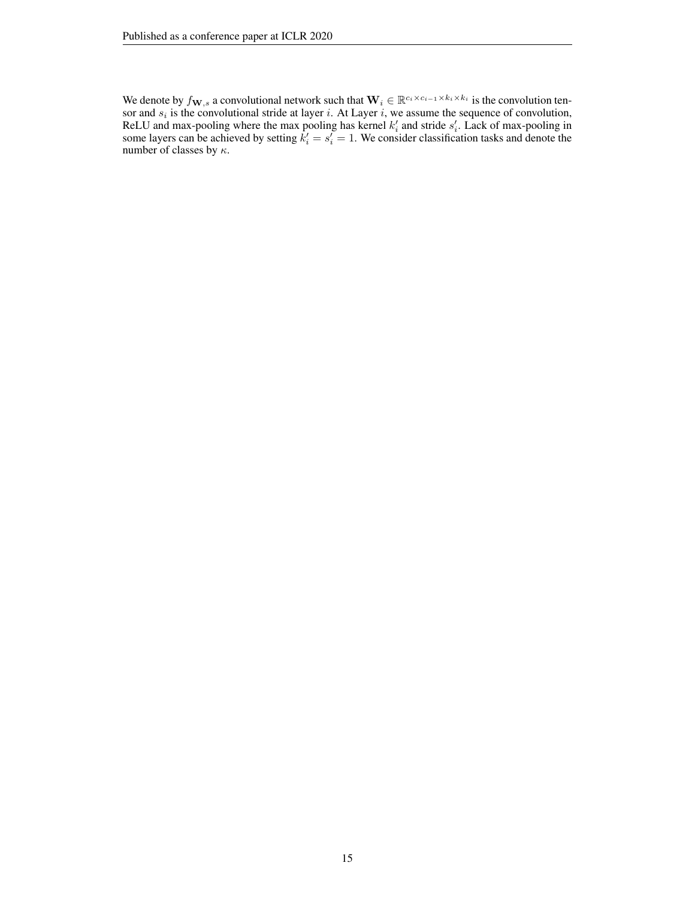We denote by $f_{\mathbf{W},s}$ a convolutional network such that $\mathbf{W}_i \in \mathbb{R}^{c_i \times c_{i-1} \times k_i \times k_i}$ is the convolution tensor and $s_i$ is the convolutional stride at layer $i$. At Layer $i$, we assume the sequence of convolution, ReLU and max-pooling where the max pooling has kernel $k'_i$ and stride $s'_i$. Lack of max-pooling in some layers can be achieved by setting $k'_i = s'_i = 1$. We consider classification tasks and denote the number of classes by $\kappa$.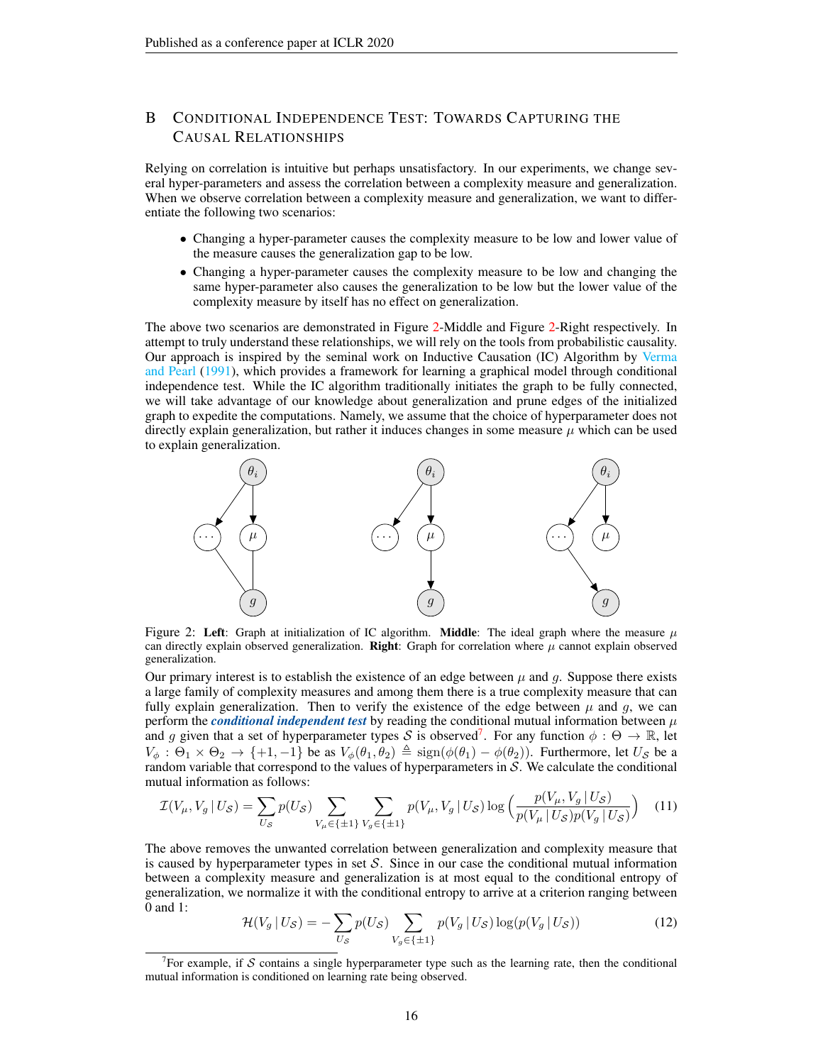## B Conditional Independence Test: Towards Capturing the Causal Relationships

Relying on correlation is intuitive but perhaps unsatisfactory. In our experiments, we change several hyper-parameters and assess the correlation between a complexity measure and generalization. When we observe correlation between a complexity measure and generalization, we want to differentiate the following two scenarios:

- Changing a hyper-parameter causes the complexity measure to be low and lower value of the measure causes the generalization gap to be low.
- Changing a hyper-parameter causes the complexity measure to be low and changing the same hyper-parameter also causes the generalization to be low but the lower value of the complexity measure by itself has no effect on generalization.

The above two scenarios are demonstrated in Figure 2-Middle and Figure 2-Right respectively. In attempt to truly understand these relationships, we will rely on the tools from probabilistic causality. Our approach is inspired by the seminal work on Inductive Causation (IC) Algorithm by Verma and Pearl (1991), which provides a framework for learning a graphical model through conditional independence test. While the IC algorithm traditionally initiates the graph to be fully connected, we will take advantage of our knowledge about generalization and prune edges of the initialized graph to expedite the computations. Namely, we assume that the choice of hyperparameter does not directly explain generalization, but rather it induces changes in some measure $\mu$ which can be used to explain generalization.

Figure 2: **Left**: Graph at initialization of IC algorithm. **Middle**: The ideal graph where the measure $\mu$ can directly explain observed generalization. **Right**: Graph for correlation where $\mu$ cannot explain observed generalization.

Our primary interest is to establish the existence of an edge between $\mu$ and $g$. Suppose there exists a large family of complexity measures and among them there is a true complexity measure that can fully explain generalization. Then to verify the existence of the edge between $\mu$ and $g$, we can perform the ***conditional independent test*** by reading the conditional mutual information between $\mu$ and $g$ given that a set of hyperparameter types $\mathcal{S}$ is observed[7]. For any function $\phi : \Theta \to \mathbb{R}$, let $V_\phi : \Theta_1 \times \Theta_2 \to \{+1, -1\}$ be as $V_\phi(\theta_1, \theta_2) \triangleq \text{sign}(\phi(\theta_1) - \phi(\theta_2))$. Furthermore, let $U_{\mathcal{S}}$ be a random variable that correspond to the values of hyperparameters in $\mathcal{S}$. We calculate the conditional mutual information as follows:

$$\mathcal{I}(V_\mu, V_g \,|\, U_{\mathcal{S}}) = \sum_{U_{\mathcal{S}}} p(U_{\mathcal{S}}) \sum_{V_\mu \in \{\pm 1\}} \sum_{V_g \in \{\pm 1\}} p(V_\mu, V_g \,|\, U_{\mathcal{S}}) \log \left( \frac{p(V_\mu, V_g \,|\, U_{\mathcal{S}})}{p(V_\mu \,|\, U_{\mathcal{S}}) p(V_g \,|\, U_{\mathcal{S}})} \right) \tag{11}$$

The above removes the unwanted correlation between generalization and complexity measure that is caused by hyperparameter types in set $\mathcal{S}$. Since in our case the conditional mutual information between a complexity measure and generalization is at most equal to the conditional entropy of generalization, we normalize it with the conditional entropy to arrive at a criterion ranging between 0 and 1:

$$\mathcal{H}(V_g \,|\, U_{\mathcal{S}}) = -\sum_{U_{\mathcal{S}}} p(U_{\mathcal{S}}) \sum_{V_g \in \{\pm 1\}} p(V_g \,|\, U_{\mathcal{S}}) \log(p(V_g \,|\, U_{\mathcal{S}})) \tag{12}$$

[7] For example, if $\mathcal{S}$ contains a single hyperparameter type such as the learning rate, then the conditional mutual information is conditioned on learning rate being observed.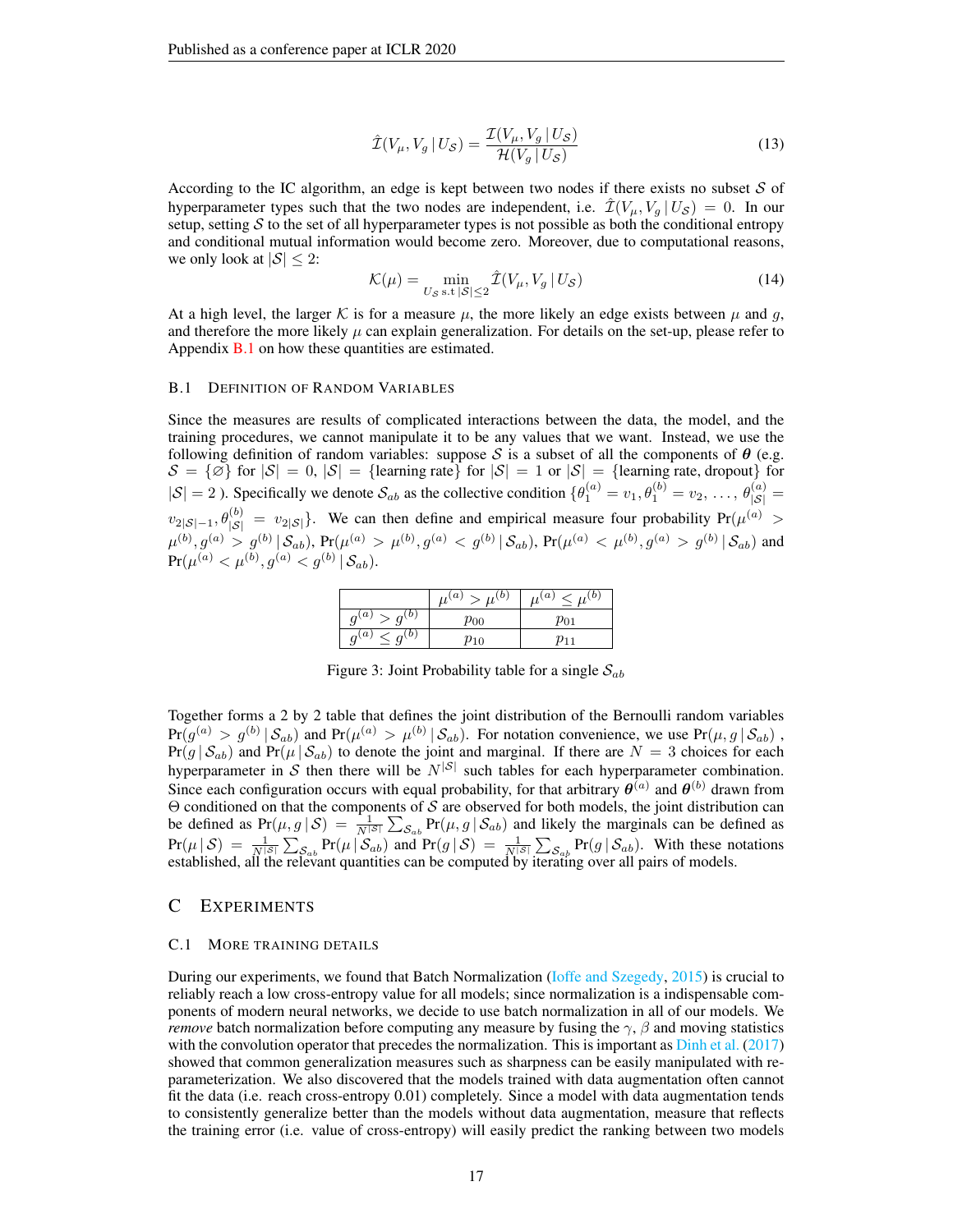$$\hat{\mathcal{I}}(V_\mu, V_g \,|\, U_\mathcal{S}) = \frac{\mathcal{I}(V_\mu, V_g \,|\, U_\mathcal{S})}{\mathcal{H}(V_g \,|\, U_\mathcal{S})} \tag{13}$$

According to the IC algorithm, an edge is kept between two nodes if there exists no subset $\mathcal{S}$ of hyperparameter types such that the two nodes are independent, i.e. $\hat{\mathcal{I}}(V_\mu, V_g \,|\, U_\mathcal{S}) = 0$. In our setup, setting $\mathcal{S}$ to the set of all hyperparameter types is not possible as both the conditional entropy and conditional mutual information would become zero. Moreover, due to computational reasons, we only look at $|\mathcal{S}| \leq 2$:

$$\mathcal{K}(\mu) = \min_{U_\mathcal{S} \text{ s.t } |\mathcal{S}| \leq 2} \hat{\mathcal{I}}(V_\mu, V_g \,|\, U_\mathcal{S}) \tag{14}$$

At a high level, the larger $\mathcal{K}$ is for a measure $\mu$, the more likely an edge exists between $\mu$ and $g$, and therefore the more likely $\mu$ can explain generalization. For details on the set-up, please refer to Appendix B.1 on how these quantities are estimated.

### B.1 Definition of Random Variables

Since the measures are results of complicated interactions between the data, the model, and the training procedures, we cannot manipulate it to be any values that we want. Instead, we use the following definition of random variables: suppose $\mathcal{S}$ is a subset of all the components of $\boldsymbol{\theta}$ (e.g. $\mathcal{S} = \{\varnothing\}$ for $|\mathcal{S}| = 0$, $|\mathcal{S}| = \{\text{learning rate}\}$ for $|\mathcal{S}| = 1$ or $|\mathcal{S}| = \{\text{learning rate, dropout}\}$ for $|\mathcal{S}| = 2$ ). Specifically we denote $\mathcal{S}_{ab}$ as the collective condition $\{\theta_1^{(a)} = v_1, \theta_1^{(b)} = v_2, \ldots, \theta_{|\mathcal{S}|}^{(a)} = v_{2|\mathcal{S}|-1}, \theta_{|\mathcal{S}|}^{(b)} = v_{2|\mathcal{S}|}\}$. We can then define and empirical measure four probability $\Pr(\mu^{(a)} > \mu^{(b)}, g^{(a)} > g^{(b)} \,|\, \mathcal{S}_{ab})$, $\Pr(\mu^{(a)} > \mu^{(b)}, g^{(a)} < g^{(b)} \,|\, \mathcal{S}_{ab})$, $\Pr(\mu^{(a)} < \mu^{(b)}, g^{(a)} > g^{(b)} \,|\, \mathcal{S}_{ab})$ and $\Pr(\mu^{(a)} < \mu^{(b)}, g^{(a)} < g^{(b)} \,|\, \mathcal{S}_{ab})$.

| | $\mu^{(a)} > \mu^{(b)}$ | $\mu^{(a)} \leq \mu^{(b)}$ |
|---|---|---|
| $g^{(a)} > g^{(b)}$ | $p_{00}$ | $p_{01}$ |
| $g^{(a)} \leq g^{(b)}$ | $p_{10}$ | $p_{11}$ |

Figure 3: Joint Probability table for a single $\mathcal{S}_{ab}$

Together forms a 2 by 2 table that defines the joint distribution of the Bernoulli random variables $\Pr(g^{(a)} > g^{(b)} \,|\, \mathcal{S}_{ab})$ and $\Pr(\mu^{(a)} > \mu^{(b)} \,|\, \mathcal{S}_{ab})$. For notation convenience, we use $\Pr(\mu, g \,|\, \mathcal{S}_{ab})$ , $\Pr(g \,|\, \mathcal{S}_{ab})$ and $\Pr(\mu \,|\, \mathcal{S}_{ab})$ to denote the joint and marginal. If there are $N = 3$ choices for each hyperparameter in $\mathcal{S}$ then there will be $N^{|\mathcal{S}|}$ such tables for each hyperparameter combination. Since each configuration occurs with equal probability, for that arbitrary $\boldsymbol{\theta}^{(a)}$ and $\boldsymbol{\theta}^{(b)}$ drawn from $\Theta$ conditioned on that the components of $\mathcal{S}$ are observed for both models, the joint distribution can be defined as $\Pr(\mu, g \,|\, \mathcal{S}) = \frac{1}{N^{|\mathcal{S}|}} \sum_{\mathcal{S}_{ab}} \Pr(\mu, g \,|\, \mathcal{S}_{ab})$ and likely the marginals can be defined as $\Pr(\mu \,|\, \mathcal{S}) = \frac{1}{N^{|\mathcal{S}|}} \sum_{\mathcal{S}_{ab}} \Pr(\mu \,|\, \mathcal{S}_{ab})$ and $\Pr(g \,|\, \mathcal{S}) = \frac{1}{N^{|\mathcal{S}|}} \sum_{\mathcal{S}_{ab}} \Pr(g \,|\, \mathcal{S}_{ab})$. With these notations established, all the relevant quantities can be computed by iterating over all pairs of models.

## C Experiments

### C.1 More Training Details

During our experiments, we found that Batch Normalization (Ioffe and Szegedy, 2015) is crucial to reliably reach a low cross-entropy value for all models; since normalization is a indispensable components of modern neural networks, we decide to use batch normalization in all of our models. We *remove* batch normalization before computing any measure by fusing the $\gamma$, $\beta$ and moving statistics with the convolution operator that precedes the normalization. This is important as Dinh et al. (2017) showed that common generalization measures such as sharpness can be easily manipulated with re-parameterization. We also discovered that the models trained with data augmentation often cannot fit the data (i.e. reach cross-entropy 0.01) completely. Since a model with data augmentation tends to consistently generalize better than the models without data augmentation, measure that reflects the training error (i.e. value of cross-entropy) will easily predict the ranking between two models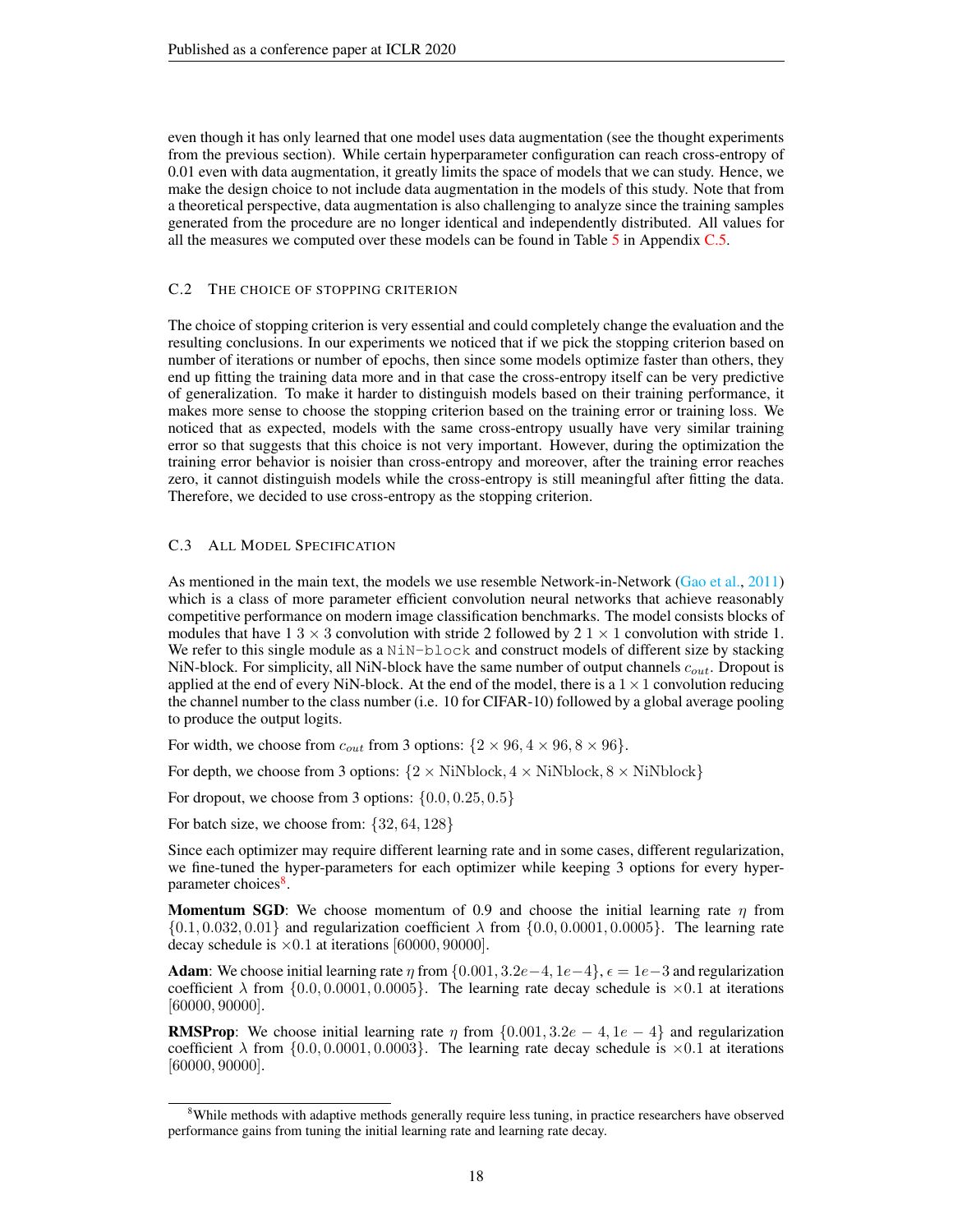even though it has only learned that one model uses data augmentation (see the thought experiments from the previous section). While certain hyperparameter configuration can reach cross-entropy of 0.01 even with data augmentation, it greatly limits the space of models that we can study. Hence, we make the design choice to not include data augmentation in the models of this study. Note that from a theoretical perspective, data augmentation is also challenging to analyze since the training samples generated from the procedure are no longer identical and independently distributed. All values for all the measures we computed over these models can be found in Table 5 in Appendix C.5.

### C.2 THE CHOICE OF STOPPING CRITERION

The choice of stopping criterion is very essential and could completely change the evaluation and the resulting conclusions. In our experiments we noticed that if we pick the stopping criterion based on number of iterations or number of epochs, then since some models optimize faster than others, they end up fitting the training data more and in that case the cross-entropy itself can be very predictive of generalization. To make it harder to distinguish models based on their training performance, it makes more sense to choose the stopping criterion based on the training error or training loss. We noticed that as expected, models with the same cross-entropy usually have very similar training error so that suggests that this choice is not very important. However, during the optimization the training error behavior is noisier than cross-entropy and moreover, after the training error reaches zero, it cannot distinguish models while the cross-entropy is still meaningful after fitting the data. Therefore, we decided to use cross-entropy as the stopping criterion.

### C.3 ALL MODEL SPECIFICATION

As mentioned in the main text, the models we use resemble Network-in-Network (Gao et al., 2011) which is a class of more parameter efficient convolution neural networks that achieve reasonably competitive performance on modern image classification benchmarks. The model consists blocks of modules that have 1 $3 \times 3$ convolution with stride 2 followed by 2 $1 \times 1$ convolution with stride 1. We refer to this single module as a `NiN-block` and construct models of different size by stacking NiN-block. For simplicity, all NiN-block have the same number of output channels $c_{out}$. Dropout is applied at the end of every NiN-block. At the end of the model, there is a $1 \times 1$ convolution reducing the channel number to the class number (i.e. 10 for CIFAR-10) followed by a global average pooling to produce the output logits.

For width, we choose from $c_{out}$ from 3 options: $\{2 \times 96, 4 \times 96, 8 \times 96\}$.

For depth, we choose from 3 options: $\{2 \times \text{NiNblock}, 4 \times \text{NiNblock}, 8 \times \text{NiNblock}\}$

For dropout, we choose from 3 options: $\{0.0, 0.25, 0.5\}$

For batch size, we choose from: $\{32, 64, 128\}$

Since each optimizer may require different learning rate and in some cases, different regularization, we fine-tuned the hyper-parameters for each optimizer while keeping 3 options for every hyper-parameter choices[8].

**Momentum SGD**: We choose momentum of 0.9 and choose the initial learning rate $\eta$ from $\{0.1, 0.032, 0.01\}$ and regularization coefficient $\lambda$ from $\{0.0, 0.0001, 0.0005\}$. The learning rate decay schedule is $\times 0.1$ at iterations $[60000, 90000]$.

**Adam**: We choose initial learning rate $\eta$ from $\{0.001, 3.2e{-}4, 1e{-}4\}$, $\epsilon = 1e{-}3$ and regularization coefficient $\lambda$ from $\{0.0, 0.0001, 0.0005\}$. The learning rate decay schedule is $\times 0.1$ at iterations $[60000, 90000]$.

**RMSProp**: We choose initial learning rate $\eta$ from $\{0.001, 3.2e-4, 1e-4\}$ and regularization coefficient $\lambda$ from $\{0.0, 0.0001, 0.0003\}$. The learning rate decay schedule is $\times 0.1$ at iterations $[60000, 90000]$.

[8] While methods with adaptive methods generally require less tuning, in practice researchers have observed performance gains from tuning the initial learning rate and learning rate decay.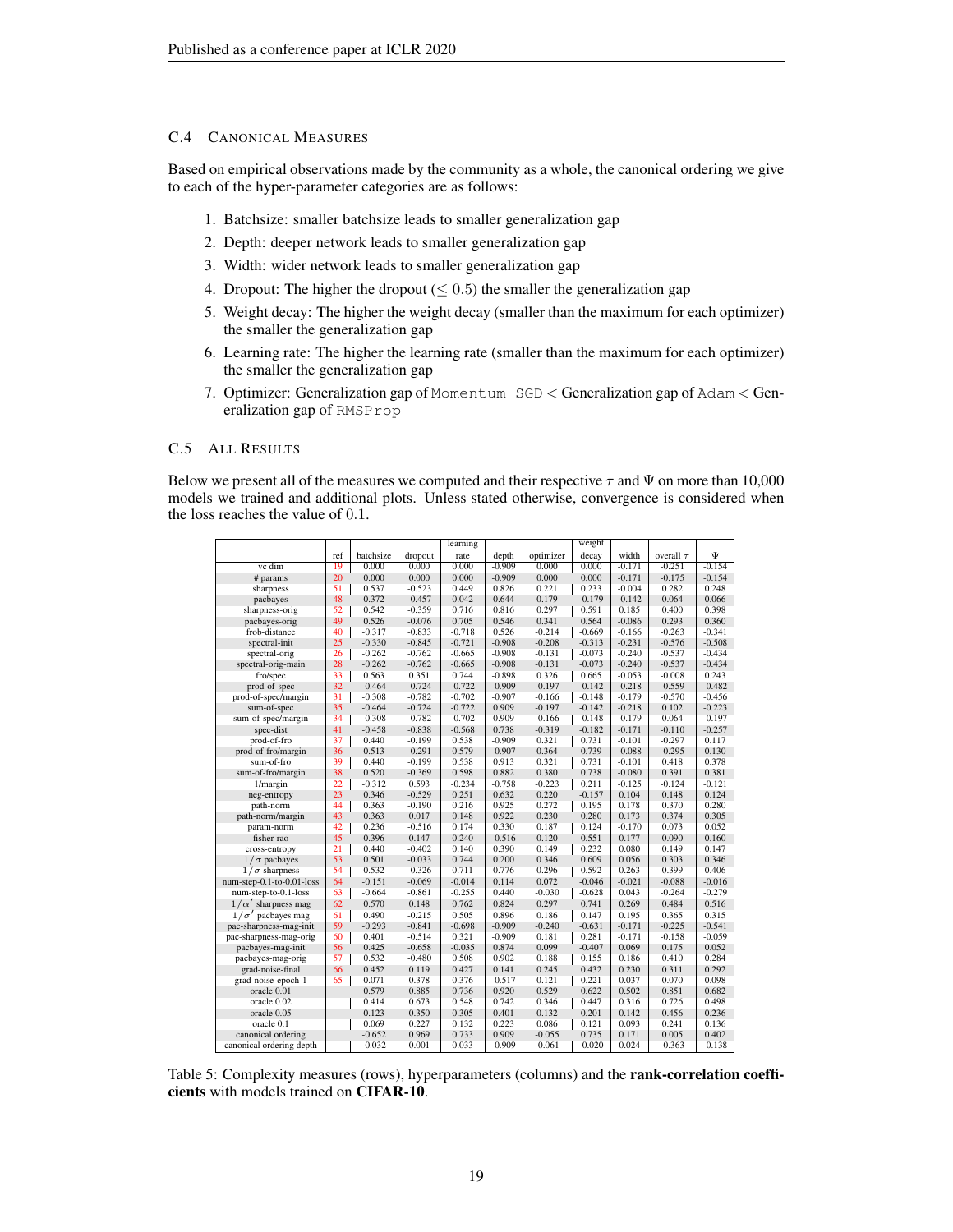### C.4 Canonical Measures

Based on empirical observations made by the community as a whole, the canonical ordering we give to each of the hyper-parameter categories are as follows:

1. Batchsize: smaller batchsize leads to smaller generalization gap
2. Depth: deeper network leads to smaller generalization gap
3. Width: wider network leads to smaller generalization gap
4. Dropout: The higher the dropout ($\leq 0.5$) the smaller the generalization gap
5. Weight decay: The higher the weight decay (smaller than the maximum for each optimizer) the smaller the generalization gap
6. Learning rate: The higher the learning rate (smaller than the maximum for each optimizer) the smaller the generalization gap
7. Optimizer: Generalization gap of `Momentum SGD` < Generalization gap of `Adam` < Generalization gap of `RMSProp`

### C.5 All Results

Below we present all of the measures we computed and their respective $\tau$ and $\Psi$ on more than 10,000 models we trained and additional plots. Unless stated otherwise, convergence is considered when the loss reaches the value of 0.1.

| | ref | batchsize | dropout | learning rate | depth | optimizer | weight decay | width | overall $\tau$ | $\Psi$ |
|---|---|---|---|---|---|---|---|---|---|---|
| vc dim | 19 | 0.000 | 0.000 | 0.000 | -0.909 | 0.000 | 0.000 | -0.171 | -0.251 | -0.154 |
| # params | 20 | 0.000 | 0.000 | 0.000 | -0.909 | 0.000 | 0.000 | -0.171 | -0.175 | -0.154 |
| sharpness | 51 | 0.537 | -0.523 | 0.449 | 0.826 | 0.221 | 0.233 | -0.004 | 0.282 | 0.248 |
| pacbayes | 48 | 0.372 | -0.457 | 0.042 | 0.644 | 0.179 | -0.179 | -0.142 | 0.064 | 0.066 |
| sharpness-orig | 52 | 0.542 | -0.359 | 0.716 | 0.816 | 0.297 | 0.591 | 0.185 | 0.400 | 0.398 |
| pacbayes-orig | 49 | 0.526 | -0.076 | 0.705 | 0.546 | 0.341 | 0.564 | -0.086 | 0.293 | 0.360 |
| frob-distance | 40 | -0.317 | -0.833 | -0.718 | 0.526 | -0.214 | -0.669 | -0.166 | -0.263 | -0.341 |
| spectral-init | 25 | -0.330 | -0.845 | -0.721 | -0.908 | -0.208 | -0.313 | -0.231 | -0.576 | -0.508 |
| spectral-orig | 26 | -0.262 | -0.762 | -0.665 | -0.908 | -0.131 | -0.073 | -0.240 | -0.537 | -0.434 |
| spectral-orig-main | 28 | -0.262 | -0.762 | -0.665 | -0.908 | -0.131 | -0.073 | -0.240 | -0.537 | -0.434 |
| fro/spec | 33 | 0.563 | 0.351 | 0.744 | -0.898 | 0.326 | 0.665 | -0.053 | -0.008 | 0.243 |
| prod-of-spec | 32 | -0.464 | -0.724 | -0.722 | -0.909 | -0.197 | -0.142 | -0.218 | -0.559 | -0.482 |
| prod-of-spec/margin | 31 | -0.308 | -0.782 | -0.702 | -0.907 | -0.166 | -0.148 | -0.179 | -0.570 | -0.456 |
| sum-of-spec | 35 | -0.464 | -0.724 | -0.722 | 0.909 | -0.197 | -0.142 | -0.218 | 0.102 | -0.223 |
| sum-of-spec/margin | 34 | -0.308 | -0.782 | -0.702 | 0.909 | -0.166 | -0.148 | -0.179 | 0.064 | -0.197 |
| spec-dist | 41 | -0.458 | -0.838 | -0.568 | 0.738 | -0.319 | -0.182 | -0.171 | -0.110 | -0.257 |
| prod-of-fro | 37 | 0.440 | -0.199 | 0.538 | -0.909 | 0.321 | 0.731 | -0.101 | -0.297 | 0.117 |
| prod-of-fro/margin | 36 | 0.513 | -0.291 | 0.579 | -0.907 | 0.364 | 0.739 | -0.088 | -0.295 | 0.130 |
| sum-of-fro | 39 | 0.440 | -0.199 | 0.538 | 0.913 | 0.321 | 0.731 | -0.101 | 0.418 | 0.378 |
| sum-of-fro/margin | 38 | 0.520 | -0.369 | 0.598 | 0.882 | 0.380 | 0.738 | -0.080 | 0.391 | 0.381 |
| 1/margin | 22 | -0.312 | 0.593 | -0.234 | -0.758 | -0.223 | 0.211 | -0.125 | -0.124 | -0.121 |
| neg-entropy | 23 | 0.346 | -0.529 | 0.251 | 0.632 | 0.220 | -0.157 | 0.104 | 0.148 | 0.124 |
| path-norm | 44 | 0.363 | -0.190 | 0.216 | 0.925 | 0.272 | 0.195 | 0.178 | 0.370 | 0.280 |
| path-norm/margin | 43 | 0.363 | 0.017 | 0.148 | 0.922 | 0.230 | 0.280 | 0.173 | 0.374 | 0.305 |
| param-norm | 42 | 0.236 | -0.516 | 0.174 | 0.330 | 0.187 | 0.124 | -0.170 | 0.073 | 0.052 |
| fisher-rao | 45 | 0.396 | 0.147 | 0.240 | -0.516 | 0.120 | 0.551 | 0.177 | 0.090 | 0.160 |
| cross-entropy | 21 | 0.440 | -0.402 | 0.140 | 0.390 | 0.149 | 0.232 | 0.080 | 0.149 | 0.147 |
| $1/\sigma$ pacbayes | 53 | 0.501 | -0.033 | 0.744 | 0.200 | 0.346 | 0.609 | 0.056 | 0.303 | 0.346 |
| $1/\sigma$ sharpness | 54 | 0.532 | -0.326 | 0.711 | 0.776 | 0.296 | 0.592 | 0.263 | 0.399 | 0.406 |
| num-step-0.1-to-0.01-loss | 64 | -0.151 | -0.069 | -0.014 | 0.114 | 0.072 | -0.046 | -0.021 | -0.088 | -0.016 |
| num-step-to-0.1-loss | 63 | -0.664 | -0.861 | -0.255 | 0.440 | -0.030 | -0.628 | 0.043 | -0.264 | -0.279 |
| $1/\alpha'$ sharpness mag | 62 | 0.570 | 0.148 | 0.762 | 0.824 | 0.297 | 0.741 | 0.269 | 0.484 | 0.516 |
| $1/\sigma'$ pacbayes mag | 61 | 0.490 | -0.215 | 0.505 | 0.896 | 0.186 | 0.147 | 0.195 | 0.365 | 0.315 |
| pac-sharpness-mag-init | 59 | -0.293 | -0.841 | -0.698 | -0.909 | -0.240 | -0.631 | -0.171 | -0.225 | -0.541 |
| pac-sharpness-mag-orig | 60 | 0.401 | -0.514 | 0.321 | -0.909 | 0.181 | 0.281 | -0.171 | -0.158 | -0.059 |
| pacbayes-mag-init | 56 | 0.425 | -0.658 | -0.035 | 0.874 | 0.099 | -0.407 | 0.069 | 0.175 | 0.052 |
| pacbayes-mag-orig | 57 | 0.532 | -0.480 | 0.508 | 0.902 | 0.188 | 0.155 | 0.186 | 0.410 | 0.284 |
| grad-noise-final | 66 | 0.452 | 0.119 | 0.427 | 0.141 | 0.245 | 0.432 | 0.230 | 0.311 | 0.292 |
| grad-noise-epoch-1 | 65 | 0.071 | 0.378 | 0.376 | -0.517 | 0.121 | 0.221 | 0.037 | 0.070 | 0.098 |
| oracle 0.01 | | 0.579 | 0.885 | 0.736 | 0.920 | 0.529 | 0.622 | 0.502 | 0.851 | 0.682 |
| oracle 0.02 | | 0.414 | 0.673 | 0.548 | 0.742 | 0.346 | 0.447 | 0.316 | 0.726 | 0.498 |
| oracle 0.05 | | 0.123 | 0.350 | 0.305 | 0.401 | 0.132 | 0.201 | 0.142 | 0.456 | 0.236 |
| oracle 0.1 | | 0.069 | 0.227 | 0.132 | 0.223 | 0.086 | 0.121 | 0.093 | 0.241 | 0.136 |
| canonical ordering | | -0.652 | 0.969 | 0.733 | 0.909 | -0.055 | 0.735 | 0.171 | 0.005 | 0.402 |
| canonical ordering depth | | -0.032 | 0.001 | 0.033 | -0.909 | -0.061 | -0.020 | 0.024 | -0.363 | -0.138 |

Table 5: Complexity measures (rows), hyperparameters (columns) and the **rank-correlation coefficients** with models trained on **CIFAR-10**.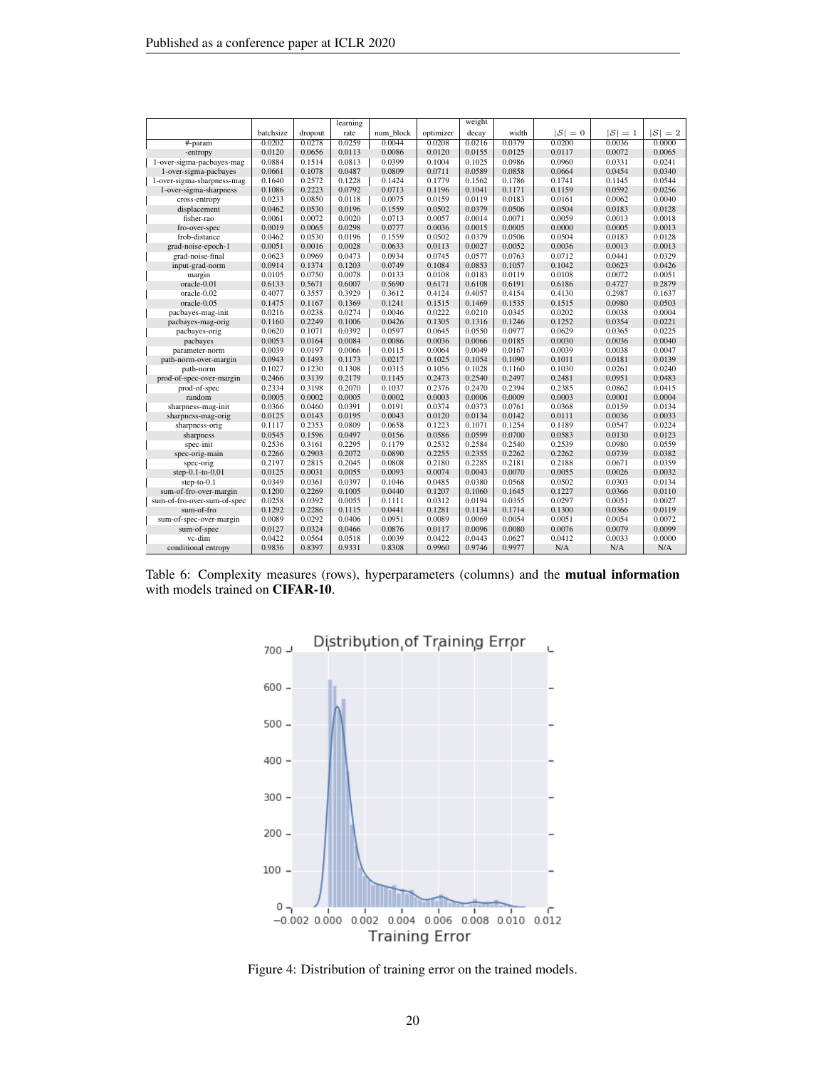| | batchsize | dropout | learning rate | num_block | optimizer | weight decay | width | $\lvert\mathcal{S}\rvert = 0$ | $\lvert\mathcal{S}\rvert = 1$ | $\lvert\mathcal{S}\rvert = 2$ |
|---|---|---|---|---|---|---|---|---|---|---|
| #-param | 0.0202 | 0.0278 | 0.0259 | 0.0044 | 0.0208 | 0.0216 | 0.0379 | 0.0200 | 0.0036 | 0.0000 |
| -entropy | 0.0120 | 0.0656 | 0.0113 | 0.0086 | 0.0120 | 0.0155 | 0.0125 | 0.0117 | 0.0072 | 0.0065 |
| 1-over-sigma-pacbayes-mag | 0.0884 | 0.1514 | 0.0813 | 0.0399 | 0.1004 | 0.1025 | 0.0986 | 0.0960 | 0.0331 | 0.0241 |
| 1-over-sigma-pacbayes | 0.0661 | 0.1078 | 0.0487 | 0.0809 | 0.0711 | 0.0589 | 0.0858 | 0.0664 | 0.0454 | 0.0340 |
| 1-over-sigma-sharpness-mag | 0.1640 | 0.2572 | 0.1228 | 0.1424 | 0.1779 | 0.1562 | 0.1786 | 0.1741 | 0.1145 | 0.0544 |
| 1-over-sigma-sharpness | 0.1086 | 0.2223 | 0.0792 | 0.0713 | 0.1196 | 0.1041 | 0.1171 | 0.1159 | 0.0592 | 0.0256 |
| cross-entropy | 0.0233 | 0.0850 | 0.0118 | 0.0075 | 0.0159 | 0.0119 | 0.0183 | 0.0161 | 0.0062 | 0.0040 |
| displacement | 0.0462 | 0.0530 | 0.0196 | 0.1559 | 0.0502 | 0.0379 | 0.0506 | 0.0504 | 0.0183 | 0.0128 |
| fisher-rao | 0.0061 | 0.0072 | 0.0020 | 0.0713 | 0.0057 | 0.0014 | 0.0071 | 0.0059 | 0.0013 | 0.0018 |
| fro-over-spec | 0.0019 | 0.0065 | 0.0298 | 0.0777 | 0.0036 | 0.0015 | 0.0005 | 0.0000 | 0.0005 | 0.0013 |
| frob-distance | 0.0462 | 0.0530 | 0.0196 | 0.1559 | 0.0502 | 0.0379 | 0.0506 | 0.0504 | 0.0183 | 0.0128 |
| grad-noise-epoch-1 | 0.0051 | 0.0016 | 0.0028 | 0.0633 | 0.0113 | 0.0027 | 0.0052 | 0.0036 | 0.0013 | 0.0013 |
| grad-noise-final | 0.0623 | 0.0969 | 0.0473 | 0.0934 | 0.0745 | 0.0577 | 0.0763 | 0.0712 | 0.0441 | 0.0329 |
| input-grad-norm | 0.0914 | 0.1374 | 0.1203 | 0.0749 | 0.1084 | 0.0853 | 0.1057 | 0.1042 | 0.0623 | 0.0426 |
| margin | 0.0105 | 0.0750 | 0.0078 | 0.0133 | 0.0108 | 0.0183 | 0.0119 | 0.0108 | 0.0072 | 0.0051 |
| oracle-0.01 | 0.6133 | 0.5671 | 0.6007 | 0.5690 | 0.6171 | 0.6108 | 0.6191 | 0.6186 | 0.4727 | 0.2879 |
| oracle-0.02 | 0.4077 | 0.3557 | 0.3929 | 0.3612 | 0.4124 | 0.4057 | 0.4154 | 0.4130 | 0.2987 | 0.1637 |
| oracle-0.05 | 0.1475 | 0.1167 | 0.1369 | 0.1241 | 0.1515 | 0.1469 | 0.1535 | 0.1515 | 0.0980 | 0.0503 |
| pacbayes-mag-init | 0.0216 | 0.0238 | 0.0274 | 0.0046 | 0.0222 | 0.0210 | 0.0345 | 0.0202 | 0.0038 | 0.0004 |
| pacbayes-mag-orig | 0.1160 | 0.2249 | 0.1006 | 0.0426 | 0.1305 | 0.1316 | 0.1246 | 0.1252 | 0.0354 | 0.0221 |
| pacbayes-orig | 0.0620 | 0.1071 | 0.0392 | 0.0597 | 0.0645 | 0.0550 | 0.0977 | 0.0629 | 0.0365 | 0.0225 |
| pacbayes | 0.0053 | 0.0164 | 0.0084 | 0.0086 | 0.0036 | 0.0066 | 0.0185 | 0.0030 | 0.0036 | 0.0040 |
| parameter-norm | 0.0039 | 0.0197 | 0.0066 | 0.0115 | 0.0064 | 0.0049 | 0.0167 | 0.0039 | 0.0038 | 0.0047 |
| path-norm-over-margin | 0.0943 | 0.1493 | 0.1173 | 0.0217 | 0.1025 | 0.1054 | 0.1090 | 0.1011 | 0.0181 | 0.0139 |
| path-norm | 0.1027 | 0.1230 | 0.1308 | 0.0315 | 0.1056 | 0.1028 | 0.1160 | 0.1030 | 0.0261 | 0.0240 |
| prod-of-spec-over-margin | 0.2466 | 0.3139 | 0.2179 | 0.1145 | 0.2473 | 0.2540 | 0.2497 | 0.2481 | 0.0951 | 0.0483 |
| prod-of-spec | 0.2334 | 0.3198 | 0.2070 | 0.1037 | 0.2376 | 0.2470 | 0.2394 | 0.2385 | 0.0862 | 0.0415 |
| random | 0.0005 | 0.0002 | 0.0005 | 0.0002 | 0.0003 | 0.0006 | 0.0009 | 0.0003 | 0.0001 | 0.0004 |
| sharpness-mag-init | 0.0366 | 0.0460 | 0.0391 | 0.0191 | 0.0374 | 0.0373 | 0.0761 | 0.0368 | 0.0159 | 0.0134 |
| sharpness-mag-orig | 0.0125 | 0.0143 | 0.0195 | 0.0043 | 0.0120 | 0.0134 | 0.0142 | 0.0111 | 0.0036 | 0.0033 |
| sharpness-orig | 0.1117 | 0.2353 | 0.0809 | 0.0658 | 0.1223 | 0.1071 | 0.1254 | 0.1189 | 0.0547 | 0.0224 |
| sharpness | 0.0545 | 0.1596 | 0.0497 | 0.0156 | 0.0586 | 0.0599 | 0.0700 | 0.0583 | 0.0130 | 0.0123 |
| spec-init | 0.2536 | 0.3161 | 0.2295 | 0.1179 | 0.2532 | 0.2584 | 0.2540 | 0.2539 | 0.0980 | 0.0559 |
| spec-orig-main | 0.2266 | 0.2903 | 0.2072 | 0.0890 | 0.2255 | 0.2355 | 0.2262 | 0.2262 | 0.0739 | 0.0382 |
| spec-orig | 0.2197 | 0.2815 | 0.2045 | 0.0808 | 0.2180 | 0.2285 | 0.2181 | 0.2188 | 0.0671 | 0.0359 |
| step-0.1-to-0.01 | 0.0125 | 0.0031 | 0.0055 | 0.0093 | 0.0074 | 0.0043 | 0.0070 | 0.0055 | 0.0026 | 0.0032 |
| step-to-0.1 | 0.0349 | 0.0361 | 0.0397 | 0.1046 | 0.0485 | 0.0380 | 0.0568 | 0.0502 | 0.0303 | 0.0134 |
| sum-of-fro-over-margin | 0.1200 | 0.2269 | 0.1005 | 0.0440 | 0.1207 | 0.1060 | 0.1645 | 0.1227 | 0.0366 | 0.0110 |
| sum-of-fro-over-sum-of-spec | 0.0258 | 0.0392 | 0.0055 | 0.1111 | 0.0312 | 0.0194 | 0.0355 | 0.0297 | 0.0051 | 0.0027 |
| sum-of-fro | 0.1292 | 0.2286 | 0.1115 | 0.0441 | 0.1281 | 0.1134 | 0.1714 | 0.1300 | 0.0366 | 0.0119 |
| sum-of-spec-over-margin | 0.0089 | 0.0292 | 0.0406 | 0.0951 | 0.0089 | 0.0069 | 0.0054 | 0.0051 | 0.0054 | 0.0072 |
| sum-of-spec | 0.0127 | 0.0324 | 0.0466 | 0.0876 | 0.0117 | 0.0096 | 0.0080 | 0.0076 | 0.0079 | 0.0099 |
| vc-dim | 0.0422 | 0.0564 | 0.0518 | 0.0039 | 0.0422 | 0.0443 | 0.0627 | 0.0412 | 0.0033 | 0.0000 |
| conditional entropy | 0.9836 | 0.8397 | 0.9331 | 0.8308 | 0.9960 | 0.9746 | 0.9977 | N/A | N/A | N/A |

Table 6: Complexity measures (rows), hyperparameters (columns) and the **mutual information** with models trained on **CIFAR-10**.

Figure 4: Distribution of training error on the trained models.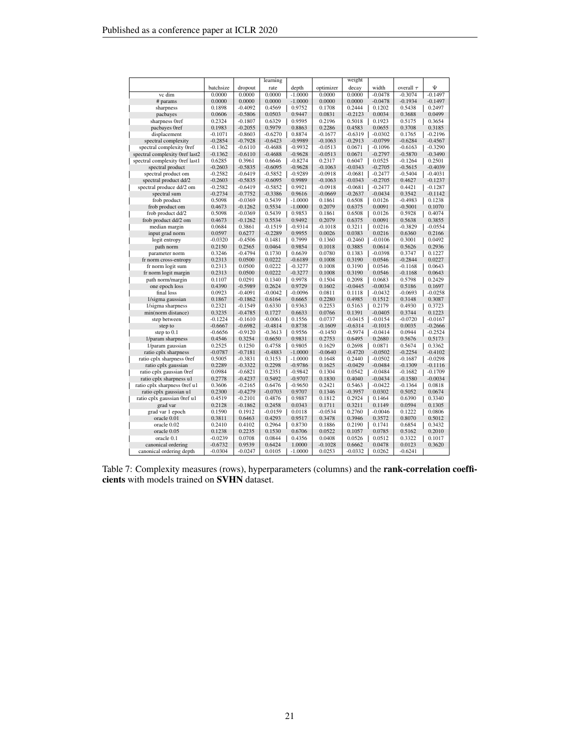| | batchsize | dropout | learning rate | depth | optimizer | weight decay | width | overall $\tau$ | $\Psi$ |
|---|---|---|---|---|---|---|---|---|---|
| vc dim | 0.0000 | 0.0000 | 0.0000 | -1.0000 | 0.0000 | 0.0000 | -0.0478 | -0.3074 | -0.1497 |
| # params | 0.0000 | 0.0000 | 0.0000 | -1.0000 | 0.0000 | 0.0000 | -0.0478 | -0.1934 | -0.1497 |
| sharpness | 0.1898 | -0.4092 | 0.4569 | 0.9752 | 0.1708 | 0.2444 | 0.1202 | 0.5438 | 0.2497 |
| pacbayes | 0.0606 | -0.5806 | 0.0503 | 0.9447 | 0.0831 | -0.2123 | 0.0034 | 0.3688 | 0.0499 |
| sharpness 0ref | 0.2324 | -0.1807 | 0.6329 | 0.9595 | 0.2196 | 0.5018 | 0.1923 | 0.5175 | 0.3654 |
| pacbayes 0ref | 0.1983 | -0.2055 | 0.5979 | 0.8863 | 0.2286 | 0.4583 | 0.0655 | 0.3708 | 0.3185 |
| displacement | -0.1071 | -0.8603 | -0.6270 | 0.8874 | -0.1677 | -0.6319 | -0.0302 | 0.1765 | -0.2196 |
| spectral complexity | -0.2854 | -0.7928 | -0.6423 | -0.9989 | -0.1063 | -0.2913 | -0.0799 | -0.6284 | -0.4567 |
| spectral complexity 0ref | -0.1362 | -0.6110 | -0.4688 | -0.9932 | -0.0513 | 0.0671 | -0.1096 | -0.6163 | -0.3290 |
| spectral complexity 0ref last2 | -0.1362 | -0.6110 | -0.4688 | -0.9628 | -0.0513 | 0.0671 | -0.2797 | -0.5870 | -0.3490 |
| spectral complexity 0ref last1 | 0.6285 | 0.3961 | 0.6646 | -0.8274 | 0.2317 | 0.6047 | 0.0525 | -0.1264 | 0.2501 |
| spectral product | -0.2603 | -0.5835 | -0.6095 | -0.9628 | -0.1063 | -0.0343 | -0.2705 | -0.5615 | -0.4039 |
| spectral product om | -0.2582 | -0.6419 | -0.5852 | -0.9289 | -0.0918 | -0.0681 | -0.2477 | -0.5404 | -0.4031 |
| spectral product dd/2 | -0.2603 | -0.5835 | -0.6095 | 0.9989 | -0.1063 | -0.0343 | -0.2705 | 0.4627 | -0.1237 |
| spectral produce dd/2 om | -0.2582 | -0.6419 | -0.5852 | 0.9921 | -0.0918 | -0.0681 | -0.2477 | 0.4421 | -0.1287 |
| spectral sum | -0.2734 | -0.7752 | -0.3386 | 0.9616 | -0.0669 | -0.2637 | -0.0434 | 0.3542 | -0.1142 |
| frob product | 0.5098 | -0.0369 | 0.5439 | -1.0000 | 0.1861 | 0.6508 | 0.0126 | -0.4983 | 0.1238 |
| frob product om | 0.4673 | -0.1262 | 0.5534 | -1.0000 | 0.2079 | 0.6375 | 0.0091 | -0.5001 | 0.1070 |
| frob product dd/2 | 0.5098 | -0.0369 | 0.5439 | 0.9853 | 0.1861 | 0.6508 | 0.0126 | 0.5928 | 0.4074 |
| frob product dd/2 om | 0.4673 | -0.1262 | 0.5534 | 0.9492 | 0.2079 | 0.6375 | 0.0091 | 0.5638 | 0.3855 |
| median margin | 0.0684 | 0.3861 | -0.1519 | -0.9314 | -0.1018 | 0.3211 | 0.0216 | -0.3829 | -0.0554 |
| input grad norm | 0.0597 | 0.6277 | -0.2289 | 0.9955 | 0.0026 | 0.0383 | 0.0216 | 0.6360 | 0.2166 |
| logit entropy | -0.0320 | -0.4506 | 0.1481 | 0.7999 | 0.1360 | -0.2460 | -0.0106 | 0.3001 | 0.0492 |
| path norm | 0.2150 | 0.2565 | 0.0464 | 0.9854 | 0.1018 | 0.3885 | 0.0614 | 0.5626 | 0.2936 |
| parameter norm | 0.3246 | -0.4794 | 0.1730 | 0.6639 | 0.0780 | 0.1383 | -0.0398 | 0.3747 | 0.1227 |
| fr norm cross-entropy | 0.2313 | 0.0500 | 0.0222 | -0.6189 | 0.1008 | 0.3190 | 0.0546 | -0.2844 | 0.0227 |
| fr norm logit sum | 0.2313 | 0.0500 | 0.0222 | -0.3277 | 0.1008 | 0.3190 | 0.0546 | -0.1168 | 0.0643 |
| fr norm logit margin | 0.2313 | 0.0500 | 0.0222 | -0.3277 | 0.1008 | 0.3190 | 0.0546 | -0.1168 | 0.0643 |
| path norm/margin | 0.1107 | 0.0291 | 0.1340 | 0.9978 | 0.1504 | 0.2098 | 0.0683 | 0.5798 | 0.2429 |
| one epoch loss | 0.4390 | -0.5989 | 0.2624 | 0.9729 | 0.1602 | -0.0445 | -0.0034 | 0.5186 | 0.1697 |
| final loss | 0.0923 | -0.4091 | -0.0042 | -0.0096 | 0.0811 | 0.1118 | -0.0432 | -0.0693 | -0.0258 |
| 1/sigma gaussian | 0.1867 | -0.1862 | 0.6164 | 0.6665 | 0.2280 | 0.4985 | 0.1512 | 0.3148 | 0.3087 |
| 1/sigma sharpness | 0.2321 | -0.1549 | 0.6330 | 0.9363 | 0.2253 | 0.5163 | 0.2179 | 0.4930 | 0.3723 |
| min(norm distance) | 0.3235 | -0.4785 | 0.1727 | 0.6633 | 0.0766 | 0.1391 | -0.0405 | 0.3744 | 0.1223 |
| step between | -0.1224 | -0.1610 | -0.0061 | 0.1556 | 0.0737 | -0.0415 | -0.0154 | -0.0720 | -0.0167 |
| step to | -0.6667 | -0.6982 | -0.4814 | 0.8738 | -0.1609 | -0.6314 | -0.1015 | 0.0035 | -0.2666 |
| step to 0.1 | -0.6656 | -0.9120 | -0.3613 | 0.9556 | -0.1450 | -0.5974 | -0.0414 | 0.0944 | -0.2524 |
| 1/param sharpness | 0.4546 | 0.3254 | 0.6650 | 0.9831 | 0.2753 | 0.6495 | 0.2680 | 0.5676 | 0.5173 |
| 1/param gaussian | 0.2525 | 0.1250 | 0.4758 | 0.9805 | 0.1629 | 0.2698 | 0.0871 | 0.5674 | 0.3362 |
| ratio cplx sharpness | -0.0787 | -0.7181 | -0.4883 | -1.0000 | -0.0640 | -0.4720 | -0.0502 | -0.2254 | -0.4102 |
| ratio cplx sharpness 0ref | 0.5005 | -0.3831 | 0.3153 | -1.0000 | 0.1648 | 0.2440 | -0.0502 | -0.1687 | -0.0298 |
| ratio cplx gaussian | 0.2289 | -0.3322 | 0.2298 | -0.9786 | 0.1625 | -0.0429 | -0.0484 | -0.1309 | -0.1116 |
| ratio cplx gaussian 0ref | 0.0984 | -0.6821 | 0.2351 | -0.9842 | 0.1304 | 0.0542 | -0.0484 | -0.1682 | -0.1709 |
| ratio cplx sharpness u1 | 0.2778 | -0.4237 | 0.5492 | -0.9707 | 0.1830 | 0.4040 | -0.0434 | -0.1580 | -0.0034 |
| ratio cplx sharpness 0ref u1 | 0.3606 | -0.2165 | 0.6476 | -0.9650 | 0.2421 | 0.5463 | -0.0422 | -0.1364 | 0.0818 |
| ratio cplx gaussian u1 | 0.2300 | -0.4279 | -0.0703 | 0.9707 | 0.1346 | -0.3957 | 0.0302 | 0.5052 | 0.0674 |
| ratio cplx gaussian 0ref u1 | 0.4519 | -0.2101 | 0.4876 | 0.9887 | 0.1812 | 0.2924 | 0.1464 | 0.6390 | 0.3340 |
| grad var | 0.2128 | -0.1862 | 0.2458 | 0.0343 | 0.1711 | 0.3211 | 0.1149 | 0.0594 | 0.1305 |
| grad var 1 epoch | 0.1590 | 0.1912 | -0.0159 | 0.0118 | -0.0534 | 0.2760 | -0.0046 | 0.1222 | 0.0806 |
| oracle 0.01 | 0.3811 | 0.6463 | 0.4293 | 0.9517 | 0.3478 | 0.3946 | 0.3572 | 0.8070 | 0.5012 |
| oracle 0.02 | 0.2410 | 0.4102 | 0.2964 | 0.8730 | 0.1886 | 0.2190 | 0.1741 | 0.6854 | 0.3432 |
| oracle 0.05 | 0.1238 | 0.2235 | 0.1530 | 0.6706 | 0.0522 | 0.1057 | 0.0785 | 0.5162 | 0.2010 |
| oracle 0.1 | -0.0239 | 0.0708 | 0.0844 | 0.4356 | 0.0408 | 0.0526 | 0.0512 | 0.3322 | 0.1017 |
| canonical ordering | -0.6732 | 0.9539 | 0.6424 | 1.0000 | -0.1028 | 0.6662 | 0.0478 | 0.0123 | 0.3620 |
| canonical ordering depth | -0.0304 | -0.0247 | 0.0105 | -1.0000 | 0.0253 | -0.0332 | 0.0262 | -0.6241 | |

Table 7: Complexity measures (rows), hyperparameters (columns) and the **rank-correlation coefficients** with models trained on **SVHN** dataset.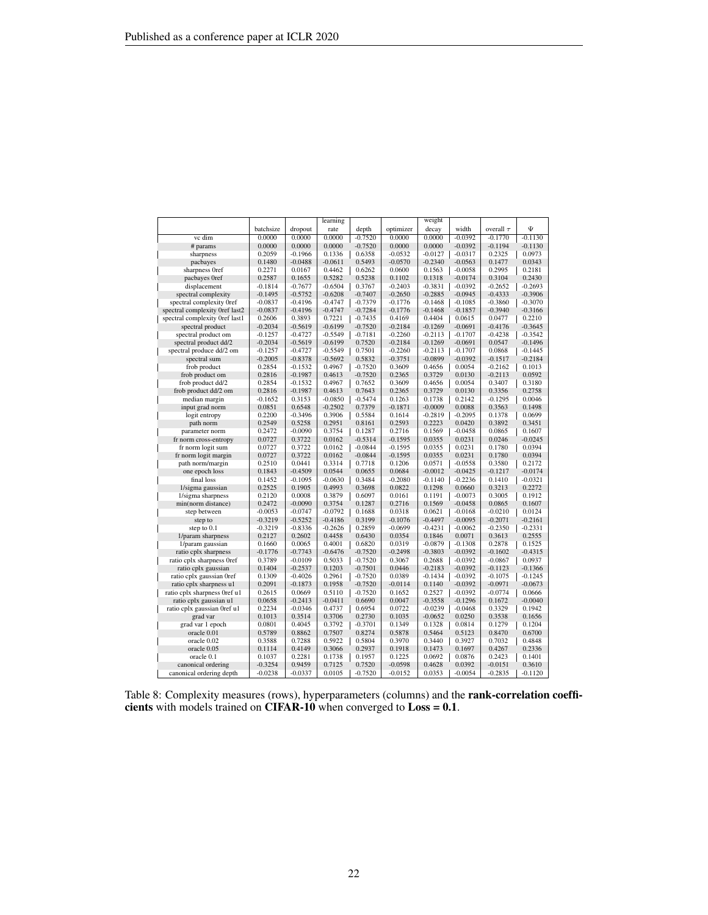| | batchsize | dropout | learning rate | depth | optimizer | weight decay | width | overall $\tau$ | $\Psi$ |
|---|---|---|---|---|---|---|---|---|---|
| vc dim | 0.0000 | 0.0000 | 0.0000 | -0.7520 | 0.0000 | 0.0000 | -0.0392 | -0.1770 | -0.1130 |
| # params | 0.0000 | 0.0000 | 0.0000 | -0.7520 | 0.0000 | 0.0000 | -0.0392 | -0.1194 | -0.1130 |
| sharpness | 0.2059 | -0.1966 | 0.1336 | 0.6358 | -0.0532 | -0.0127 | -0.0317 | 0.2325 | 0.0973 |
| pacbayes | 0.1480 | -0.0488 | -0.0611 | 0.5493 | -0.0570 | -0.2340 | -0.0563 | 0.1477 | 0.0343 |
| sharpness 0ref | 0.2271 | 0.0167 | 0.4462 | 0.6262 | 0.0600 | 0.1563 | -0.0058 | 0.2995 | 0.2181 |
| pacbayes 0ref | 0.2587 | 0.1655 | 0.5282 | 0.5238 | 0.1102 | 0.1318 | -0.0174 | 0.3104 | 0.2430 |
| displacement | -0.1814 | -0.7677 | -0.6504 | 0.3767 | -0.2403 | -0.3831 | -0.0392 | -0.2652 | -0.2693 |
| spectral complexity | -0.1495 | -0.5752 | -0.6208 | -0.7407 | -0.2650 | -0.2885 | -0.0945 | -0.4333 | -0.3906 |
| spectral complexity 0ref | -0.0837 | -0.4196 | -0.4747 | -0.7379 | -0.1776 | -0.1468 | -0.1085 | -0.3860 | -0.3070 |
| spectral complexity 0ref last2 | -0.0837 | -0.4196 | -0.4747 | -0.7284 | -0.1776 | -0.1468 | -0.1857 | -0.3940 | -0.3166 |
| spectral complexity 0ref last1 | 0.2606 | 0.3893 | 0.7221 | -0.7435 | 0.4169 | 0.4404 | 0.0615 | 0.0477 | 0.2210 |
| spectral product | -0.2034 | -0.5619 | -0.6199 | -0.7520 | -0.2184 | -0.1269 | -0.0691 | -0.4176 | -0.3645 |
| spectral product om | -0.1257 | -0.4727 | -0.5549 | -0.7181 | -0.2260 | -0.2113 | -0.1707 | -0.4238 | -0.3542 |
| spectral product dd/2 | -0.2034 | -0.5619 | -0.6199 | 0.7520 | -0.2184 | -0.1269 | -0.0691 | 0.0547 | -0.1496 |
| spectral produce dd/2 om | -0.1257 | -0.4727 | -0.5549 | 0.7501 | -0.2260 | -0.2113 | -0.1707 | 0.0868 | -0.1445 |
| spectral sum | -0.2005 | -0.8378 | -0.5692 | 0.5832 | -0.3751 | -0.0899 | -0.0392 | -0.1517 | -0.2184 |
| frob product | 0.2854 | -0.1532 | 0.4967 | -0.7520 | 0.3609 | 0.4656 | 0.0054 | -0.2162 | 0.1013 |
| frob product om | 0.2816 | -0.1987 | 0.4613 | -0.7520 | 0.2365 | 0.3729 | 0.0130 | -0.2113 | 0.0592 |
| frob product dd/2 | 0.2854 | -0.1532 | 0.4967 | 0.7652 | 0.3609 | 0.4656 | 0.0054 | 0.3407 | 0.3180 |
| frob product dd/2 om | 0.2816 | -0.1987 | 0.4613 | 0.7643 | 0.2365 | 0.3729 | 0.0130 | 0.3356 | 0.2758 |
| median margin | -0.1652 | 0.3153 | -0.0850 | -0.5474 | 0.1263 | 0.1738 | 0.2142 | -0.1295 | 0.0046 |
| input grad norm | 0.0851 | 0.6548 | -0.2502 | 0.7379 | -0.1871 | -0.0009 | 0.0088 | 0.3563 | 0.1498 |
| logit entropy | 0.2200 | -0.3496 | 0.3906 | 0.5584 | 0.1614 | -0.2819 | -0.2095 | 0.1378 | 0.0699 |
| path norm | 0.2549 | 0.5258 | 0.2951 | 0.8161 | 0.2593 | 0.2223 | 0.0420 | 0.3892 | 0.3451 |
| parameter norm | 0.2472 | -0.0090 | 0.3754 | 0.1287 | 0.2716 | 0.1569 | -0.0458 | 0.0865 | 0.1607 |
| fr norm cross-entropy | 0.0727 | 0.3722 | 0.0162 | -0.5314 | -0.1595 | 0.0355 | 0.0231 | 0.0246 | -0.0245 |
| fr norm logit sum | 0.0727 | 0.3722 | 0.0162 | -0.0844 | -0.1595 | 0.0355 | 0.0231 | 0.1780 | 0.0394 |
| fr norm logit margin | 0.0727 | 0.3722 | 0.0162 | -0.0844 | -0.1595 | 0.0355 | 0.0231 | 0.1780 | 0.0394 |
| path norm/margin | 0.2510 | 0.0441 | 0.3314 | 0.7718 | 0.1206 | 0.0571 | -0.0558 | 0.3580 | 0.2172 |
| one epoch loss | 0.1843 | -0.4509 | 0.0544 | 0.0655 | 0.0684 | -0.0012 | -0.0425 | -0.1217 | -0.0174 |
| final loss | 0.1452 | -0.1095 | -0.0630 | 0.3484 | -0.2080 | -0.1140 | -0.2236 | 0.1410 | -0.0321 |
| 1/sigma gaussian | 0.2525 | 0.1905 | 0.4993 | 0.3698 | 0.0822 | 0.1298 | 0.0660 | 0.3213 | 0.2272 |
| 1/sigma sharpness | 0.2120 | 0.0008 | 0.3879 | 0.6097 | 0.0161 | 0.1191 | -0.0073 | 0.3005 | 0.1912 |
| min(norm distance) | 0.2472 | -0.0090 | 0.3754 | 0.1287 | 0.2716 | 0.1569 | -0.0458 | 0.0865 | 0.1607 |
| step between | -0.0053 | -0.0747 | -0.0792 | 0.1688 | 0.0318 | 0.0621 | -0.0168 | -0.0210 | 0.0124 |
| step to | -0.3219 | -0.5252 | -0.4186 | 0.3199 | -0.1076 | -0.4497 | -0.0095 | -0.2071 | -0.2161 |
| step to 0.1 | -0.3219 | -0.8336 | -0.2626 | 0.2859 | -0.0699 | -0.4231 | -0.0062 | -0.2350 | -0.2331 |
| 1/param sharpness | 0.2127 | 0.2602 | 0.4458 | 0.6430 | 0.0354 | 0.1846 | 0.0071 | 0.3613 | 0.2555 |
| 1/param gaussian | 0.1660 | 0.0065 | 0.4001 | 0.6820 | 0.0319 | -0.0879 | -0.1308 | 0.2878 | 0.1525 |
| ratio cplx sharpness | -0.1776 | -0.7743 | -0.6476 | -0.7520 | -0.2498 | -0.3803 | -0.0392 | -0.1602 | -0.4315 |
| ratio cplx sharpness 0ref | 0.3789 | -0.0109 | 0.5033 | -0.7520 | 0.3067 | 0.2688 | -0.0392 | -0.0867 | 0.0937 |
| ratio cplx gaussian | 0.1404 | -0.2537 | 0.1203 | -0.7501 | 0.0446 | -0.2183 | -0.0392 | -0.1123 | -0.1366 |
| ratio cplx gaussian 0ref | 0.1309 | -0.4026 | 0.2961 | -0.7520 | 0.0389 | -0.1434 | -0.0392 | -0.1075 | -0.1245 |
| ratio cplx sharpness u1 | 0.2091 | -0.1873 | 0.1958 | -0.7520 | -0.0114 | 0.1140 | -0.0392 | -0.0971 | -0.0673 |
| ratio cplx sharpness 0ref u1 | 0.2615 | 0.0669 | 0.5110 | -0.7520 | 0.1652 | 0.2527 | -0.0392 | -0.0774 | 0.0666 |
| ratio cplx gaussian u1 | 0.0658 | -0.2413 | -0.0411 | 0.6690 | 0.0047 | -0.3558 | -0.1296 | 0.1672 | -0.0040 |
| ratio cplx gaussian 0ref u1 | 0.2234 | -0.0346 | 0.4737 | 0.6954 | 0.0722 | -0.0239 | -0.0468 | 0.3329 | 0.1942 |
| grad var | 0.1013 | 0.3514 | 0.3706 | 0.2730 | 0.1035 | -0.0652 | 0.0250 | 0.3538 | 0.1656 |
| grad var 1 epoch | 0.0801 | 0.4045 | 0.3792 | -0.3701 | 0.1349 | 0.1328 | 0.0814 | 0.1279 | 0.1204 |
| oracle 0.01 | 0.5789 | 0.8862 | 0.7507 | 0.8274 | 0.5878 | 0.5464 | 0.5123 | 0.8470 | 0.6700 |
| oracle 0.02 | 0.3588 | 0.7288 | 0.5922 | 0.5804 | 0.3970 | 0.3440 | 0.3927 | 0.7032 | 0.4848 |
| oracle 0.05 | 0.1114 | 0.4149 | 0.3066 | 0.2937 | 0.1918 | 0.1473 | 0.1697 | 0.4267 | 0.2336 |
| oracle 0.1 | 0.1037 | 0.2281 | 0.1738 | 0.1957 | 0.1225 | 0.0692 | 0.0876 | 0.2423 | 0.1401 |
| canonical ordering | -0.3254 | 0.9459 | 0.7125 | 0.7520 | -0.0598 | 0.4628 | 0.0392 | -0.0151 | 0.3610 |
| canonical ordering depth | -0.0238 | -0.0337 | 0.0105 | -0.7520 | -0.0152 | 0.0353 | -0.0054 | -0.2835 | -0.1120 |

Table 8: Complexity measures (rows), hyperparameters (columns) and the **rank-correlation coefficients** with models trained on **CIFAR-10** when converged to **Loss = 0.1**.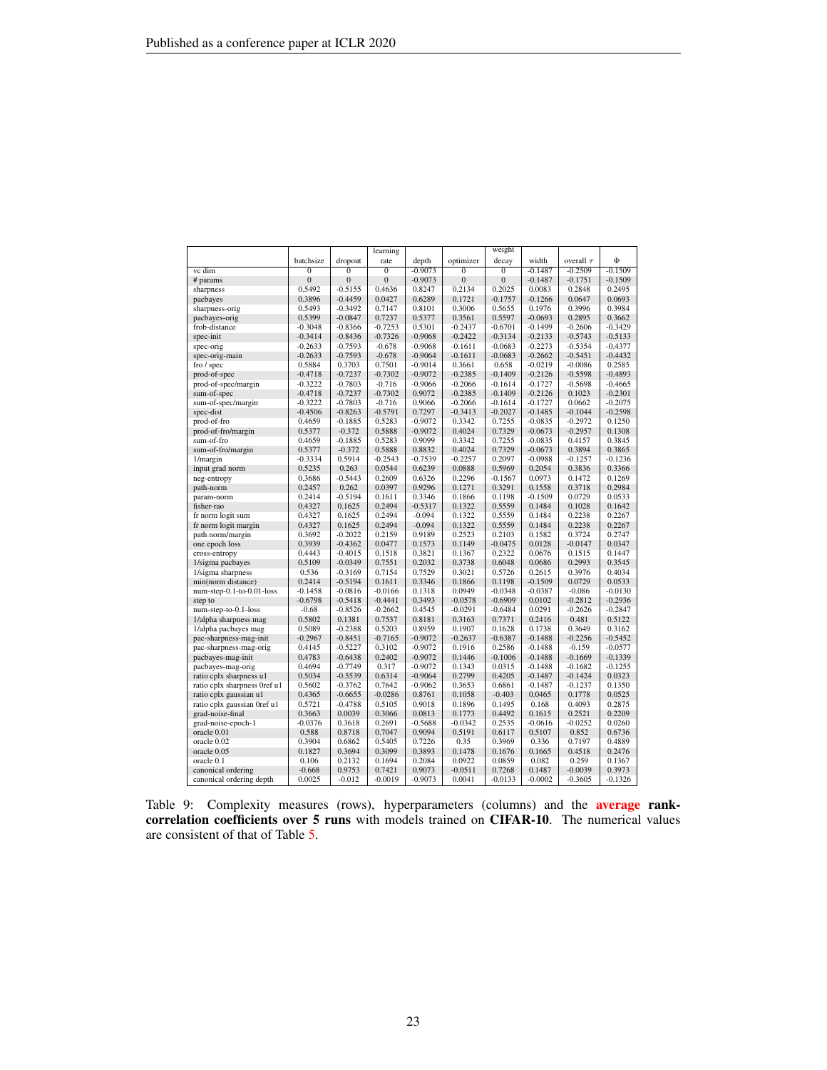| | batchsize | dropout | learning rate | depth | optimizer | weight decay | width | overall $\tau$ | $\Phi$ |
|---|---|---|---|---|---|---|---|---|---|
| vc dim | 0 | 0 | 0 | -0.9073 | 0 | 0 | -0.1487 | -0.2509 | -0.1509 |
| # params | 0 | 0 | 0 | -0.9073 | 0 | 0 | -0.1487 | -0.1751 | -0.1509 |
| sharpness | 0.5492 | -0.5155 | 0.4636 | 0.8247 | 0.2134 | 0.2025 | 0.0083 | 0.2848 | 0.2495 |
| pacbayes | 0.3896 | -0.4459 | 0.0427 | 0.6289 | 0.1721 | -0.1757 | -0.1266 | 0.0647 | 0.0693 |
| sharpness-orig | 0.5493 | -0.3492 | 0.7147 | 0.8101 | 0.3006 | 0.5655 | 0.1976 | 0.3996 | 0.3984 |
| pacbayes-orig | 0.5399 | -0.0847 | 0.7237 | 0.5377 | 0.3561 | 0.5597 | -0.0693 | 0.2895 | 0.3662 |
| frob-distance | -0.3048 | -0.8366 | -0.7253 | 0.5301 | -0.2437 | -0.6701 | -0.1499 | -0.2606 | -0.3429 |
| spec-init | -0.3414 | -0.8436 | -0.7326 | -0.9068 | -0.2422 | -0.3134 | -0.2133 | -0.5743 | -0.5133 |
| spec-orig | -0.2633 | -0.7593 | -0.678 | -0.9068 | -0.1611 | -0.0683 | -0.2273 | -0.5354 | -0.4377 |
| spec-orig-main | -0.2633 | -0.7593 | -0.678 | -0.9064 | -0.1611 | -0.0683 | -0.2662 | -0.5451 | -0.4432 |
| fro / spec | 0.5884 | 0.3703 | 0.7501 | -0.9014 | 0.3661 | 0.658 | -0.0219 | -0.0086 | 0.2585 |
| prod-of-spec | -0.4718 | -0.7237 | -0.7302 | -0.9072 | -0.2385 | -0.1409 | -0.2126 | -0.5598 | -0.4893 |
| prod-of-spec/margin | -0.3222 | -0.7803 | -0.716 | -0.9066 | -0.2066 | -0.1614 | -0.1727 | -0.5698 | -0.4665 |
| sum-of-spec | -0.4718 | -0.7237 | -0.7302 | 0.9072 | -0.2385 | -0.1409 | -0.2126 | 0.1023 | -0.2301 |
| sum-of-spec/margin | -0.3222 | -0.7803 | -0.716 | 0.9066 | -0.2066 | -0.1614 | -0.1727 | 0.0662 | -0.2075 |
| spec-dist | -0.4506 | -0.8263 | -0.5791 | 0.7297 | -0.3413 | -0.2027 | -0.1485 | -0.1044 | -0.2598 |
| prod-of-fro | 0.4659 | -0.1885 | 0.5283 | -0.9072 | 0.3342 | 0.7255 | -0.0835 | -0.2972 | 0.1250 |
| prod-of-fro/margin | 0.5377 | -0.372 | 0.5888 | -0.9072 | 0.4024 | 0.7329 | -0.0673 | -0.2957 | 0.1308 |
| sum-of-fro | 0.4659 | -0.1885 | 0.5283 | 0.9099 | 0.3342 | 0.7255 | -0.0835 | 0.4157 | 0.3845 |
| sum-of-fro/margin | 0.5377 | -0.372 | 0.5888 | 0.8832 | 0.4024 | 0.7329 | -0.0673 | 0.3894 | 0.3865 |
| 1/margin | -0.3334 | 0.5914 | -0.2543 | -0.7539 | -0.2257 | 0.2097 | -0.0988 | -0.1257 | -0.1236 |
| input grad norm | 0.5235 | 0.263 | 0.0544 | 0.6239 | 0.0888 | 0.5969 | 0.2054 | 0.3836 | 0.3366 |
| neg-entropy | 0.3686 | -0.5443 | 0.2609 | 0.6326 | 0.2296 | -0.1567 | 0.0973 | 0.1472 | 0.1269 |
| path-norm | 0.2457 | 0.262 | 0.0397 | 0.9296 | 0.1271 | 0.3291 | 0.1558 | 0.3718 | 0.2984 |
| param-norm | 0.2414 | -0.5194 | 0.1611 | 0.3346 | 0.1866 | 0.1198 | -0.1509 | 0.0729 | 0.0533 |
| fisher-rao | 0.4327 | 0.1625 | 0.2494 | -0.5317 | 0.1322 | 0.5559 | 0.1484 | 0.1028 | 0.1642 |
| fr norm logit sum | 0.4327 | 0.1625 | 0.2494 | -0.094 | 0.1322 | 0.5559 | 0.1484 | 0.2238 | 0.2267 |
| fr norm logit margin | 0.4327 | 0.1625 | 0.2494 | -0.094 | 0.1322 | 0.5559 | 0.1484 | 0.2238 | 0.2267 |
| path norm/margin | 0.3692 | -0.2022 | 0.2159 | 0.9189 | 0.2523 | 0.2103 | 0.1582 | 0.3724 | 0.2747 |
| one epoch loss | 0.3939 | -0.4362 | 0.0477 | 0.1573 | 0.1149 | -0.0475 | 0.0128 | -0.0147 | 0.0347 |
| cross-entropy | 0.4443 | -0.4015 | 0.1518 | 0.3821 | 0.1367 | 0.2322 | 0.0676 | 0.1515 | 0.1447 |
| 1/sigma pacbayes | 0.5109 | -0.0349 | 0.7551 | 0.2032 | 0.3738 | 0.6048 | 0.0686 | 0.2993 | 0.3545 |
| 1/sigma sharpness | 0.536 | -0.3169 | 0.7154 | 0.7529 | 0.3021 | 0.5726 | 0.2615 | 0.3976 | 0.4034 |
| min(norm distance) | 0.2414 | -0.5194 | 0.1611 | 0.3346 | 0.1866 | 0.1198 | -0.1509 | 0.0729 | 0.0533 |
| num-step-0.1-to-0.01-loss | -0.1458 | -0.0816 | -0.0166 | 0.1318 | 0.0949 | -0.0348 | -0.0387 | -0.086 | -0.0130 |
| step to | -0.6798 | -0.5418 | -0.4441 | 0.3493 | -0.0578 | -0.6909 | 0.0102 | -0.2812 | -0.2936 |
| num-step-to-0.1-loss | -0.68 | -0.8526 | -0.2662 | 0.4545 | -0.0291 | -0.6484 | 0.0291 | -0.2626 | -0.2847 |
| 1/alpha sharpness mag | 0.5802 | 0.1381 | 0.7537 | 0.8181 | 0.3163 | 0.7371 | 0.2416 | 0.481 | 0.5122 |
| 1/alpha pacbayes mag | 0.5089 | -0.2388 | 0.5203 | 0.8959 | 0.1907 | 0.1628 | 0.1738 | 0.3649 | 0.3162 |
| pac-sharpness-mag-init | -0.2967 | -0.8451 | -0.7165 | -0.9072 | -0.2637 | -0.6387 | -0.1488 | -0.2256 | -0.5452 |
| pac-sharpness-mag-orig | 0.4145 | -0.5227 | 0.3102 | -0.9072 | 0.1916 | 0.2586 | -0.1488 | -0.159 | -0.0577 |
| pacbayes-mag-init | 0.4783 | -0.6438 | 0.2402 | -0.9072 | 0.1446 | -0.1006 | -0.1488 | -0.1669 | -0.1339 |
| pacbayes-mag-orig | 0.4694 | -0.7749 | 0.317 | -0.9072 | 0.1343 | 0.0315 | -0.1488 | -0.1682 | -0.1255 |
| ratio cplx sharpness u1 | 0.5034 | -0.5539 | 0.6314 | -0.9064 | 0.2799 | 0.4205 | -0.1487 | -0.1424 | 0.0323 |
| ratio cplx sharpness 0ref u1 | 0.5602 | -0.3762 | 0.7642 | -0.9062 | 0.3653 | 0.6861 | -0.1487 | -0.1237 | 0.1350 |
| ratio cplx gaussian u1 | 0.4365 | -0.6655 | -0.0286 | 0.8761 | 0.1058 | -0.403 | 0.0465 | 0.1778 | 0.0525 |
| ratio cplx gaussian 0ref u1 | 0.5721 | -0.4788 | 0.5105 | 0.9018 | 0.1896 | 0.1495 | 0.168 | 0.4093 | 0.2875 |
| grad-noise-final | 0.3663 | 0.0039 | 0.3066 | 0.0813 | 0.1773 | 0.4492 | 0.1615 | 0.2521 | 0.2209 |
| grad-noise-epoch-1 | -0.0376 | 0.3618 | 0.2691 | -0.5688 | -0.0342 | 0.2535 | -0.0616 | -0.0252 | 0.0260 |
| oracle 0.01 | 0.588 | 0.8718 | 0.7047 | 0.9094 | 0.5191 | 0.6117 | 0.5107 | 0.852 | 0.6736 |
| oracle 0.02 | 0.3904 | 0.6862 | 0.5405 | 0.7226 | 0.35 | 0.3969 | 0.336 | 0.7197 | 0.4889 |
| oracle 0.05 | 0.1827 | 0.3694 | 0.3099 | 0.3893 | 0.1478 | 0.1676 | 0.1665 | 0.4518 | 0.2476 |
| oracle 0.1 | 0.106 | 0.2132 | 0.1694 | 0.2084 | 0.0922 | 0.0859 | 0.082 | 0.259 | 0.1367 |
| canonical ordering | -0.668 | 0.9753 | 0.7421 | 0.9073 | -0.0511 | 0.7268 | 0.1487 | -0.0039 | 0.3973 |
| canonical ordering depth | 0.0025 | -0.012 | -0.0019 | -0.9073 | 0.0041 | -0.0133 | -0.0002 | -0.3605 | -0.1326 |

Table 9: Complexity measures (rows), hyperparameters (columns) and the **average rank-correlation coefficients over 5 runs** with models trained on **CIFAR-10**. The numerical values are consistent of that of Table 5.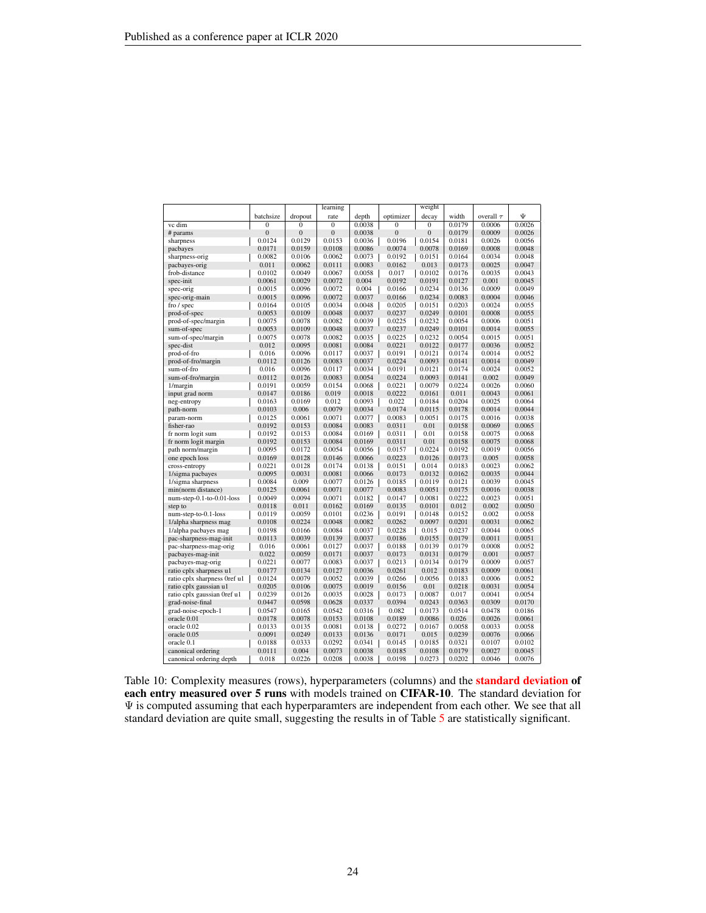| | batchsize | dropout | learning rate | depth | optimizer | weight decay | width | overall $\tau$ | $\Psi$ |
|---|---|---|---|---|---|---|---|---|---|
| vc dim | 0 | 0 | 0 | 0.0038 | 0 | 0 | 0.0179 | 0.0006 | 0.0026 |
| # params | 0 | 0 | 0 | 0.0038 | 0 | 0 | 0.0179 | 0.0009 | 0.0026 |
| sharpness | 0.0124 | 0.0129 | 0.0153 | 0.0036 | 0.0196 | 0.0154 | 0.0181 | 0.0026 | 0.0056 |
| pacbayes | 0.0171 | 0.0159 | 0.0108 | 0.0086 | 0.0074 | 0.0078 | 0.0169 | 0.0008 | 0.0048 |
| sharpness-orig | 0.0082 | 0.0106 | 0.0062 | 0.0073 | 0.0192 | 0.0151 | 0.0164 | 0.0034 | 0.0048 |
| pacbayes-orig | 0.011 | 0.0062 | 0.0111 | 0.0083 | 0.0162 | 0.013 | 0.0173 | 0.0025 | 0.0047 |
| frob-distance | 0.0102 | 0.0049 | 0.0067 | 0.0058 | 0.017 | 0.0102 | 0.0176 | 0.0035 | 0.0043 |
| spec-init | 0.0061 | 0.0029 | 0.0072 | 0.004 | 0.0192 | 0.0191 | 0.0127 | 0.001 | 0.0045 |
| spec-orig | 0.0015 | 0.0096 | 0.0072 | 0.004 | 0.0166 | 0.0234 | 0.0136 | 0.0009 | 0.0049 |
| spec-orig-main | 0.0015 | 0.0096 | 0.0072 | 0.0037 | 0.0166 | 0.0234 | 0.0083 | 0.0004 | 0.0046 |
| fro / spec | 0.0164 | 0.0105 | 0.0034 | 0.0048 | 0.0205 | 0.0151 | 0.0203 | 0.0024 | 0.0055 |
| prod-of-spec | 0.0053 | 0.0109 | 0.0048 | 0.0037 | 0.0237 | 0.0249 | 0.0101 | 0.0008 | 0.0055 |
| prod-of-spec/margin | 0.0075 | 0.0078 | 0.0082 | 0.0039 | 0.0225 | 0.0232 | 0.0054 | 0.0006 | 0.0051 |
| sum-of-spec | 0.0053 | 0.0109 | 0.0048 | 0.0037 | 0.0237 | 0.0249 | 0.0101 | 0.0014 | 0.0055 |
| sum-of-spec/margin | 0.0075 | 0.0078 | 0.0082 | 0.0035 | 0.0225 | 0.0232 | 0.0054 | 0.0015 | 0.0051 |
| spec-dist | 0.012 | 0.0095 | 0.0081 | 0.0084 | 0.0221 | 0.0122 | 0.0177 | 0.0036 | 0.0052 |
| prod-of-fro | 0.016 | 0.0096 | 0.0117 | 0.0037 | 0.0191 | 0.0121 | 0.0174 | 0.0014 | 0.0052 |
| prod-of-fro/margin | 0.0112 | 0.0126 | 0.0083 | 0.0037 | 0.0224 | 0.0093 | 0.0141 | 0.0014 | 0.0049 |
| sum-of-fro | 0.016 | 0.0096 | 0.0117 | 0.0034 | 0.0191 | 0.0121 | 0.0174 | 0.0024 | 0.0052 |
| sum-of-fro/margin | 0.0112 | 0.0126 | 0.0083 | 0.0054 | 0.0224 | 0.0093 | 0.0141 | 0.002 | 0.0049 |
| 1/margin | 0.0191 | 0.0059 | 0.0154 | 0.0068 | 0.0221 | 0.0079 | 0.0224 | 0.0026 | 0.0060 |
| input grad norm | 0.0147 | 0.0186 | 0.019 | 0.0018 | 0.0222 | 0.0161 | 0.011 | 0.0043 | 0.0061 |
| neg-entropy | 0.0163 | 0.0169 | 0.012 | 0.0093 | 0.022 | 0.0184 | 0.0204 | 0.0025 | 0.0064 |
| path-norm | 0.0103 | 0.006 | 0.0079 | 0.0034 | 0.0174 | 0.0115 | 0.0178 | 0.0014 | 0.0044 |
| param-norm | 0.0125 | 0.0061 | 0.0071 | 0.0077 | 0.0083 | 0.0051 | 0.0175 | 0.0016 | 0.0038 |
| fisher-rao | 0.0192 | 0.0153 | 0.0084 | 0.0083 | 0.0311 | 0.01 | 0.0158 | 0.0069 | 0.0065 |
| fr norm logit sum | 0.0192 | 0.0153 | 0.0084 | 0.0169 | 0.0311 | 0.01 | 0.0158 | 0.0075 | 0.0068 |
| fr norm logit margin | 0.0192 | 0.0153 | 0.0084 | 0.0169 | 0.0311 | 0.01 | 0.0158 | 0.0075 | 0.0068 |
| path norm/margin | 0.0095 | 0.0172 | 0.0054 | 0.0056 | 0.0157 | 0.0224 | 0.0192 | 0.0019 | 0.0056 |
| one epoch loss | 0.0169 | 0.0128 | 0.0146 | 0.0066 | 0.0223 | 0.0126 | 0.0173 | 0.005 | 0.0058 |
| cross-entropy | 0.0221 | 0.0128 | 0.0174 | 0.0138 | 0.0151 | 0.014 | 0.0183 | 0.0023 | 0.0062 |
| 1/sigma pacbayes | 0.0095 | 0.0031 | 0.0081 | 0.0066 | 0.0173 | 0.0132 | 0.0162 | 0.0035 | 0.0044 |
| 1/sigma sharpness | 0.0084 | 0.009 | 0.0077 | 0.0126 | 0.0185 | 0.0119 | 0.0121 | 0.0039 | 0.0045 |
| min(norm distance) | 0.0125 | 0.0061 | 0.0071 | 0.0077 | 0.0083 | 0.0051 | 0.0175 | 0.0016 | 0.0038 |
| num-step-0.1-to-0.01-loss | 0.0049 | 0.0094 | 0.0071 | 0.0182 | 0.0147 | 0.0081 | 0.0222 | 0.0023 | 0.0051 |
| step to | 0.0118 | 0.011 | 0.0162 | 0.0169 | 0.0135 | 0.0101 | 0.012 | 0.002 | 0.0050 |
| num-step-to-0.1-loss | 0.0119 | 0.0059 | 0.0101 | 0.0236 | 0.0191 | 0.0148 | 0.0152 | 0.002 | 0.0058 |
| 1/alpha sharpness mag | 0.0108 | 0.0224 | 0.0048 | 0.0082 | 0.0262 | 0.0097 | 0.0201 | 0.0031 | 0.0062 |
| 1/alpha pacbayes mag | 0.0198 | 0.0166 | 0.0084 | 0.0037 | 0.0228 | 0.015 | 0.0237 | 0.0044 | 0.0065 |
| pac-sharpness-mag-init | 0.0113 | 0.0039 | 0.0139 | 0.0037 | 0.0186 | 0.0155 | 0.0179 | 0.0011 | 0.0051 |
| pac-sharpness-mag-orig | 0.016 | 0.0061 | 0.0127 | 0.0037 | 0.0188 | 0.0139 | 0.0179 | 0.0008 | 0.0052 |
| pacbayes-mag-init | 0.022 | 0.0059 | 0.0171 | 0.0037 | 0.0173 | 0.0131 | 0.0179 | 0.001 | 0.0057 |
| pacbayes-mag-orig | 0.0221 | 0.0077 | 0.0083 | 0.0037 | 0.0213 | 0.0134 | 0.0179 | 0.0009 | 0.0057 |
| ratio cplx sharpness u1 | 0.0177 | 0.0134 | 0.0127 | 0.0036 | 0.0261 | 0.012 | 0.0183 | 0.0009 | 0.0061 |
| ratio cplx sharpness 0ref u1 | 0.0124 | 0.0079 | 0.0052 | 0.0039 | 0.0266 | 0.0056 | 0.0183 | 0.0006 | 0.0052 |
| ratio cplx gaussian u1 | 0.0205 | 0.0106 | 0.0075 | 0.0019 | 0.0156 | 0.01 | 0.0218 | 0.0031 | 0.0054 |
| ratio cplx gaussian 0ref u1 | 0.0239 | 0.0126 | 0.0035 | 0.0028 | 0.0173 | 0.0087 | 0.017 | 0.0041 | 0.0054 |
| grad-noise-final | 0.0447 | 0.0598 | 0.0628 | 0.0337 | 0.0394 | 0.0243 | 0.0363 | 0.0309 | 0.0170 |
| grad-noise-epoch-1 | 0.0547 | 0.0165 | 0.0542 | 0.0316 | 0.082 | 0.0173 | 0.0514 | 0.0478 | 0.0186 |
| oracle 0.01 | 0.0178 | 0.0078 | 0.0153 | 0.0108 | 0.0189 | 0.0086 | 0.026 | 0.0026 | 0.0061 |
| oracle 0.02 | 0.0133 | 0.0135 | 0.0081 | 0.0138 | 0.0272 | 0.0167 | 0.0058 | 0.0033 | 0.0058 |
| oracle 0.05 | 0.0091 | 0.0249 | 0.0133 | 0.0136 | 0.0171 | 0.015 | 0.0239 | 0.0076 | 0.0066 |
| oracle 0.1 | 0.0188 | 0.0333 | 0.0292 | 0.0341 | 0.0145 | 0.0185 | 0.0321 | 0.0107 | 0.0102 |
| canonical ordering | 0.0111 | 0.004 | 0.0073 | 0.0038 | 0.0185 | 0.0108 | 0.0179 | 0.0027 | 0.0045 |
| canonical ordering depth | 0.018 | 0.0226 | 0.0208 | 0.0038 | 0.0198 | 0.0273 | 0.0202 | 0.0046 | 0.0076 |

Table 10: Complexity measures (rows), hyperparameters (columns) and the **standard deviation of each entry measured over 5 runs** with models trained on **CIFAR-10**. The standard deviation for $\Psi$ is computed assuming that each hyperparamters are independent from each other. We see that all standard deviation are quite small, suggesting the results in of Table 5 are statistically significant.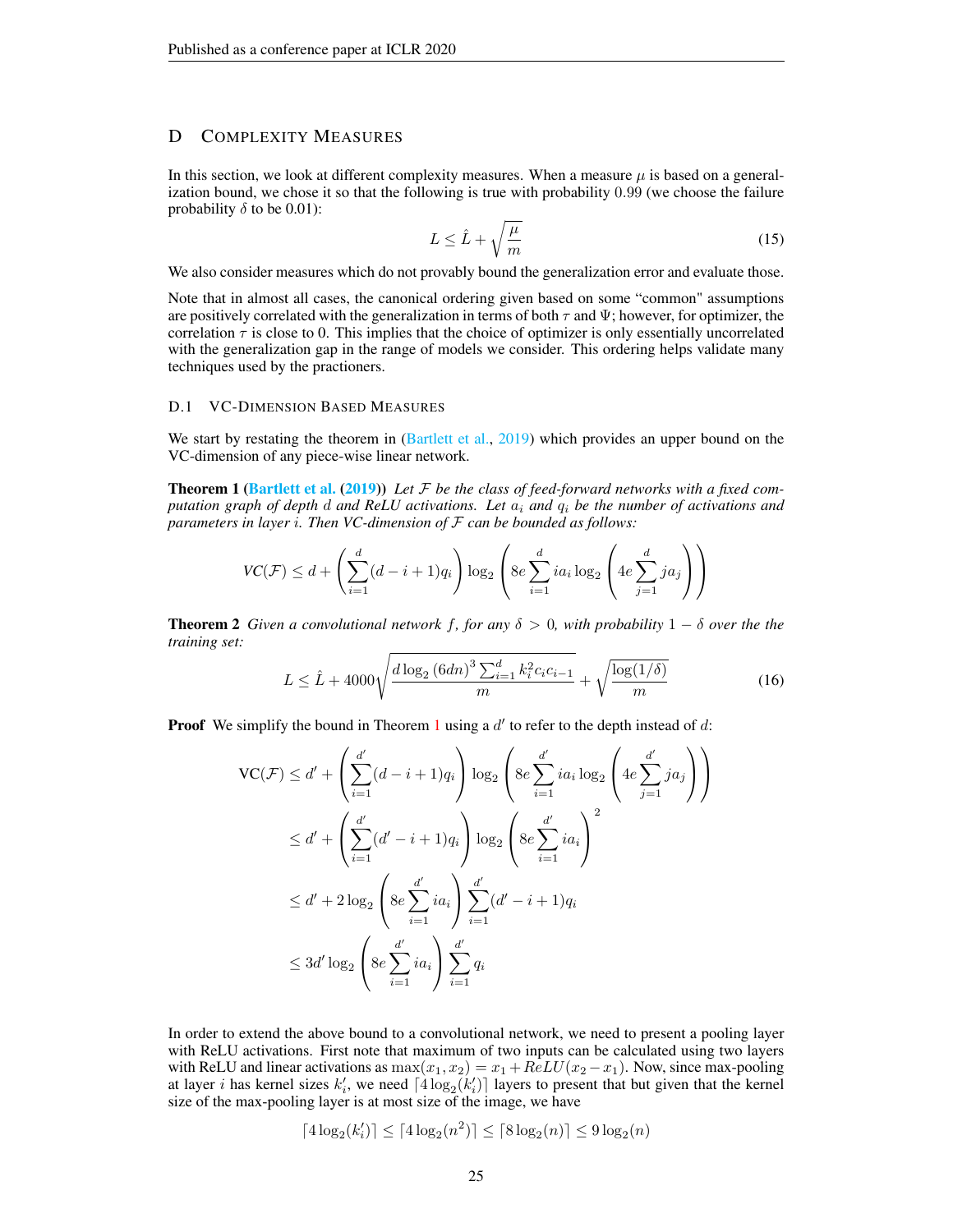## D COMPLEXITY MEASURES

In this section, we look at different complexity measures. When a measure $\mu$ is based on a generalization bound, we chose it so that the following is true with probability 0.99 (we choose the failure probability $\delta$ to be 0.01):

$$L \leq \hat{L} + \sqrt{\frac{\mu}{m}} \tag{15}$$

We also consider measures which do not provably bound the generalization error and evaluate those.

Note that in almost all cases, the canonical ordering given based on some "common" assumptions are positively correlated with the generalization in terms of both $\tau$ and $\Psi$; however, for optimizer, the correlation $\tau$ is close to 0. This implies that the choice of optimizer is only essentially uncorrelated with the generalization gap in the range of models we consider. This ordering helps validate many techniques used by the practioners.

### D.1 VC-DIMENSION BASED MEASURES

We start by restating the theorem in (Bartlett et al., 2019) which provides an upper bound on the VC-dimension of any piece-wise linear network.

**Theorem 1 (Bartlett et al. (2019))** *Let $\mathcal{F}$ be the class of feed-forward networks with a fixed computation graph of depth $d$ and ReLU activations. Let $a_i$ and $q_i$ be the number of activations and parameters in layer $i$. Then VC-dimension of $\mathcal{F}$ can be bounded as follows:*

$$VC(\mathcal{F}) \leq d + \left(\sum_{i=1}^{d}(d-i+1)q_i\right)\log_2\left(8e\sum_{i=1}^{d} i a_i \log_2\left(4e\sum_{j=1}^{d} j a_j\right)\right)$$

**Theorem 2** *Given a convolutional network $f$, for any $\delta > 0$, with probability $1-\delta$ over the the training set:*

$$L \leq \hat{L} + 4000\sqrt{\frac{d\log_2(6dn)^3\sum_{i=1}^{d}k_i^2 c_i c_{i-1}}{m}} + \sqrt{\frac{\log(1/\delta)}{m}} \tag{16}$$

**Proof** We simplify the bound in Theorem 1 using a $d'$ to refer to the depth instead of $d$:

$$\begin{aligned}
\text{VC}(\mathcal{F}) &\leq d' + \left(\sum_{i=1}^{d'}(d-i+1)q_i\right)\log_2\left(8e\sum_{i=1}^{d'} i a_i \log_2\left(4e\sum_{j=1}^{d'} j a_j\right)\right) \\
&\leq d' + \left(\sum_{i=1}^{d'}(d'-i+1)q_i\right)\log_2\left(8e\sum_{i=1}^{d'} i a_i\right)^2 \\
&\leq d' + 2\log_2\left(8e\sum_{i=1}^{d'} i a_i\right)\sum_{i=1}^{d'}(d'-i+1)q_i \\
&\leq 3d'\log_2\left(8e\sum_{i=1}^{d'} i a_i\right)\sum_{i=1}^{d'} q_i
\end{aligned}$$

In order to extend the above bound to a convolutional network, we need to present a pooling layer with ReLU activations. First note that maximum of two inputs can be calculated using two layers with ReLU and linear activations as $\max(x_1, x_2) = x_1 + ReLU(x_2 - x_1)$. Now, since max-pooling at layer $i$ has kernel sizes $k'_i$, we need $\lceil 4\log_2(k'_i)\rceil$ layers to present that but given that the kernel size of the max-pooling layer is at most size of the image, we have

$$\lceil 4\log_2(k'_i)\rceil \leq \lceil 4\log_2(n^2)\rceil \leq \lceil 8\log_2(n)\rceil \leq 9\log_2(n)$$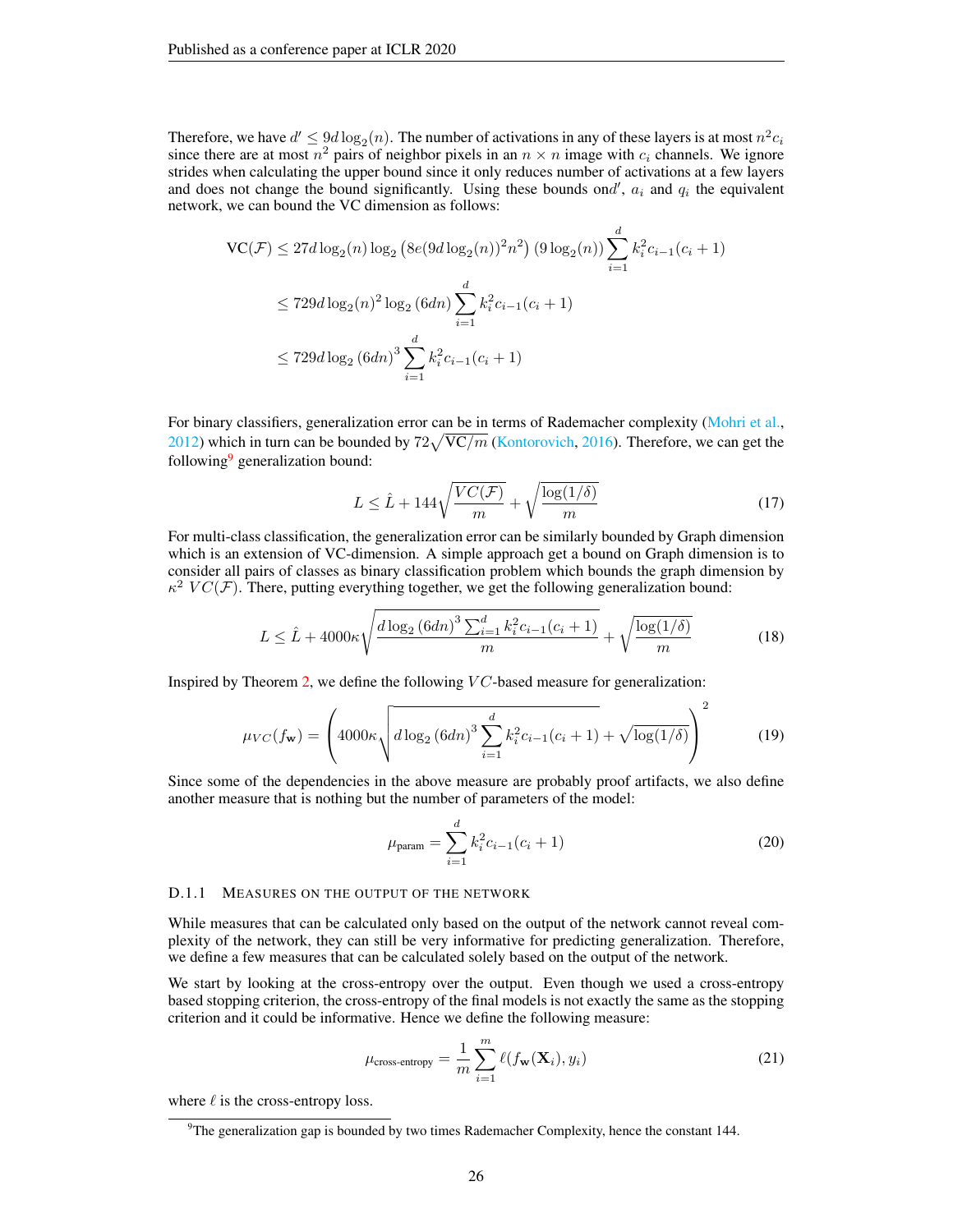Therefore, we have $d' \leq 9d\log_2(n)$. The number of activations in any of these layers is at most $n^2 c_i$ since there are at most $n^2$ pairs of neighbor pixels in an $n \times n$ image with $c_i$ channels. We ignore strides when calculating the upper bound since it only reduces number of activations at a few layers and does not change the bound significantly. Using these bounds on$d'$, $a_i$ and $q_i$ the equivalent network, we can bound the VC dimension as follows:

$$
\begin{aligned}
\mathrm{VC}(\mathcal{F}) &\leq 27d\log_2(n)\log_2\left(8e(9d\log_2(n))^2 n^2\right)\left(9\log_2(n)\right)\sum_{i=1}^{d} k_i^2 c_{i-1}(c_i+1) \\
&\leq 729 d \log_2(n)^2 \log_2\left(6dn\right)\sum_{i=1}^{d} k_i^2 c_{i-1}(c_i+1) \\
&\leq 729 d \log_2\left(6dn\right)^3 \sum_{i=1}^{d} k_i^2 c_{i-1}(c_i+1)
\end{aligned}
$$

For binary classifiers, generalization error can be in terms of Rademacher complexity (Mohri et al., 2012) which in turn can be bounded by $72\sqrt{\mathrm{VC}/m}$ (Kontorovich, 2016). Therefore, we can get the following[9] generalization bound:

$$
L \leq \hat{L} + 144\sqrt{\frac{VC(\mathcal{F})}{m}} + \sqrt{\frac{\log(1/\delta)}{m}} \tag{17}
$$

For multi-class classification, the generalization error can be similarly bounded by Graph dimension which is an extension of VC-dimension. A simple approach get a bound on Graph dimension is to consider all pairs of classes as binary classification problem which bounds the graph dimension by $\kappa^2\ VC(\mathcal{F})$. There, putting everything together, we get the following generalization bound:

$$
L \leq \hat{L} + 4000\kappa\sqrt{\frac{d\log_2\left(6dn\right)^3 \sum_{i=1}^{d} k_i^2 c_{i-1}(c_i+1)}{m}} + \sqrt{\frac{\log(1/\delta)}{m}} \tag{18}
$$

Inspired by Theorem 2, we define the following $VC$-based measure for generalization:

$$
\mu_{VC}(f_{\mathbf{w}}) = \left(4000\kappa\sqrt{d\log_2\left(6dn\right)^3 \sum_{i=1}^{d} k_i^2 c_{i-1}(c_i+1)} + \sqrt{\log(1/\delta)}\right)^2 \tag{19}
$$

Since some of the dependencies in the above measure are probably proof artifacts, we also define another measure that is nothing but the number of parameters of the model:

$$
\mu_{\text{param}} = \sum_{i=1}^{d} k_i^2 c_{i-1}(c_i+1) \tag{20}
$$

#### D.1.1 Measures on the output of the network

While measures that can be calculated only based on the output of the network cannot reveal complexity of the network, they can still be very informative for predicting generalization. Therefore, we define a few measures that can be calculated solely based on the output of the network.

We start by looking at the cross-entropy over the output. Even though we used a cross-entropy based stopping criterion, the cross-entropy of the final models is not exactly the same as the stopping criterion and it could be informative. Hence we define the following measure:

$$
\mu_{\text{cross-entropy}} = \frac{1}{m}\sum_{i=1}^{m} \ell(f_{\mathbf{w}}(\mathbf{X}_i), y_i) \tag{21}
$$

where $\ell$ is the cross-entropy loss.

[9] The generalization gap is bounded by two times Rademacher Complexity, hence the constant 144.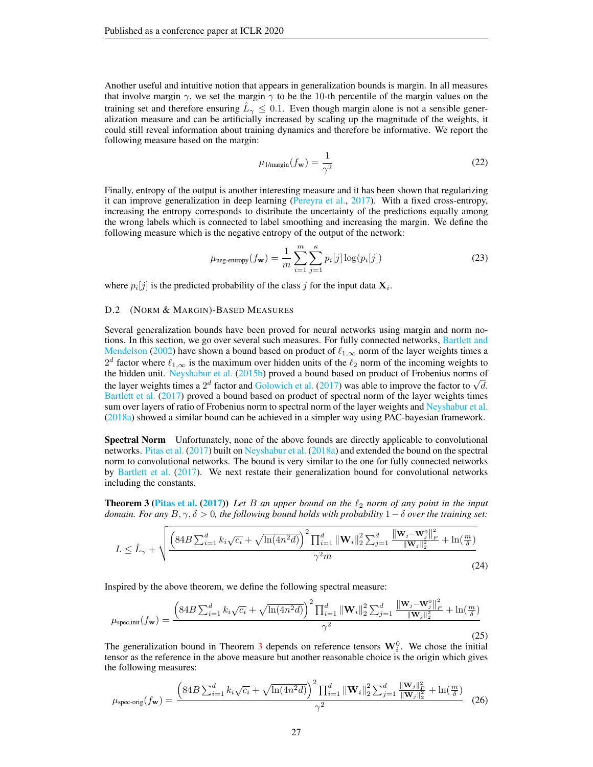Another useful and intuitive notion that appears in generalization bounds is margin. In all measures that involve margin $\gamma$, we set the margin $\gamma$ to be the 10-th percentile of the margin values on the training set and therefore ensuring $\hat{L}_\gamma \leq 0.1$. Even though margin alone is not a sensible generalization measure and can be artificially increased by scaling up the magnitude of the weights, it could still reveal information about training dynamics and therefore be informative. We report the following measure based on the margin:

$$\mu_{\text{1/margin}}(f_{\mathbf{w}}) = \frac{1}{\gamma^2} \tag{22}$$

Finally, entropy of the output is another interesting measure and it has been shown that regularizing it can improve generalization in deep learning (Pereyra et al., 2017). With a fixed cross-entropy, increasing the entropy corresponds to distribute the uncertainty of the predictions equally among the wrong labels which is connected to label smoothing and increasing the margin. We define the following measure which is the negative entropy of the output of the network:

$$\mu_{\text{neg-entropy}}(f_{\mathbf{w}}) = \frac{1}{m}\sum_{i=1}^{m}\sum_{j=1}^{\kappa} p_i[j]\log(p_i[j]) \tag{23}$$

where $p_i[j]$ is the predicted probability of the class $j$ for the input data $\mathbf{X}_i$.

### D.2 (Norm & Margin)-Based Measures

Several generalization bounds have been proved for neural networks using margin and norm notions. In this section, we go over several such measures. For fully connected networks, Bartlett and Mendelson (2002) have shown a bound based on product of $\ell_{1,\infty}$ norm of the layer weights times a $2^d$ factor where $\ell_{1,\infty}$ is the maximum over hidden units of the $\ell_2$ norm of the incoming weights to the hidden unit. Neyshabur et al. (2015b) proved a bound based on product of Frobenius norms of the layer weights times a $2^d$ factor and Golowich et al. (2017) was able to improve the factor to $\sqrt{d}$. Bartlett et al. (2017) proved a bound based on product of spectral norm of the layer weights times sum over layers of ratio of Frobenius norm to spectral norm of the layer weights and Neyshabur et al. (2018a) showed a similar bound can be achieved in a simpler way using PAC-bayesian framework.

**Spectral Norm** Unfortunately, none of the above founds are directly applicable to convolutional networks. Pitas et al. (2017) built on Neyshabur et al. (2018a) and extended the bound on the spectral norm to convolutional networks. The bound is very similar to the one for fully connected networks by Bartlett et al. (2017). We next restate their generalization bound for convolutional networks including the constants.

**Theorem 3 (Pitas et al. (2017))** *Let $B$ an upper bound on the $\ell_2$ norm of any point in the input domain. For any $B, \gamma, \delta > 0$, the following bound holds with probability $1-\delta$ over the training set:*

$$L \leq \hat{L}_\gamma + \sqrt{\frac{\left(84B\sum_{i=1}^{d} k_i\sqrt{c_i} + \sqrt{\ln(4n^2d)}\right)^2 \prod_{i=1}^{d}\|\mathbf{W}_i\|_2^2 \sum_{j=1}^{d}\frac{\|\mathbf{W}_j - \mathbf{W}_j^0\|_F^2}{\|\mathbf{W}_j\|_2^2} + \ln(\frac{m}{\delta})}{\gamma^2 m}} \tag{24}$$

Inspired by the above theorem, we define the following spectral measure:

$$\mu_{\text{spec,init}}(f_{\mathbf{w}}) = \frac{\left(84B\sum_{i=1}^{d} k_i\sqrt{c_i} + \sqrt{\ln(4n^2d)}\right)^2 \prod_{i=1}^{d}\|\mathbf{W}_i\|_2^2 \sum_{j=1}^{d}\frac{\|\mathbf{W}_j - \mathbf{W}_j^0\|_F^2}{\|\mathbf{W}_j\|_2^2} + \ln(\frac{m}{\delta})}{\gamma^2} \tag{25}$$

The generalization bound in Theorem 3 depends on reference tensors $\mathbf{W}_i^0$. We chose the initial tensor as the reference in the above measure but another reasonable choice is the origin which gives the following measures:

$$\mu_{\text{spec-orig}}(f_{\mathbf{w}}) = \frac{\left(84B\sum_{i=1}^{d} k_i\sqrt{c_i} + \sqrt{\ln(4n^2d)}\right)^2 \prod_{i=1}^{d}\|\mathbf{W}_i\|_2^2 \sum_{j=1}^{d}\frac{\|\mathbf{W}_j\|_F^2}{\|\mathbf{W}_j\|_2^2} + \ln(\frac{m}{\delta})}{\gamma^2} \tag{26}$$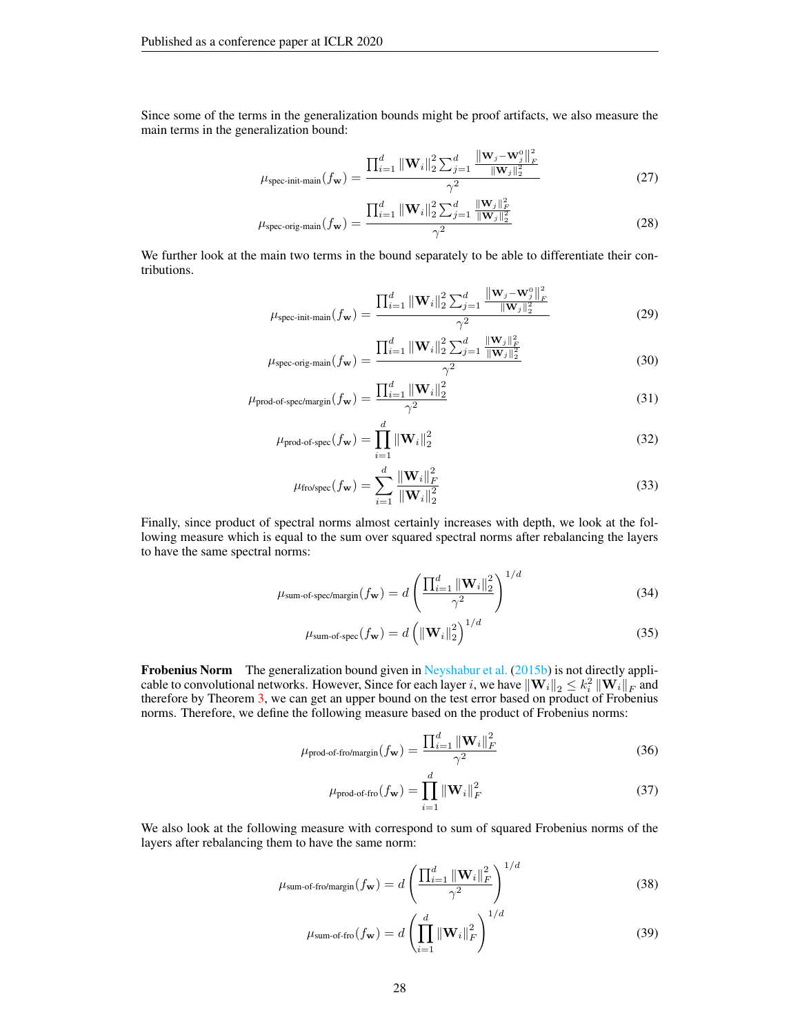Since some of the terms in the generalization bounds might be proof artifacts, we also measure the main terms in the generalization bound:

$$\mu_{\text{spec-init-main}}(f_{\mathbf{w}}) = \frac{\prod_{i=1}^{d} \|\mathbf{W}_i\|_2^2 \sum_{j=1}^{d} \frac{\|\mathbf{W}_j - \mathbf{W}_j^0\|_F^2}{\|\mathbf{W}_j\|_2^2}}{\gamma^2} \tag{27}$$

$$\mu_{\text{spec-orig-main}}(f_{\mathbf{w}}) = \frac{\prod_{i=1}^{d} \|\mathbf{W}_i\|_2^2 \sum_{j=1}^{d} \frac{\|\mathbf{W}_j\|_F^2}{\|\mathbf{W}_j\|_2^2}}{\gamma^2} \tag{28}$$

We further look at the main two terms in the bound separately to be able to differentiate their contributions.

$$\mu_{\text{spec-init-main}}(f_{\mathbf{w}}) = \frac{\prod_{i=1}^{d} \|\mathbf{W}_i\|_2^2 \sum_{j=1}^{d} \frac{\|\mathbf{W}_j - \mathbf{W}_j^0\|_F^2}{\|\mathbf{W}_j\|_2^2}}{\gamma^2} \tag{29}$$

$$\mu_{\text{spec-orig-main}}(f_{\mathbf{w}}) = \frac{\prod_{i=1}^{d} \|\mathbf{W}_i\|_2^2 \sum_{j=1}^{d} \frac{\|\mathbf{W}_j\|_F^2}{\|\mathbf{W}_j\|_2^2}}{\gamma^2} \tag{30}$$

$$\mu_{\text{prod-of-spec/margin}}(f_{\mathbf{w}}) = \frac{\prod_{i=1}^{d} \|\mathbf{W}_i\|_2^2}{\gamma^2} \tag{31}$$

$$\mu_{\text{prod-of-spec}}(f_{\mathbf{w}}) = \prod_{i=1}^{d} \|\mathbf{W}_i\|_2^2 \tag{32}$$

$$\mu_{\text{fro/spec}}(f_{\mathbf{w}}) = \sum_{i=1}^{d} \frac{\|\mathbf{W}_i\|_F^2}{\|\mathbf{W}_i\|_2^2} \tag{33}$$

Finally, since product of spectral norms almost certainly increases with depth, we look at the following measure which is equal to the sum over squared spectral norms after rebalancing the layers to have the same spectral norms:

$$\mu_{\text{sum-of-spec/margin}}(f_{\mathbf{w}}) = d\left(\frac{\prod_{i=1}^{d} \|\mathbf{W}_i\|_2^2}{\gamma^2}\right)^{1/d} \tag{34}$$

$$\mu_{\text{sum-of-spec}}(f_{\mathbf{w}}) = d\left(\|\mathbf{W}_i\|_2^2\right)^{1/d} \tag{35}$$

**Frobenius Norm** The generalization bound given in Neyshabur et al. (2015b) is not directly applicable to convolutional networks. However, Since for each layer $i$, we have $\|\mathbf{W}_i\|_2 \leq k_i^2 \|\mathbf{W}_i\|_F$ and therefore by Theorem 3, we can get an upper bound on the test error based on product of Frobenius norms. Therefore, we define the following measure based on the product of Frobenius norms:

$$\mu_{\text{prod-of-fro/margin}}(f_{\mathbf{w}}) = \frac{\prod_{i=1}^{d} \|\mathbf{W}_i\|_F^2}{\gamma^2} \tag{36}$$

$$\mu_{\text{prod-of-fro}}(f_{\mathbf{w}}) = \prod_{i=1}^{d} \|\mathbf{W}_i\|_F^2 \tag{37}$$

We also look at the following measure with correspond to sum of squared Frobenius norms of the layers after rebalancing them to have the same norm:

$$\mu_{\text{sum-of-fro/margin}}(f_{\mathbf{w}}) = d\left(\frac{\prod_{i=1}^{d} \|\mathbf{W}_i\|_F^2}{\gamma^2}\right)^{1/d} \tag{38}$$

$$\mu_{\text{sum-of-fro}}(f_{\mathbf{w}}) = d\left(\prod_{i=1}^{d} \|\mathbf{W}_i\|_F^2\right)^{1/d} \tag{39}$$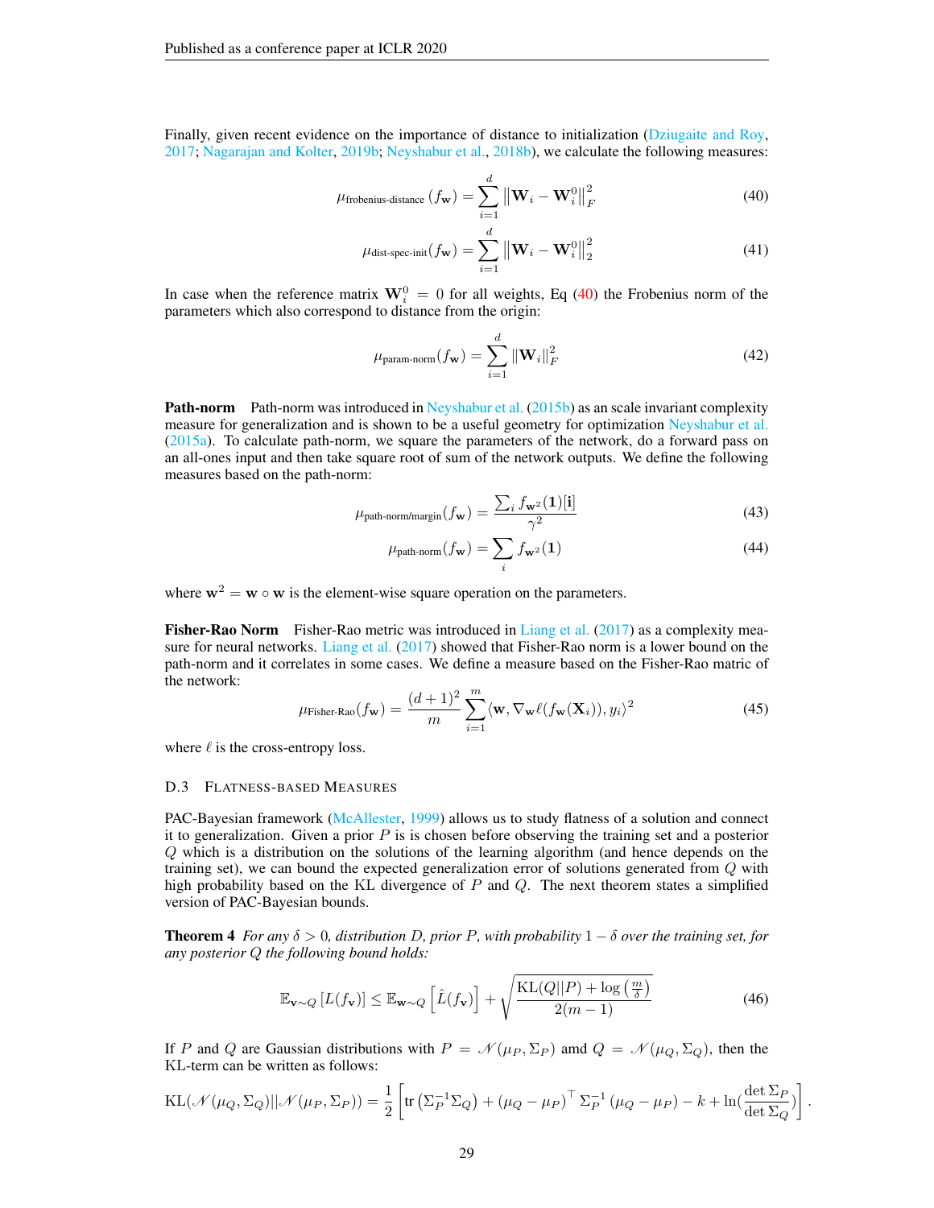Finally, given recent evidence on the importance of distance to initialization (Dziugaite and Roy, 2017; Nagarajan and Kolter, 2019b; Neyshabur et al., 2018b), we calculate the following measures:

$$\mu_{\text{frobenius-distance}}\left(f_{\mathbf{w}}\right)=\sum_{i=1}^{d}\left\|\mathbf{W}_{i}-\mathbf{W}_{i}^{0}\right\|_{F}^{2} \tag{40}$$

$$\mu_{\text{dist-spec-init}}(f_{\mathbf{w}})=\sum_{i=1}^{d}\left\|\mathbf{W}_{i}-\mathbf{W}_{i}^{0}\right\|_{2}^{2} \tag{41}$$

In case when the reference matrix $\mathbf{W}_i^0 = 0$ for all weights, Eq (40) the Frobenius norm of the parameters which also correspond to distance from the origin:

$$\mu_{\text{param-norm}}(f_{\mathbf{w}})=\sum_{i=1}^{d}\|\mathbf{W}_{i}\|_{F}^{2} \tag{42}$$

**Path-norm** Path-norm was introduced in Neyshabur et al. (2015b) as an scale invariant complexity measure for generalization and is shown to be a useful geometry for optimization Neyshabur et al. (2015a). To calculate path-norm, we square the parameters of the network, do a forward pass on an all-ones input and then take square root of sum of the network outputs. We define the following measures based on the path-norm:

$$\mu_{\text{path-norm/margin}}(f_{\mathbf{w}})=\frac{\sum_i f_{\mathbf{w}^2}(\mathbf{1})[\mathbf{i}]}{\gamma^2} \tag{43}$$

$$\mu_{\text{path-norm}}(f_{\mathbf{w}})=\sum_{i} f_{\mathbf{w}^2}(\mathbf{1}) \tag{44}$$

where $\mathbf{w}^2=\mathbf{w}\circ\mathbf{w}$ is the element-wise square operation on the parameters.

**Fisher-Rao Norm** Fisher-Rao metric was introduced in Liang et al. (2017) as a complexity measure for neural networks. Liang et al. (2017) showed that Fisher-Rao norm is a lower bound on the path-norm and it correlates in some cases. We define a measure based on the Fisher-Rao matric of the network:

$$\mu_{\text{Fisher-Rao}}(f_{\mathbf{w}})=\frac{(d+1)^2}{m}\sum_{i=1}^{m}\langle\mathbf{w},\nabla_{\mathbf{w}}\ell(f_{\mathbf{w}}(\mathbf{X}_i)),y_i\rangle^2 \tag{45}$$

where $\ell$ is the cross-entropy loss.

### D.3 Flatness-based Measures

PAC-Bayesian framework (McAllester, 1999) allows us to study flatness of a solution and connect it to generalization. Given a prior $P$ is is chosen before observing the training set and a posterior $Q$ which is a distribution on the solutions of the learning algorithm (and hence depends on the training set), we can bound the expected generalization error of solutions generated from $Q$ with high probability based on the KL divergence of $P$ and $Q$. The next theorem states a simplified version of PAC-Bayesian bounds.

**Theorem 4** *For any $\delta>0$, distribution $D$, prior $P$, with probability $1-\delta$ over the training set, for any posterior $Q$ the following bound holds:*

$$\mathbb{E}_{\mathbf{v}\sim Q}\left[L(f_{\mathbf{v}})\right]\leq\mathbb{E}_{\mathbf{w}\sim Q}\left[\hat{L}(f_{\mathbf{v}})\right]+\sqrt{\frac{\mathrm{KL}(Q\|P)+\log\left(\frac{m}{\delta}\right)}{2(m-1)}} \tag{46}$$

If $P$ and $Q$ are Gaussian distributions with $P=\mathcal{N}(\mu_P,\Sigma_P)$ amd $Q=\mathcal{N}(\mu_Q,\Sigma_Q)$, then the KL-term can be written as follows:

$$\mathrm{KL}(\mathcal{N}(\mu_Q,\Sigma_Q)||\mathcal{N}(\mu_P,\Sigma_P))=\frac{1}{2}\left[\operatorname{tr}\left(\Sigma_P^{-1}\Sigma_Q\right)+\left(\mu_Q-\mu_P\right)^{\top}\Sigma_P^{-1}\left(\mu_Q-\mu_P\right)-k+\ln\left(\frac{\det\Sigma_P}{\det\Sigma_Q}\right)\right].$$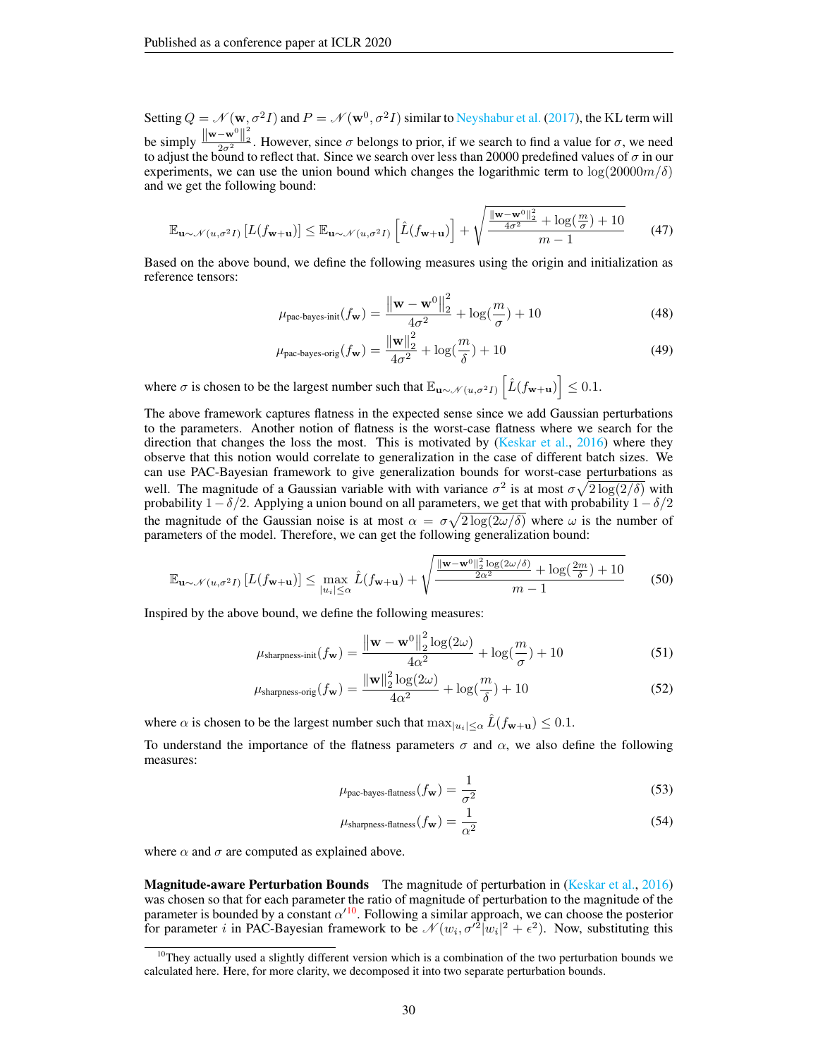Setting $Q = \mathcal{N}(\mathbf{w}, \sigma^2 I)$ and $P = \mathcal{N}(\mathbf{w}^0, \sigma^2 I)$ similar to Neyshabur et al. (2017), the KL term will be simply $\frac{\|\mathbf{w}-\mathbf{w}^0\|_2^2}{2\sigma^2}$. However, since $\sigma$ belongs to prior, if we search to find a value for $\sigma$, we need to adjust the bound to reflect that. Since we search over less than 20000 predefined values of $\sigma$ in our experiments, we can use the union bound which changes the logarithmic term to $\log(20000m/\delta)$ and we get the following bound:

$$\mathbb{E}_{\mathbf{u}\sim\mathcal{N}(u,\sigma^2 I)}\left[L(f_{\mathbf{w}+\mathbf{u}})\right] \leq \mathbb{E}_{\mathbf{u}\sim\mathcal{N}(u,\sigma^2 I)}\left[\hat{L}(f_{\mathbf{w}+\mathbf{u}})\right] + \sqrt{\frac{\frac{\|\mathbf{w}-\mathbf{w}^0\|_2^2}{4\sigma^2} + \log(\frac{m}{\sigma}) + 10}{m-1}} \tag{47}$$

Based on the above bound, we define the following measures using the origin and initialization as reference tensors:

$$\mu_{\text{pac-bayes-init}}(f_{\mathbf{w}}) = \frac{\|\mathbf{w}-\mathbf{w}^0\|_2^2}{4\sigma^2} + \log(\frac{m}{\sigma}) + 10 \tag{48}$$

$$\mu_{\text{pac-bayes-orig}}(f_{\mathbf{w}}) = \frac{\|\mathbf{w}\|_2^2}{4\sigma^2} + \log(\frac{m}{\delta}) + 10 \tag{49}$$

where $\sigma$ is chosen to be the largest number such that $\mathbb{E}_{\mathbf{u}\sim\mathcal{N}(u,\sigma^2 I)}\left[\hat{L}(f_{\mathbf{w}+\mathbf{u}})\right] \leq 0.1$.

The above framework captures flatness in the expected sense since we add Gaussian perturbations to the parameters. Another notion of flatness is the worst-case flatness where we search for the direction that changes the loss the most. This is motivated by (Keskar et al., 2016) where they observe that this notion would correlate to generalization in the case of different batch sizes. We can use PAC-Bayesian framework to give generalization bounds for worst-case perturbations as well. The magnitude of a Gaussian variable with with variance $\sigma^2$ is at most $\sigma\sqrt{2\log(2/\delta)}$ with probability $1-\delta/2$. Applying a union bound on all parameters, we get that with probability $1-\delta/2$ the magnitude of the Gaussian noise is at most $\alpha = \sigma\sqrt{2\log(2\omega/\delta)}$ where $\omega$ is the number of parameters of the model. Therefore, we can get the following generalization bound:

$$\mathbb{E}_{\mathbf{u}\sim\mathcal{N}(u,\sigma^2 I)}\left[L(f_{\mathbf{w}+\mathbf{u}})\right] \leq \max_{|u_i|\leq\alpha} \hat{L}(f_{\mathbf{w}+\mathbf{u}}) + \sqrt{\frac{\frac{\|\mathbf{w}-\mathbf{w}^0\|_2^2 \log(2\omega/\delta)}{2\alpha^2} + \log(\frac{2m}{\delta}) + 10}{m-1}} \tag{50}$$

Inspired by the above bound, we define the following measures:

$$\mu_{\text{sharpness-init}}(f_{\mathbf{w}}) = \frac{\|\mathbf{w}-\mathbf{w}^0\|_2^2 \log(2\omega)}{4\alpha^2} + \log(\frac{m}{\sigma}) + 10 \tag{51}$$

$$\mu_{\text{sharpness-orig}}(f_{\mathbf{w}}) = \frac{\|\mathbf{w}\|_2^2 \log(2\omega)}{4\alpha^2} + \log(\frac{m}{\delta}) + 10 \tag{52}$$

where $\alpha$ is chosen to be the largest number such that $\max_{|u_i|\leq\alpha} \hat{L}(f_{\mathbf{w}+\mathbf{u}}) \leq 0.1$.

To understand the importance of the flatness parameters $\sigma$ and $\alpha$, we also define the following measures:

$$\mu_{\text{pac-bayes-flatness}}(f_{\mathbf{w}}) = \frac{1}{\sigma^2} \tag{53}$$

$$\mu_{\text{sharpness-flatness}}(f_{\mathbf{w}}) = \frac{1}{\alpha^2} \tag{54}$$

where $\alpha$ and $\sigma$ are computed as explained above.

**Magnitude-aware Perturbation Bounds** The magnitude of perturbation in (Keskar et al., 2016) was chosen so that for each parameter the ratio of magnitude of perturbation to the magnitude of the parameter is bounded by a constant $\alpha'$[10]. Following a similar approach, we can choose the posterior for parameter $i$ in PAC-Bayesian framework to be $\mathcal{N}(w_i, \sigma'^2|w_i|^2 + \epsilon^2)$. Now, substituting this

[10] They actually used a slightly different version which is a combination of the two perturbation bounds we calculated here. Here, for more clarity, we decomposed it into two separate perturbation bounds.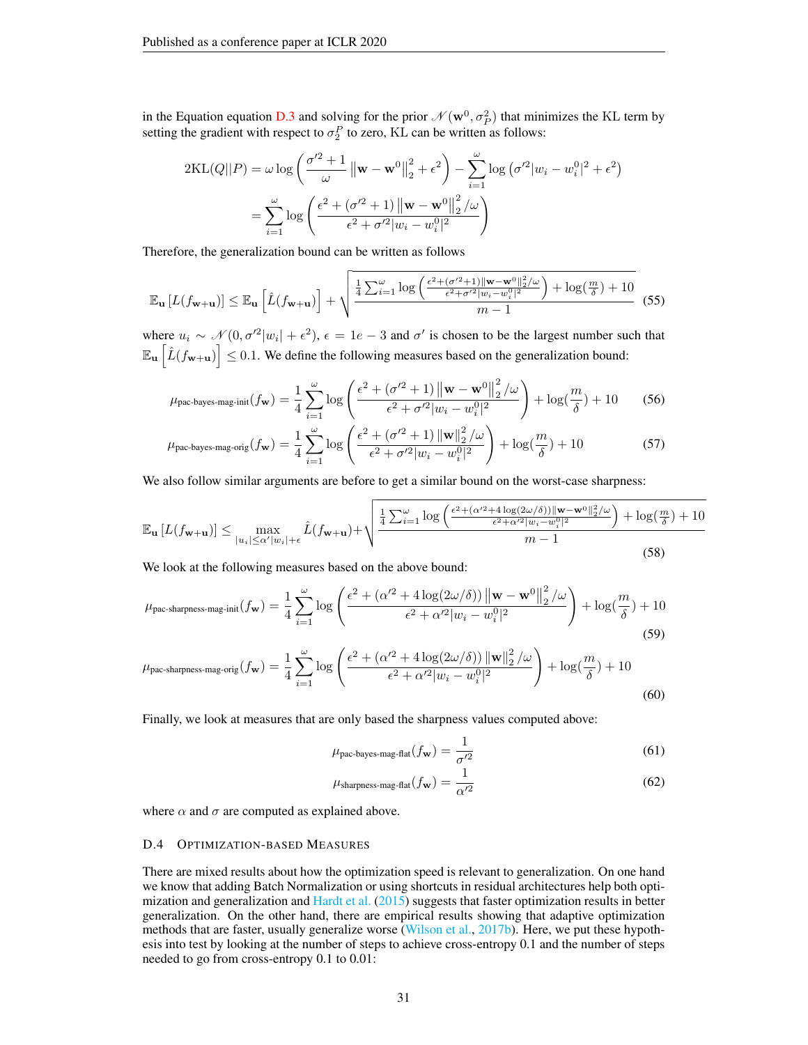in the Equation equation D.3 and solving for the prior $\mathcal{N}(\mathbf{w}^0, \sigma_P^2)$ that minimizes the KL term by setting the gradient with respect to $\sigma_2^P$ to zero, KL can be written as follows:

$$
\begin{aligned}
2\mathrm{KL}(Q||P) &= \omega \log\left(\frac{\sigma'^2+1}{\omega}\left\|\mathbf{w}-\mathbf{w}^0\right\|_2^2+\epsilon^2\right) - \sum_{i=1}^{\omega}\log\left(\sigma'^2|w_i-w_i^0|^2+\epsilon^2\right) \\
&= \sum_{i=1}^{\omega}\log\left(\frac{\epsilon^2+(\sigma'^2+1)\left\|\mathbf{w}-\mathbf{w}^0\right\|_2^2/\omega}{\epsilon^2+\sigma'^2|w_i-w_i^0|^2}\right)
\end{aligned}
$$

Therefore, the generalization bound can be written as follows

$$
\mathbb{E}_{\mathbf{u}}\left[L(f_{\mathbf{w}+\mathbf{u}})\right] \leq \mathbb{E}_{\mathbf{u}}\left[\hat{L}(f_{\mathbf{w}+\mathbf{u}})\right] + \sqrt{\frac{\frac{1}{4}\sum_{i=1}^{\omega}\log\left(\frac{\epsilon^2+(\sigma'^2+1)\left\|\mathbf{w}-\mathbf{w}^0\right\|_2^2/\omega}{\epsilon^2+\sigma'^2|w_i-w_i^0|^2}\right)+\log(\frac{m}{\delta})+10}{m-1}} \tag{55}
$$

where $u_i \sim \mathcal{N}(0, \sigma'^2|w_i|+\epsilon^2)$, $\epsilon = 1e-3$ and $\sigma'$ is chosen to be the largest number such that $\mathbb{E}_{\mathbf{u}}\left[\hat{L}(f_{\mathbf{w}+\mathbf{u}})\right] \leq 0.1$. We define the following measures based on the generalization bound:

$$
\mu_{\text{pac-bayes-mag-init}}(f_{\mathbf{w}}) = \frac{1}{4}\sum_{i=1}^{\omega}\log\left(\frac{\epsilon^2+(\sigma'^2+1)\left\|\mathbf{w}-\mathbf{w}^0\right\|_2^2/\omega}{\epsilon^2+\sigma'^2|w_i-w_i^0|^2}\right)+\log(\frac{m}{\delta})+10 \tag{56}
$$

$$
\mu_{\text{pac-bayes-mag-orig}}(f_{\mathbf{w}}) = \frac{1}{4}\sum_{i=1}^{\omega}\log\left(\frac{\epsilon^2+(\sigma'^2+1)\left\|\mathbf{w}\right\|_2^2/\omega}{\epsilon^2+\sigma'^2|w_i-w_i^0|^2}\right)+\log(\frac{m}{\delta})+10 \tag{57}
$$

We also follow similar arguments are before to get a similar bound on the worst-case sharpness:

$$
\mathbb{E}_{\mathbf{u}}\left[L(f_{\mathbf{w}+\mathbf{u}})\right] \leq \max_{|u_i|\leq\alpha'|w_i|+\epsilon}\hat{L}(f_{\mathbf{w}+\mathbf{u}}) + \sqrt{\frac{\frac{1}{4}\sum_{i=1}^{\omega}\log\left(\frac{\epsilon^2+(\alpha'^2+4\log(2\omega/\delta))\left\|\mathbf{w}-\mathbf{w}^0\right\|_2^2/\omega}{\epsilon^2+\alpha'^2|w_i-w_i^0|^2}\right)+\log(\frac{m}{\delta})+10}{m-1}} \tag{58}
$$

We look at the following measures based on the above bound:

$$
\mu_{\text{pac-sharpness-mag-init}}(f_{\mathbf{w}}) = \frac{1}{4}\sum_{i=1}^{\omega}\log\left(\frac{\epsilon^2+(\alpha'^2+4\log(2\omega/\delta))\left\|\mathbf{w}-\mathbf{w}^0\right\|_2^2/\omega}{\epsilon^2+\alpha'^2|w_i-w_i^0|^2}\right)+\log(\frac{m}{\delta})+10 \tag{59}
$$

$$
\mu_{\text{pac-sharpness-mag-orig}}(f_{\mathbf{w}}) = \frac{1}{4}\sum_{i=1}^{\omega}\log\left(\frac{\epsilon^2+(\alpha'^2+4\log(2\omega/\delta))\left\|\mathbf{w}\right\|_2^2/\omega}{\epsilon^2+\alpha'^2|w_i-w_i^0|^2}\right)+\log(\frac{m}{\delta})+10 \tag{60}
$$

Finally, we look at measures that are only based the sharpness values computed above:

$$
\mu_{\text{pac-bayes-mag-flat}}(f_{\mathbf{w}}) = \frac{1}{\sigma'^2} \tag{61}
$$

$$
\mu_{\text{sharpness-mag-flat}}(f_{\mathbf{w}}) = \frac{1}{\alpha'^2} \tag{62}
$$

where $\alpha$ and $\sigma$ are computed as explained above.

### D.4 Optimization-based Measures

There are mixed results about how the optimization speed is relevant to generalization. On one hand we know that adding Batch Normalization or using shortcuts in residual architectures help both optimization and generalization and Hardt et al. (2015) suggests that faster optimization results in better generalization. On the other hand, there are empirical results showing that adaptive optimization methods that are faster, usually generalize worse (Wilson et al., 2017b). Here, we put these hypothesis into test by looking at the number of steps to achieve cross-entropy 0.1 and the number of steps needed to go from cross-entropy 0.1 to 0.01: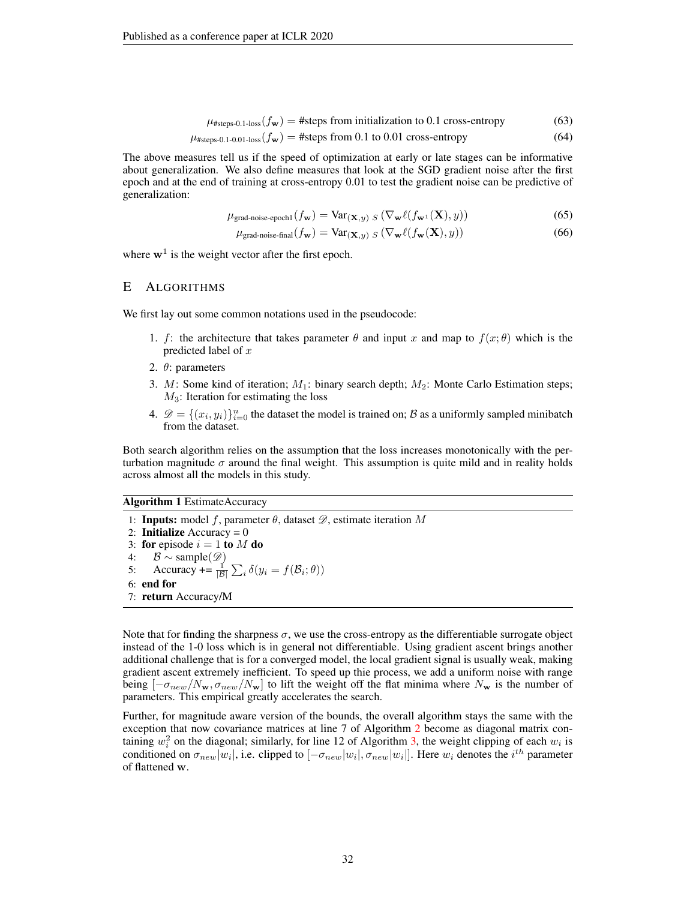$$\mu_{\text{\#steps-0.1-loss}}(f_{\mathbf{w}}) = \text{\#steps from initialization to 0.1 cross-entropy} \tag{63}$$

$$\mu_{\text{\#steps-0.1-0.01-loss}}(f_{\mathbf{w}}) = \text{\#steps from 0.1 to 0.01 cross-entropy} \tag{64}$$

The above measures tell us if the speed of optimization at early or late stages can be informative about generalization. We also define measures that look at the SGD gradient noise after the first epoch and at the end of training at cross-entropy 0.01 to test the gradient noise can be predictive of generalization:

$$\mu_{\text{grad-noise-epoch1}}(f_{\mathbf{w}}) = \text{Var}_{(\mathbf{X},y)\ S}\left(\nabla_{\mathbf{w}} \ell(f_{\mathbf{w}^1}(\mathbf{X}), y)\right) \tag{65}$$

$$\mu_{\text{grad-noise-final}}(f_{\mathbf{w}}) = \text{Var}_{(\mathbf{X},y)\ S}\left(\nabla_{\mathbf{w}} \ell(f_{\mathbf{w}}(\mathbf{X}), y)\right) \tag{66}$$

where $\mathbf{w}^1$ is the weight vector after the first epoch.

# E Algorithms

We first lay out some common notations used in the pseudocode:

1. $f$: the architecture that takes parameter $\theta$ and input $x$ and map to $f(x;\theta)$ which is the predicted label of $x$
2. $\theta$: parameters
3. $M$: Some kind of iteration; $M_1$: binary search depth; $M_2$: Monte Carlo Estimation steps; $M_3$: Iteration for estimating the loss
4. $\mathscr{D} = \{(x_i, y_i)\}_{i=0}^n$ the dataset the model is trained on; $\mathcal{B}$ as a uniformly sampled minibatch from the dataset.

Both search algorithm relies on the assumption that the loss increases monotonically with the perturbation magnitude $\sigma$ around the final weight. This assumption is quite mild and in reality holds across almost all the models in this study.

**Algorithm 1** EstimateAccuracy

```
1: Inputs: model f, parameter θ, dataset 𝒟, estimate iteration M
2: Initialize Accuracy = 0
3: for episode i = 1 to M do
4:     ℬ ~ sample(𝒟)
5:     Accuracy += (1/|ℬ|) Σ_i δ(y_i = f(ℬ_i; θ))
6: end for
7: return Accuracy/M
```

Note that for finding the sharpness $\sigma$, we use the cross-entropy as the differentiable surrogate object instead of the 1-0 loss which is in general not differentiable. Using gradient ascent brings another additional challenge that is for a converged model, the local gradient signal is usually weak, making gradient ascent extremely inefficient. To speed up thie process, we add a uniform noise with range being $[-\sigma_{new}/N_{\mathbf{w}}, \sigma_{new}/N_{\mathbf{w}}]$ to lift the weight off the flat minima where $N_{\mathbf{w}}$ is the number of parameters. This empirical greatly accelerates the search.

Further, for magnitude aware version of the bounds, the overall algorithm stays the same with the exception that now covariance matrices at line 7 of Algorithm 2 become as diagonal matrix containing $w_i^2$ on the diagonal; similarly, for line 12 of Algorithm 3, the weight clipping of each $w_i$ is conditioned on $\sigma_{new}|w_i|$, i.e. clipped to $[-\sigma_{new}|w_i|, \sigma_{new}|w_i|]$. Here $w_i$ denotes the $i^{th}$ parameter of flattened $\mathbf{w}$.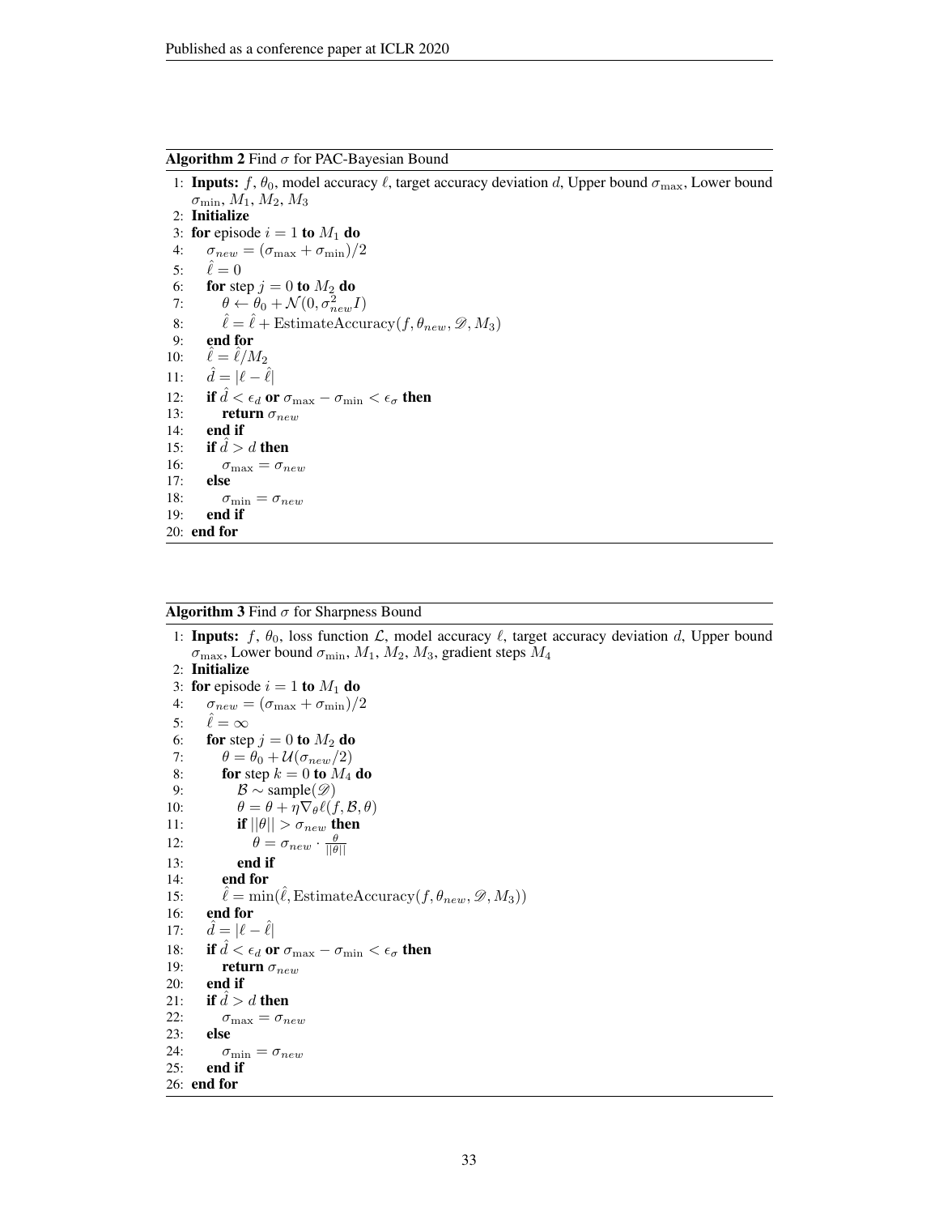**Algorithm 2** Find $\sigma$ for PAC-Bayesian Bound

```
1: Inputs: f, θ_0, model accuracy ℓ, target accuracy deviation d, Upper bound σ_max, Lower bound
   σ_min, M_1, M_2, M_3
2: Initialize
3: for episode i = 1 to M_1 do
4:     σ_new = (σ_max + σ_min)/2
5:     ℓ̂ = 0
6:     for step j = 0 to M_2 do
7:         θ ← θ_0 + N(0, σ_new^2 I)
8:         ℓ̂ = ℓ̂ + EstimateAccuracy(f, θ_new, 𝒟, M_3)
9:     end for
10:    ℓ̂ = ℓ̂/M_2
11:    d̂ = |ℓ − ℓ̂|
12:    if d̂ < ε_d or σ_max − σ_min < ε_σ then
13:        return σ_new
14:    end if
15:    if d̂ > d then
16:        σ_max = σ_new
17:    else
18:        σ_min = σ_new
19:    end if
20: end for
```

**Algorithm 3** Find $\sigma$ for Sharpness Bound

```
1: Inputs: f, θ_0, loss function L, model accuracy ℓ, target accuracy deviation d, Upper bound
   σ_max, Lower bound σ_min, M_1, M_2, M_3, gradient steps M_4
2: Initialize
3: for episode i = 1 to M_1 do
4:     σ_new = (σ_max + σ_min)/2
5:     ℓ̂ = ∞
6:     for step j = 0 to M_2 do
7:         θ = θ_0 + U(σ_new/2)
8:         for step k = 0 to M_4 do
9:             B ∼ sample(𝒟)
10:            θ = θ + η∇_θ ℓ(f, B, θ)
11:            if ||θ|| > σ_new then
12:                θ = σ_new · θ/||θ||
13:            end if
14:        end for
15:        ℓ̂ = min(ℓ̂, EstimateAccuracy(f, θ_new, 𝒟, M_3))
16:    end for
17:    d̂ = |ℓ − ℓ̂|
18:    if d̂ < ε_d or σ_max − σ_min < ε_σ then
19:        return σ_new
20:    end if
21:    if d̂ > d then
22:        σ_max = σ_new
23:    else
24:        σ_min = σ_new
25:    end if
26: end for
```